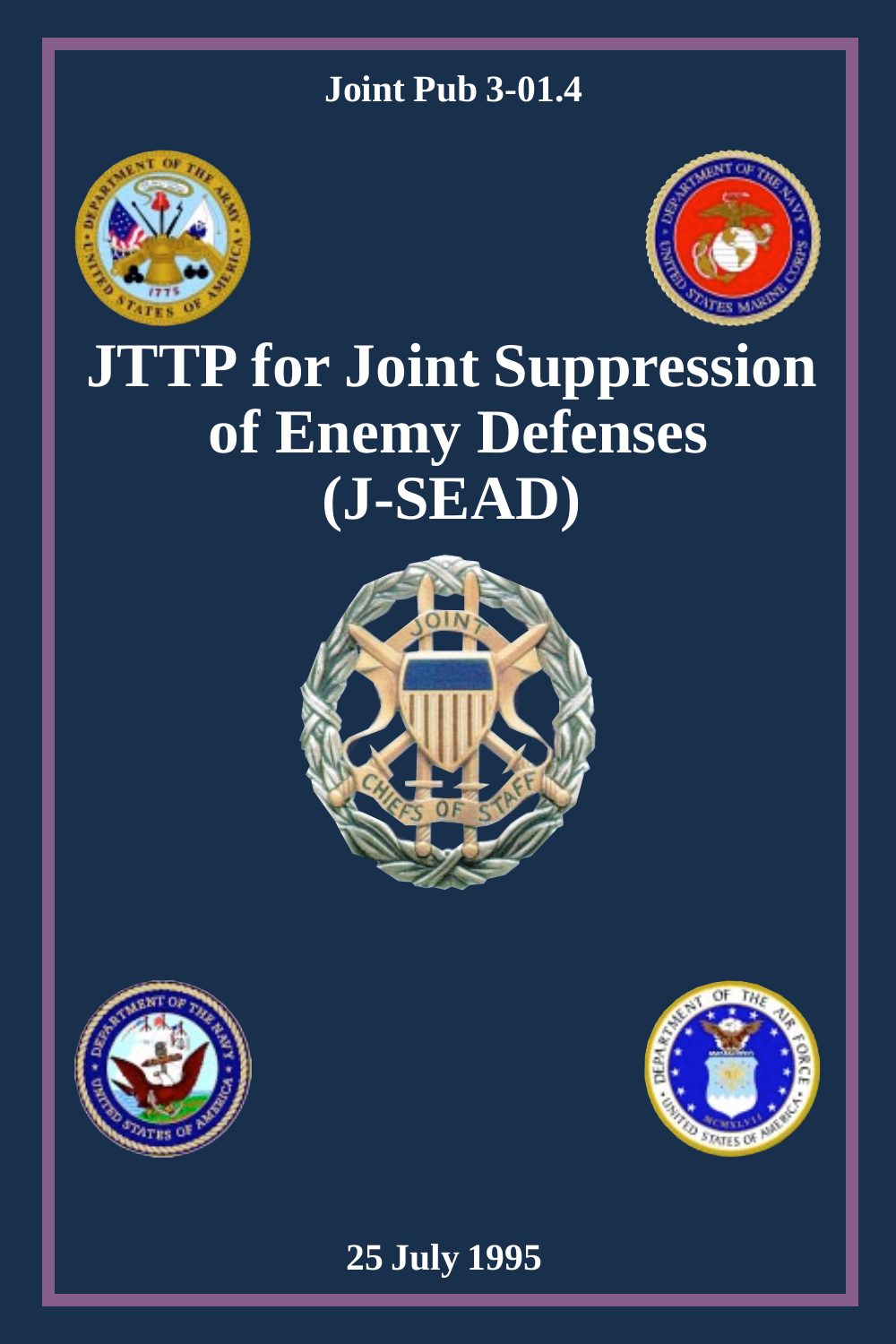Joint Pub 3-01.4

# JTTP for Joint Suppression of Enemy Defenses (J-SEAD)

25 July 1995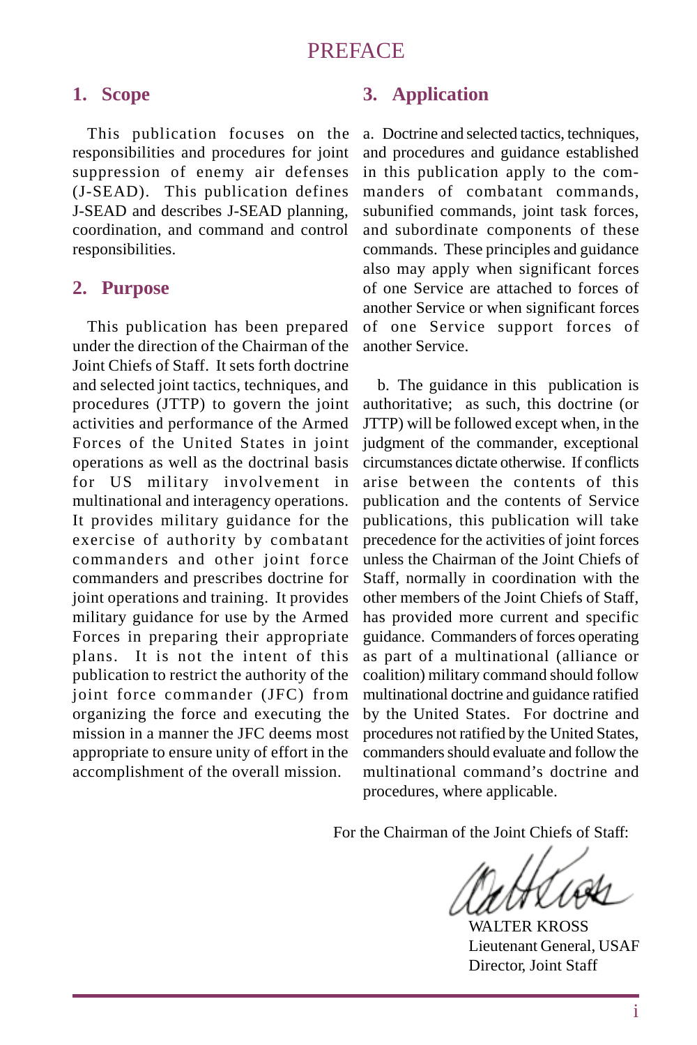# PREFACE

## 1. Scope

This publication focuses on the responsibilities and procedures for joint suppression of enemy air defenses (J-SEAD). This publication defines J-SEAD and describes J-SEAD planning, coordination, and command and control responsibilities.

## 2. Purpose

This publication has been prepared under the direction of the Chairman of the Joint Chiefs of Staff. It sets forth doctrine and selected joint tactics, techniques, and procedures (JTTP) to govern the joint activities and performance of the Armed Forces of the United States in joint operations as well as the doctrinal basis for US military involvement in multinational and interagency operations. It provides military guidance for the exercise of authority by combatant commanders and other joint force commanders and prescribes doctrine for joint operations and training. It provides military guidance for use by the Armed Forces in preparing their appropriate plans. It is not the intent of this publication to restrict the authority of the joint force commander (JFC) from organizing the force and executing the mission in a manner the JFC deems most appropriate to ensure unity of effort in the accomplishment of the overall mission.

## 3. Application

a. Doctrine and selected tactics, techniques, and procedures and guidance established in this publication apply to the commanders of combatant commands, subunified commands, joint task forces, and subordinate components of these commands. These principles and guidance also may apply when significant forces of one Service are attached to forces of another Service or when significant forces of one Service support forces of another Service.

b. The guidance in this publication is authoritative; as such, this doctrine (or JTTP) will be followed except when, in the judgment of the commander, exceptional circumstances dictate otherwise. If conflicts arise between the contents of this publication and the contents of Service publications, this publication will take precedence for the activities of joint forces unless the Chairman of the Joint Chiefs of Staff, normally in coordination with the other members of the Joint Chiefs of Staff, has provided more current and specific guidance. Commanders of forces operating as part of a multinational (alliance or coalition) military command should follow multinational doctrine and guidance ratified by the United States. For doctrine and procedures not ratified by the United States, commanders should evaluate and follow the multinational command's doctrine and procedures, where applicable.

For the Chairman of the Joint Chiefs of Staff:

WALTER KROSS
Lieutenant General, USAF
Director, Joint Staff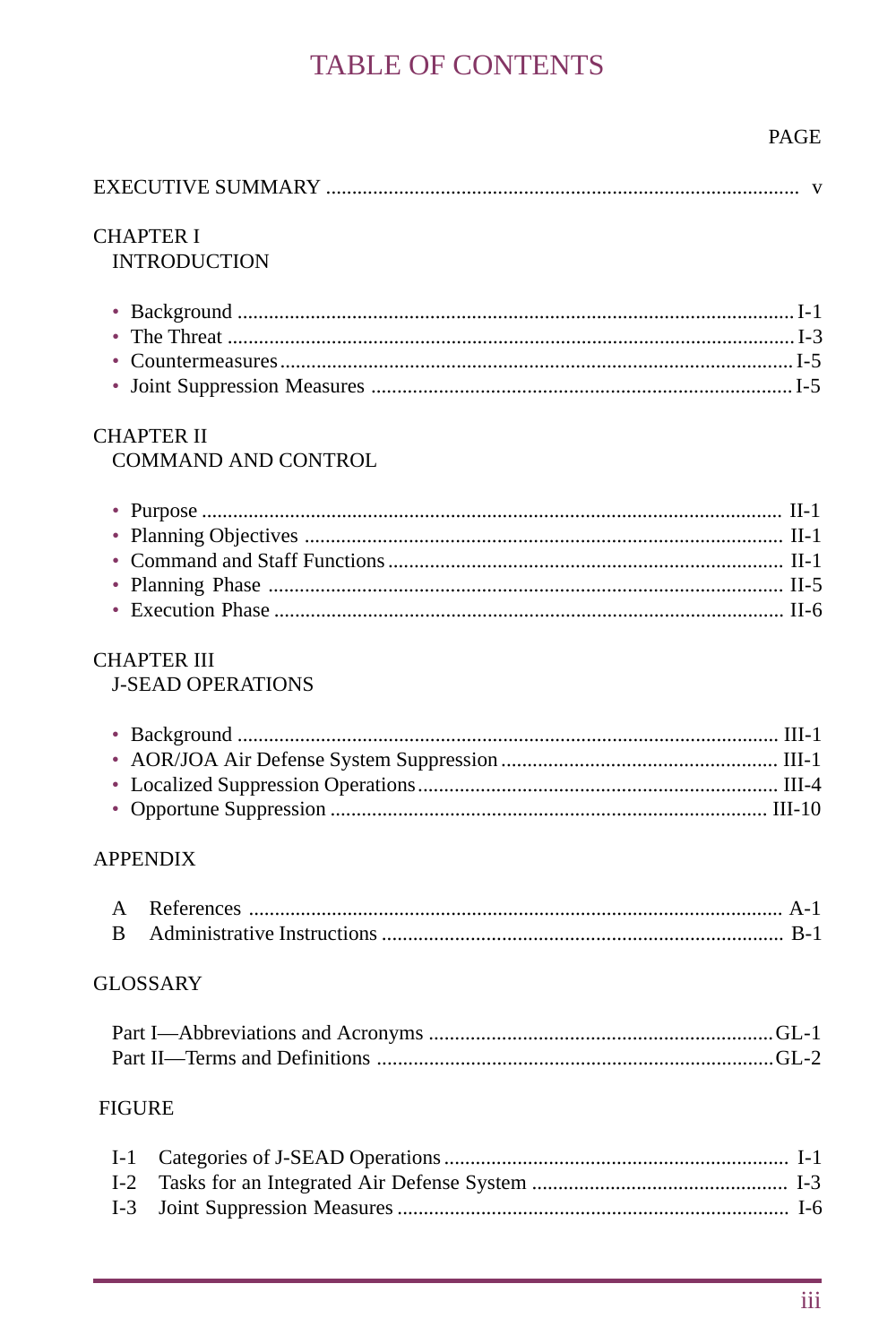# TABLE OF CONTENTS

PAGE

EXECUTIVE SUMMARY ........................................................................................ v

CHAPTER I
INTRODUCTION

- Background ........................................................................................................ I-1
- The Threat .......................................................................................................... I-3
- Countermeasures ................................................................................................ I-5
- Joint Suppression Measures ............................................................................... I-5

CHAPTER II
COMMAND AND CONTROL

- Purpose .............................................................................................................. II-1
- Planning Objectives .......................................................................................... II-1
- Command and Staff Functions .......................................................................... II-1
- Planning Phase .................................................................................................. II-5
- Execution Phase ................................................................................................ II-6

CHAPTER III
J-SEAD OPERATIONS

- Background ...................................................................................................... III-1
- AOR/JOA Air Defense System Suppression .................................................... III-1
- Localized Suppression Operations .................................................................... III-4
- Opportune Suppression .................................................................................. III-10

APPENDIX

A References ..................................................................................................... A-1
B Administrative Instructions ............................................................................ B-1

GLOSSARY

Part I—Abbreviations and Acronyms ................................................................. GL-1
Part II—Terms and Definitions ........................................................................... GL-2

FIGURE

I-1 Categories of J-SEAD Operations ................................................................. I-1
I-2 Tasks for an Integrated Air Defense System ................................................ I-3
I-3 Joint Suppression Measures .......................................................................... I-6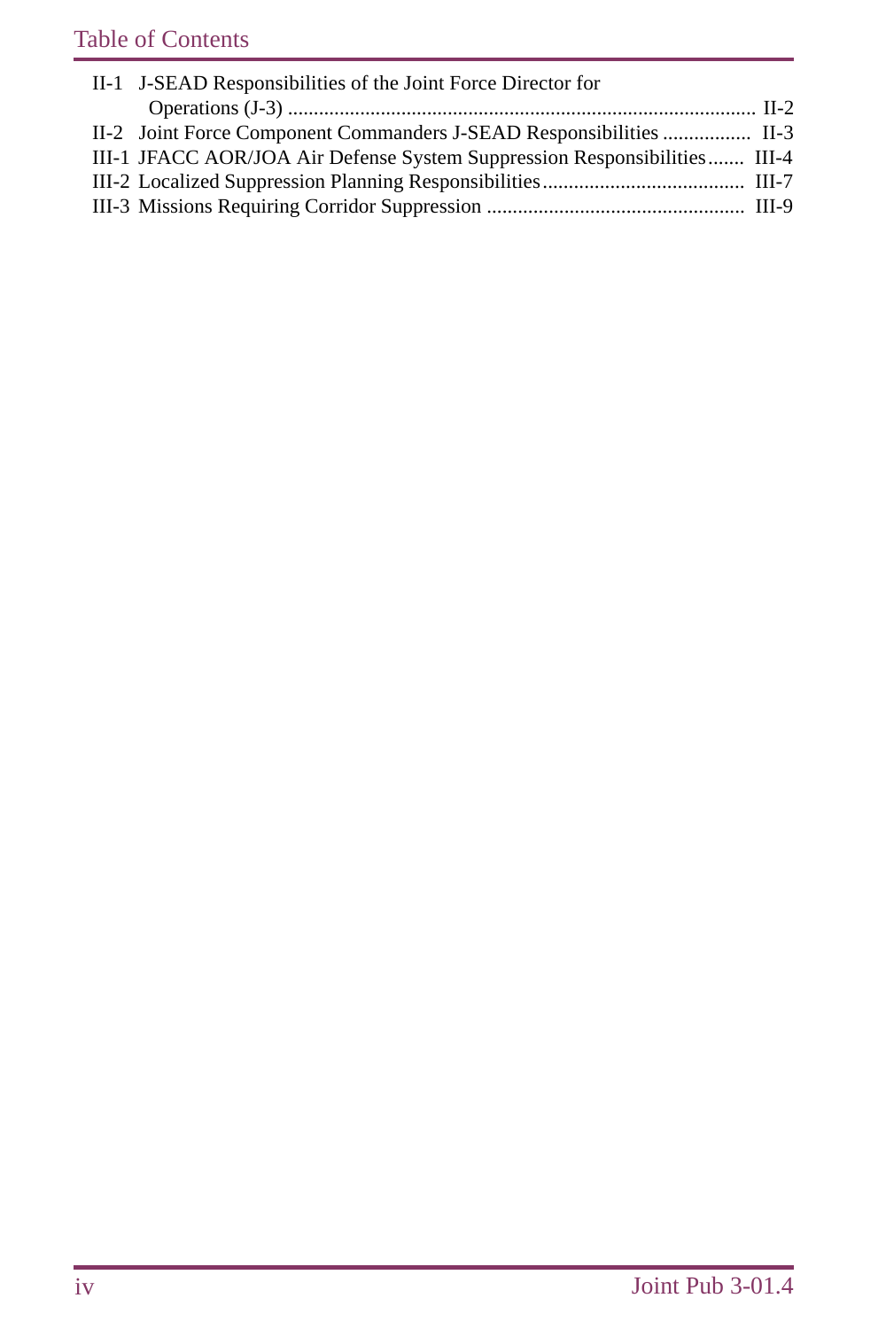II-1 J-SEAD Responsibilities of the Joint Force Director for Operations (J-3) .......... II-2
II-2 Joint Force Component Commanders J-SEAD Responsibilities .......... II-3
III-1 JFACC AOR/JOA Air Defense System Suppression Responsibilities .......... III-4
III-2 Localized Suppression Planning Responsibilities .......... III-7
III-3 Missions Requiring Corridor Suppression .......... III-9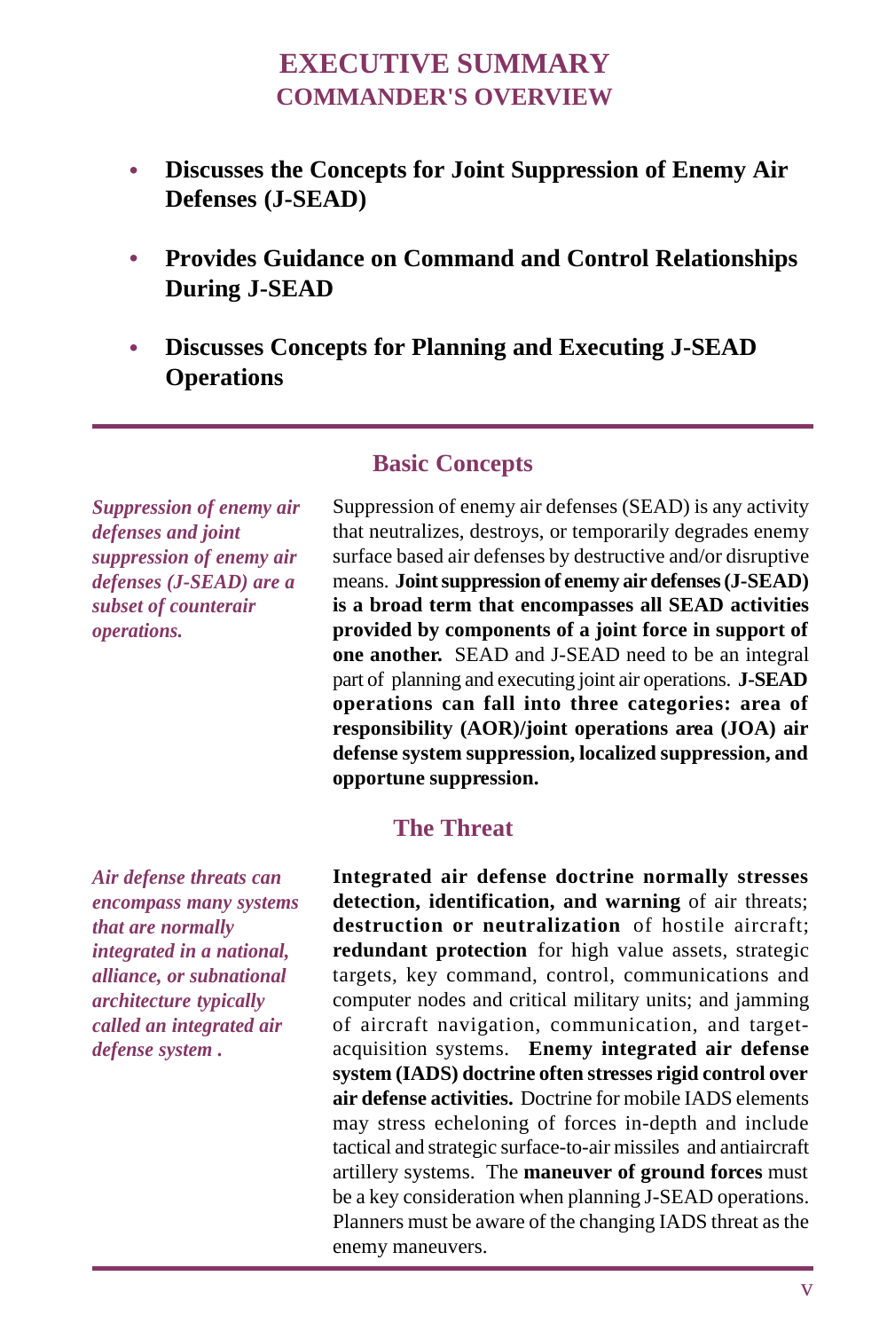# EXECUTIVE SUMMARY
## COMMANDER'S OVERVIEW

- **Discusses the Concepts for Joint Suppression of Enemy Air Defenses (J-SEAD)**
- **Provides Guidance on Command and Control Relationships During J-SEAD**
- **Discusses Concepts for Planning and Executing J-SEAD Operations**

---

### Basic Concepts

***Suppression of enemy air defenses and joint suppression of enemy air defenses (J-SEAD) are a subset of counterair operations.***

Suppression of enemy air defenses (SEAD) is any activity that neutralizes, destroys, or temporarily degrades enemy surface based air defenses by destructive and/or disruptive means. **Joint suppression of enemy air defenses (J-SEAD) is a broad term that encompasses all SEAD activities provided by components of a joint force in support of one another.** SEAD and J-SEAD need to be an integral part of planning and executing joint air operations. **J-SEAD operations can fall into three categories: area of responsibility (AOR)/joint operations area (JOA) air defense system suppression, localized suppression, and opportune suppression.**

### The Threat

***Air defense threats can encompass many systems that are normally integrated in a national, alliance, or subnational architecture typically called an integrated air defense system .***

**Integrated air defense doctrine normally stresses detection, identification, and warning** of air threats; **destruction or neutralization** of hostile aircraft; **redundant protection** for high value assets, strategic targets, key command, control, communications and computer nodes and critical military units; and jamming of aircraft navigation, communication, and target-acquisition systems. **Enemy integrated air defense system (IADS) doctrine often stresses rigid control over air defense activities.** Doctrine for mobile IADS elements may stress echeloning of forces in-depth and include tactical and strategic surface-to-air missiles and antiaircraft artillery systems. The **maneuver of ground forces** must be a key consideration when planning J-SEAD operations. Planners must be aware of the changing IADS threat as the enemy maneuvers.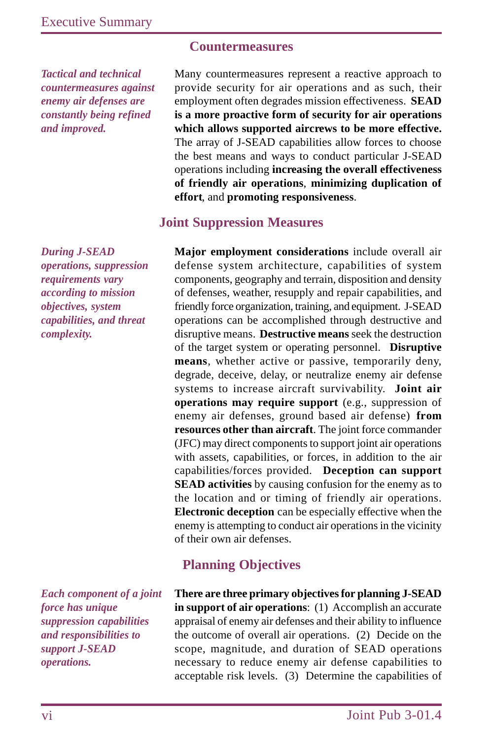## Countermeasures

*Tactical and technical countermeasures against enemy air defenses are constantly being refined and improved.*

Many countermeasures represent a reactive approach to provide security for air operations and as such, their employment often degrades mission effectiveness. **SEAD is a more proactive form of security for air operations which allows supported aircrews to be more effective.** The array of J-SEAD capabilities allow forces to choose the best means and ways to conduct particular J-SEAD operations including **increasing the overall effectiveness of friendly air operations**, **minimizing duplication of effort**, and **promoting responsiveness**.

## Joint Suppression Measures

*During J-SEAD operations, suppression requirements vary according to mission objectives, system capabilities, and threat complexity.*

**Major employment considerations** include overall air defense system architecture, capabilities of system components, geography and terrain, disposition and density of defenses, weather, resupply and repair capabilities, and friendly force organization, training, and equipment. J-SEAD operations can be accomplished through destructive and disruptive means. **Destructive means** seek the destruction of the target system or operating personnel. **Disruptive means**, whether active or passive, temporarily deny, degrade, deceive, delay, or neutralize enemy air defense systems to increase aircraft survivability. **Joint air operations may require support** (e.g., suppression of enemy air defenses, ground based air defense) **from resources other than aircraft**. The joint force commander (JFC) may direct components to support joint air operations with assets, capabilities, or forces, in addition to the air capabilities/forces provided. **Deception can support SEAD activities** by causing confusion for the enemy as to the location and or timing of friendly air operations. **Electronic deception** can be especially effective when the enemy is attempting to conduct air operations in the vicinity of their own air defenses.

## Planning Objectives

*Each component of a joint force has unique suppression capabilities and responsibilities to support J-SEAD operations.*

**There are three primary objectives for planning J-SEAD in support of air operations**: (1) Accomplish an accurate appraisal of enemy air defenses and their ability to influence the outcome of overall air operations. (2) Decide on the scope, magnitude, and duration of SEAD operations necessary to reduce enemy air defense capabilities to acceptable risk levels. (3) Determine the capabilities of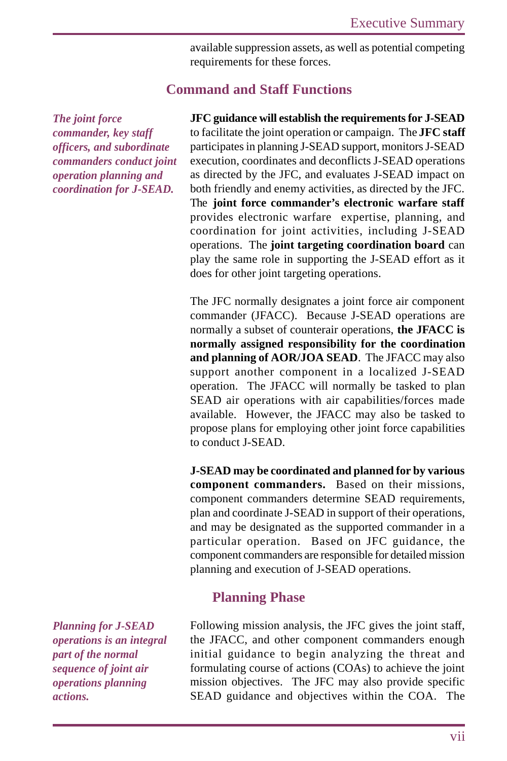available suppression assets, as well as potential competing requirements for these forces.

## Command and Staff Functions

***The joint force commander, key staff officers, and subordinate commanders conduct joint operation planning and coordination for J-SEAD.***

**JFC guidance will establish the requirements for J-SEAD** to facilitate the joint operation or campaign. The **JFC staff** participates in planning J-SEAD support, monitors J-SEAD execution, coordinates and deconflicts J-SEAD operations as directed by the JFC, and evaluates J-SEAD impact on both friendly and enemy activities, as directed by the JFC. The **joint force commander's electronic warfare staff** provides electronic warfare expertise, planning, and coordination for joint activities, including J-SEAD operations. The **joint targeting coordination board** can play the same role in supporting the J-SEAD effort as it does for other joint targeting operations.

The JFC normally designates a joint force air component commander (JFACC). Because J-SEAD operations are normally a subset of counterair operations, **the JFACC is normally assigned responsibility for the coordination and planning of AOR/JOA SEAD**. The JFACC may also support another component in a localized J-SEAD operation. The JFACC will normally be tasked to plan SEAD air operations with air capabilities/forces made available. However, the JFACC may also be tasked to propose plans for employing other joint force capabilities to conduct J-SEAD.

**J-SEAD may be coordinated and planned for by various component commanders.** Based on their missions, component commanders determine SEAD requirements, plan and coordinate J-SEAD in support of their operations, and may be designated as the supported commander in a particular operation. Based on JFC guidance, the component commanders are responsible for detailed mission planning and execution of J-SEAD operations.

## Planning Phase

***Planning for J-SEAD operations is an integral part of the normal sequence of joint air operations planning actions.***

Following mission analysis, the JFC gives the joint staff, the JFACC, and other component commanders enough initial guidance to begin analyzing the threat and formulating course of actions (COAs) to achieve the joint mission objectives. The JFC may also provide specific SEAD guidance and objectives within the COA. The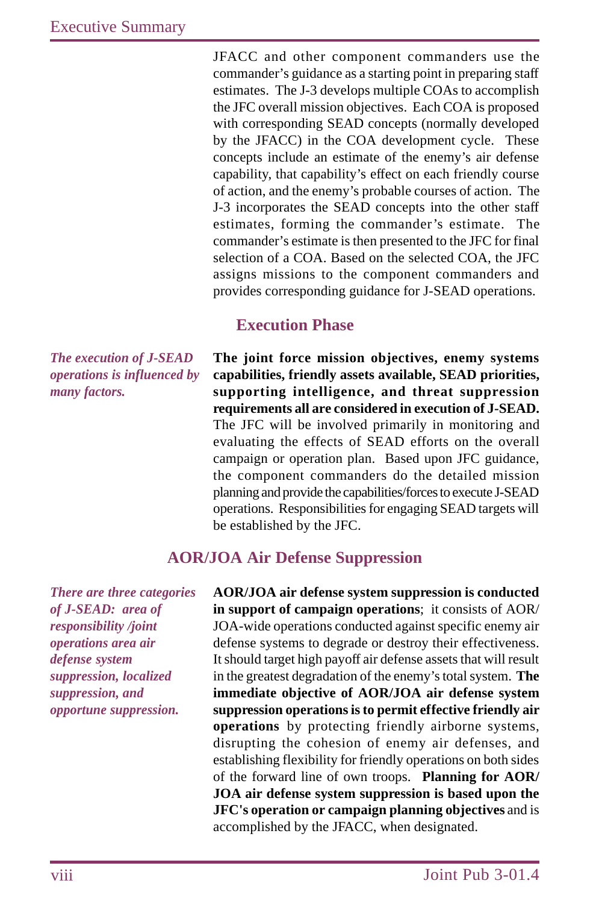JFACC and other component commanders use the commander's guidance as a starting point in preparing staff estimates. The J-3 develops multiple COAs to accomplish the JFC overall mission objectives. Each COA is proposed with corresponding SEAD concepts (normally developed by the JFACC) in the COA development cycle. These concepts include an estimate of the enemy's air defense capability, that capability's effect on each friendly course of action, and the enemy's probable courses of action. The J-3 incorporates the SEAD concepts into the other staff estimates, forming the commander's estimate. The commander's estimate is then presented to the JFC for final selection of a COA. Based on the selected COA, the JFC assigns missions to the component commanders and provides corresponding guidance for J-SEAD operations.

## Execution Phase

*The execution of J-SEAD operations is influenced by many factors.*

**The joint force mission objectives, enemy systems capabilities, friendly assets available, SEAD priorities, supporting intelligence, and threat suppression requirements all are considered in execution of J-SEAD.** The JFC will be involved primarily in monitoring and evaluating the effects of SEAD efforts on the overall campaign or operation plan. Based upon JFC guidance, the component commanders do the detailed mission planning and provide the capabilities/forces to execute J-SEAD operations. Responsibilities for engaging SEAD targets will be established by the JFC.

## AOR/JOA Air Defense Suppression

*There are three categories of J-SEAD: area of responsibility /joint operations area air defense system suppression, localized suppression, and opportune suppression.*

**AOR/JOA air defense system suppression is conducted in support of campaign operations**; it consists of AOR/JOA-wide operations conducted against specific enemy air defense systems to degrade or destroy their effectiveness. It should target high payoff air defense assets that will result in the greatest degradation of the enemy's total system. **The immediate objective of AOR/JOA air defense system suppression operations is to permit effective friendly air operations** by protecting friendly airborne systems, disrupting the cohesion of enemy air defenses, and establishing flexibility for friendly operations on both sides of the forward line of own troops. **Planning for AOR/JOA air defense system suppression is based upon the JFC's operation or campaign planning objectives** and is accomplished by the JFACC, when designated.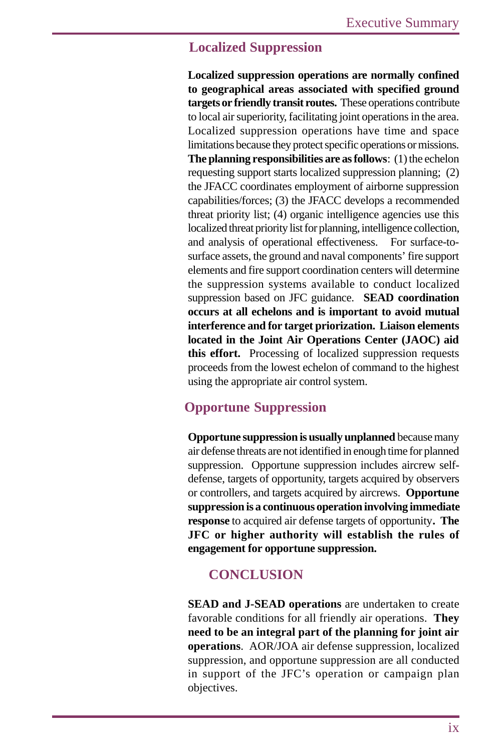## Localized Suppression

**Localized suppression operations are normally confined to geographical areas associated with specified ground targets or friendly transit routes.** These operations contribute to local air superiority, facilitating joint operations in the area. Localized suppression operations have time and space limitations because they protect specific operations or missions. **The planning responsibilities are as follows**: (1) the echelon requesting support starts localized suppression planning; (2) the JFACC coordinates employment of airborne suppression capabilities/forces; (3) the JFACC develops a recommended threat priority list; (4) organic intelligence agencies use this localized threat priority list for planning, intelligence collection, and analysis of operational effectiveness. For surface-to-surface assets, the ground and naval components' fire support elements and fire support coordination centers will determine the suppression systems available to conduct localized suppression based on JFC guidance. **SEAD coordination occurs at all echelons and is important to avoid mutual interference and for target priorization. Liaison elements located in the Joint Air Operations Center (JAOC) aid this effort.** Processing of localized suppression requests proceeds from the lowest echelon of command to the highest using the appropriate air control system.

## Opportune Suppression

**Opportune suppression is usually unplanned** because many air defense threats are not identified in enough time for planned suppression. Opportune suppression includes aircrew self-defense, targets of opportunity, targets acquired by observers or controllers, and targets acquired by aircrews. **Opportune suppression is a continuous operation involving immediate response** to acquired air defense targets of opportunity**. The JFC or higher authority will establish the rules of engagement for opportune suppression.**

## CONCLUSION

**SEAD and J-SEAD operations** are undertaken to create favorable conditions for all friendly air operations. **They need to be an integral part of the planning for joint air operations**. AOR/JOA air defense suppression, localized suppression, and opportune suppression are all conducted in support of the JFC's operation or campaign plan objectives.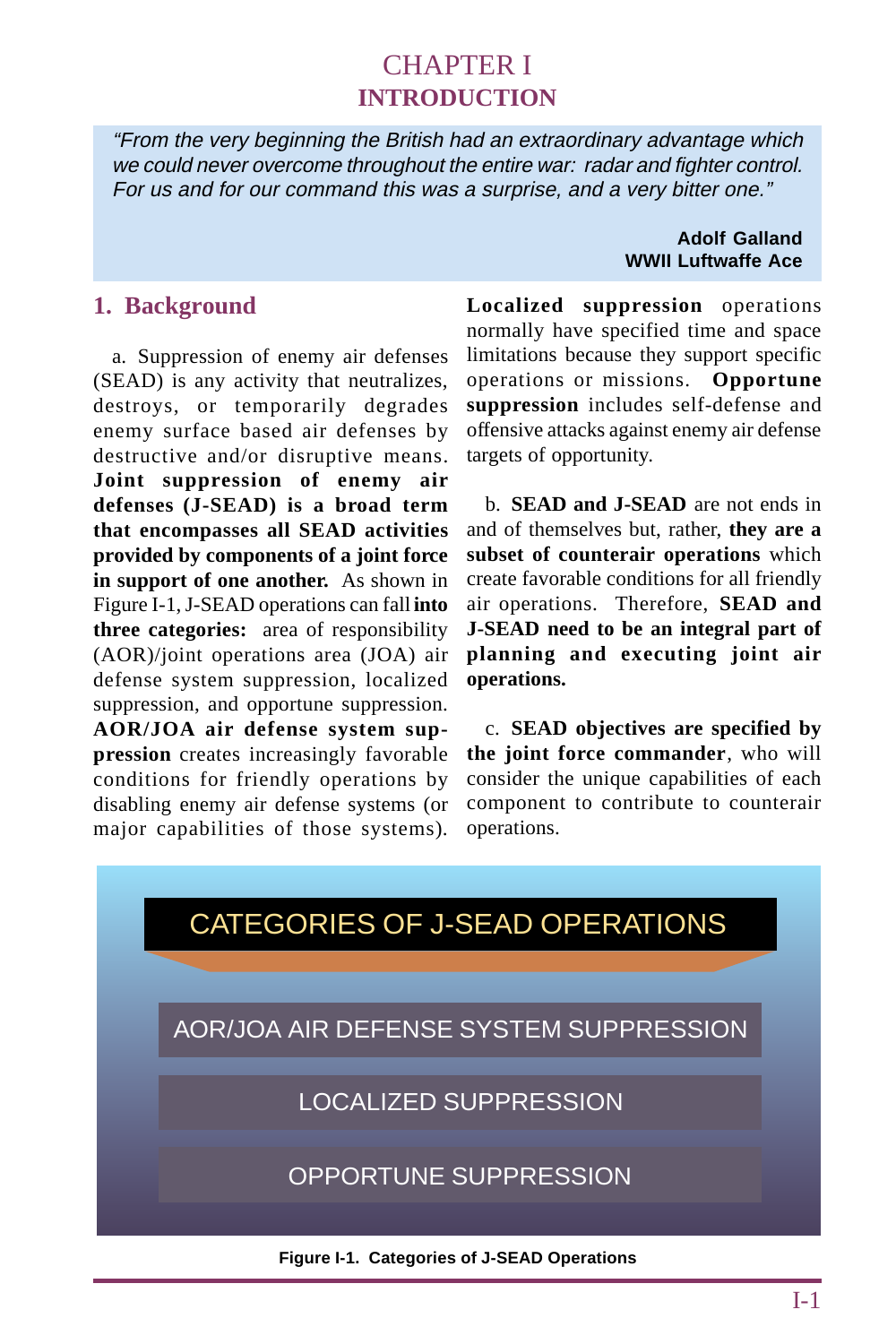# CHAPTER I
## INTRODUCTION

> *"From the very beginning the British had an extraordinary advantage which we could never overcome throughout the entire war: radar and fighter control. For us and for our command this was a surprise, and a very bitter one."*
>
> **Adolf Galland**
> **WWII Luftwaffe Ace**

### 1. Background

a. Suppression of enemy air defenses (SEAD) is any activity that neutralizes, destroys, or temporarily degrades enemy surface based air defenses by destructive and/or disruptive means. **Joint suppression of enemy air defenses (J-SEAD) is a broad term that encompasses all SEAD activities provided by components of a joint force in support of one another.** As shown in Figure I-1, J-SEAD operations can fall **into three categories:** area of responsibility (AOR)/joint operations area (JOA) air defense system suppression, localized suppression, and opportune suppression. **AOR/JOA air defense system suppression** creates increasingly favorable conditions for friendly operations by disabling enemy air defense systems (or major capabilities of those systems). **Localized suppression** operations normally have specified time and space limitations because they support specific operations or missions. **Opportune suppression** includes self-defense and offensive attacks against enemy air defense targets of opportunity.

b. **SEAD and J-SEAD** are not ends in and of themselves but, rather, **they are a subset of counterair operations** which create favorable conditions for all friendly air operations. Therefore, **SEAD and J-SEAD need to be an integral part of planning and executing joint air operations.**

c. **SEAD objectives are specified by the joint force commander**, who will consider the unique capabilities of each component to contribute to counterair operations.

CATEGORIES OF J-SEAD OPERATIONS

- AOR/JOA AIR DEFENSE SYSTEM SUPPRESSION
- LOCALIZED SUPPRESSION
- OPPORTUNE SUPPRESSION

**Figure I-1. Categories of J-SEAD Operations**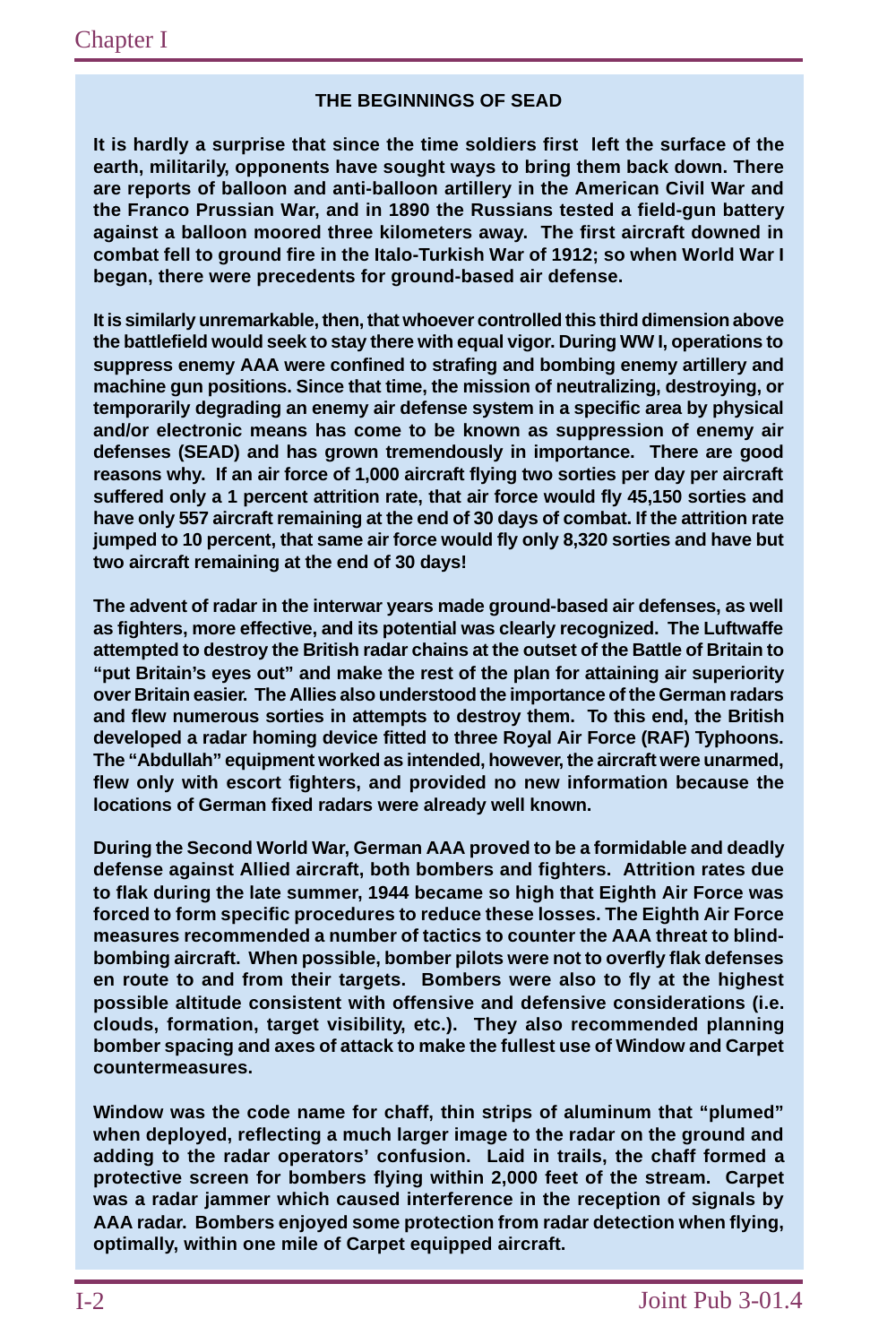### THE BEGINNINGS OF SEAD

**It is hardly a surprise that since the time soldiers first left the surface of the earth, militarily, opponents have sought ways to bring them back down. There are reports of balloon and anti-balloon artillery in the American Civil War and the Franco Prussian War, and in 1890 the Russians tested a field-gun battery against a balloon moored three kilometers away. The first aircraft downed in combat fell to ground fire in the Italo-Turkish War of 1912; so when World War I began, there were precedents for ground-based air defense.**

**It is similarly unremarkable, then, that whoever controlled this third dimension above the battlefield would seek to stay there with equal vigor. During WW I, operations to suppress enemy AAA were confined to strafing and bombing enemy artillery and machine gun positions. Since that time, the mission of neutralizing, destroying, or temporarily degrading an enemy air defense system in a specific area by physical and/or electronic means has come to be known as suppression of enemy air defenses (SEAD) and has grown tremendously in importance. There are good reasons why. If an air force of 1,000 aircraft flying two sorties per day per aircraft suffered only a 1 percent attrition rate, that air force would fly 45,150 sorties and have only 557 aircraft remaining at the end of 30 days of combat. If the attrition rate jumped to 10 percent, that same air force would fly only 8,320 sorties and have but two aircraft remaining at the end of 30 days!**

**The advent of radar in the interwar years made ground-based air defenses, as well as fighters, more effective, and its potential was clearly recognized. The Luftwaffe attempted to destroy the British radar chains at the outset of the Battle of Britain to "put Britain's eyes out" and make the rest of the plan for attaining air superiority over Britain easier. The Allies also understood the importance of the German radars and flew numerous sorties in attempts to destroy them. To this end, the British developed a radar homing device fitted to three Royal Air Force (RAF) Typhoons. The "Abdullah" equipment worked as intended, however, the aircraft were unarmed, flew only with escort fighters, and provided no new information because the locations of German fixed radars were already well known.**

**During the Second World War, German AAA proved to be a formidable and deadly defense against Allied aircraft, both bombers and fighters. Attrition rates due to flak during the late summer, 1944 became so high that Eighth Air Force was forced to form specific procedures to reduce these losses. The Eighth Air Force measures recommended a number of tactics to counter the AAA threat to blind-bombing aircraft. When possible, bomber pilots were not to overfly flak defenses en route to and from their targets. Bombers were also to fly at the highest possible altitude consistent with offensive and defensive considerations (i.e. clouds, formation, target visibility, etc.). They also recommended planning bomber spacing and axes of attack to make the fullest use of Window and Carpet countermeasures.**

**Window was the code name for chaff, thin strips of aluminum that "plumed" when deployed, reflecting a much larger image to the radar on the ground and adding to the radar operators' confusion. Laid in trails, the chaff formed a protective screen for bombers flying within 2,000 feet of the stream. Carpet was a radar jammer which caused interference in the reception of signals by AAA radar. Bombers enjoyed some protection from radar detection when flying, optimally, within one mile of Carpet equipped aircraft.**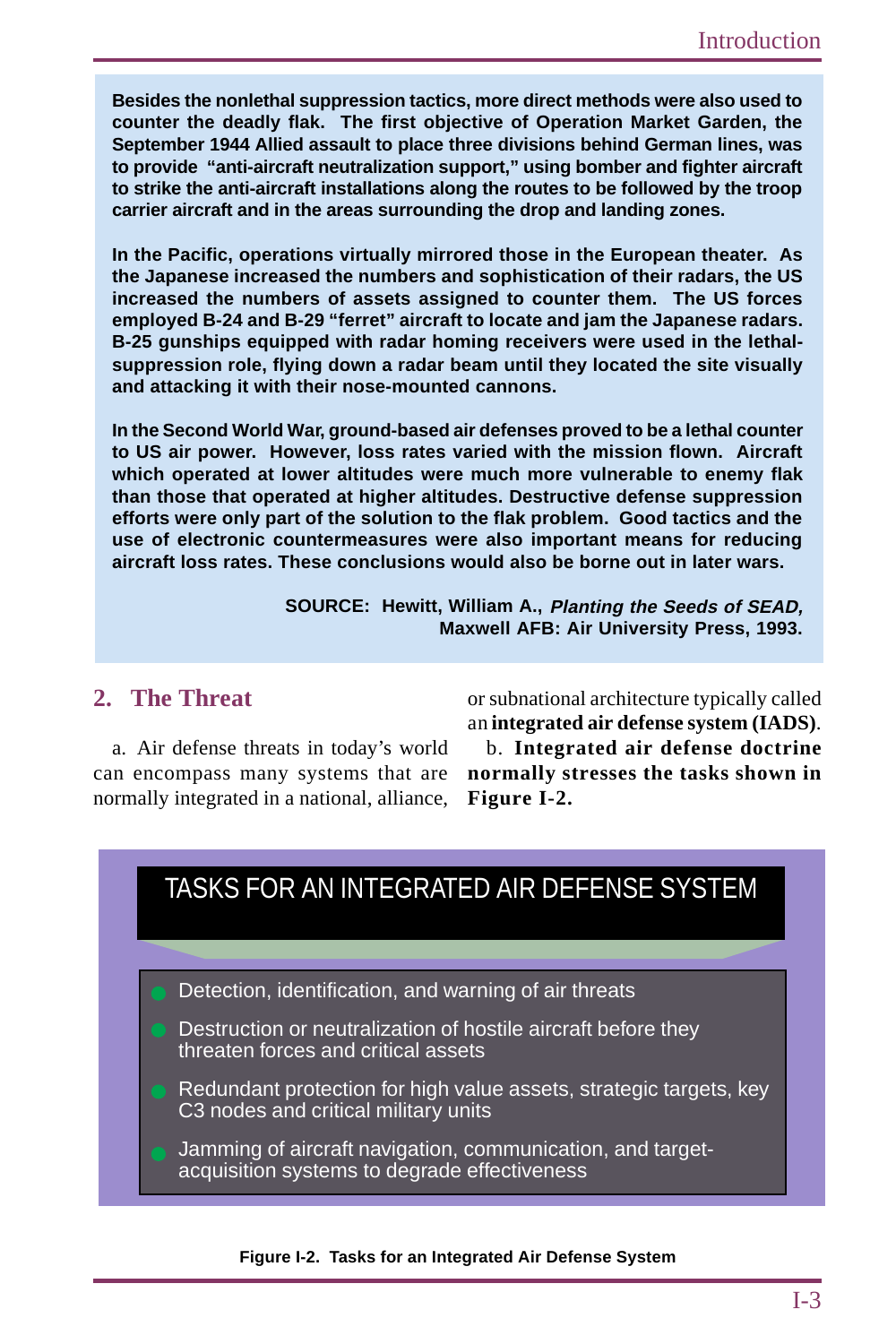**Besides the nonlethal suppression tactics, more direct methods were also used to counter the deadly flak. The first objective of Operation Market Garden, the September 1944 Allied assault to place three divisions behind German lines, was to provide "anti-aircraft neutralization support," using bomber and fighter aircraft to strike the anti-aircraft installations along the routes to be followed by the troop carrier aircraft and in the areas surrounding the drop and landing zones.**

**In the Pacific, operations virtually mirrored those in the European theater. As the Japanese increased the numbers and sophistication of their radars, the US increased the numbers of assets assigned to counter them. The US forces employed B-24 and B-29 "ferret" aircraft to locate and jam the Japanese radars. B-25 gunships equipped with radar homing receivers were used in the lethal-suppression role, flying down a radar beam until they located the site visually and attacking it with their nose-mounted cannons.**

**In the Second World War, ground-based air defenses proved to be a lethal counter to US air power. However, loss rates varied with the mission flown. Aircraft which operated at lower altitudes were much more vulnerable to enemy flak than those that operated at higher altitudes. Destructive defense suppression efforts were only part of the solution to the flak problem. Good tactics and the use of electronic countermeasures were also important means for reducing aircraft loss rates. These conclusions would also be borne out in later wars.**

**SOURCE: Hewitt, William A., *Planting the Seeds of SEAD,* Maxwell AFB: Air University Press, 1993.**

## 2. The Threat

a. Air defense threats in today's world can encompass many systems that are normally integrated in a national, alliance, or subnational architecture typically called an **integrated air defense system (IADS)**.

b. **Integrated air defense doctrine normally stresses the tasks shown in Figure I-2.**

**TASKS FOR AN INTEGRATED AIR DEFENSE SYSTEM**

- Detection, identification, and warning of air threats
- Destruction or neutralization of hostile aircraft before they threaten forces and critical assets
- Redundant protection for high value assets, strategic targets, key C3 nodes and critical military units
- Jamming of aircraft navigation, communication, and target-acquisition systems to degrade effectiveness

**Figure I-2. Tasks for an Integrated Air Defense System**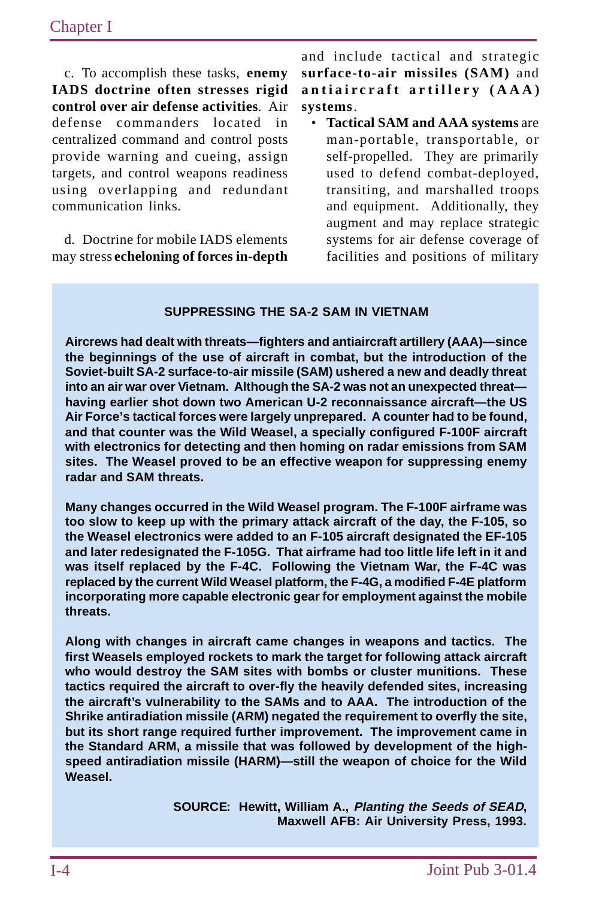c. To accomplish these tasks, **enemy IADS doctrine often stresses rigid control over air defense activities**. Air defense commanders located in centralized command and control posts provide warning and cueing, assign targets, and control weapons readiness using overlapping and redundant communication links.

d. Doctrine for mobile IADS elements may stress **echeloning of forces in-depth** and include tactical and strategic **surface-to-air missiles (SAM)** and **antiaircraft artillery (AAA) systems**.

- **Tactical SAM and AAA systems** are man-portable, transportable, or self-propelled. They are primarily used to defend combat-deployed, transiting, and marshalled troops and equipment. Additionally, they augment and may replace strategic systems for air defense coverage of facilities and positions of military

**SUPPRESSING THE SA-2 SAM IN VIETNAM**

**Aircrews had dealt with threats—fighters and antiaircraft artillery (AAA)—since the beginnings of the use of aircraft in combat, but the introduction of the Soviet-built SA-2 surface-to-air missile (SAM) ushered a new and deadly threat into an air war over Vietnam. Although the SA-2 was not an unexpected threat—having earlier shot down two American U-2 reconnaissance aircraft—the US Air Force's tactical forces were largely unprepared. A counter had to be found, and that counter was the Wild Weasel, a specially configured F-100F aircraft with electronics for detecting and then homing on radar emissions from SAM sites. The Weasel proved to be an effective weapon for suppressing enemy radar and SAM threats.**

**Many changes occurred in the Wild Weasel program. The F-100F airframe was too slow to keep up with the primary attack aircraft of the day, the F-105, so the Weasel electronics were added to an F-105 aircraft designated the EF-105 and later redesignated the F-105G. That airframe had too little life left in it and was itself replaced by the F-4C. Following the Vietnam War, the F-4C was replaced by the current Wild Weasel platform, the F-4G, a modified F-4E platform incorporating more capable electronic gear for employment against the mobile threats.**

**Along with changes in aircraft came changes in weapons and tactics. The first Weasels employed rockets to mark the target for following attack aircraft who would destroy the SAM sites with bombs or cluster munitions. These tactics required the aircraft to over-fly the heavily defended sites, increasing the aircraft's vulnerability to the SAMs and to AAA. The introduction of the Shrike antiradiation missile (ARM) negated the requirement to overfly the site, but its short range required further improvement. The improvement came in the Standard ARM, a missile that was followed by development of the high-speed antiradiation missile (HARM)—still the weapon of choice for the Wild Weasel.**

**SOURCE: Hewitt, William A., *Planting the Seeds of SEAD*, Maxwell AFB: Air University Press, 1993.**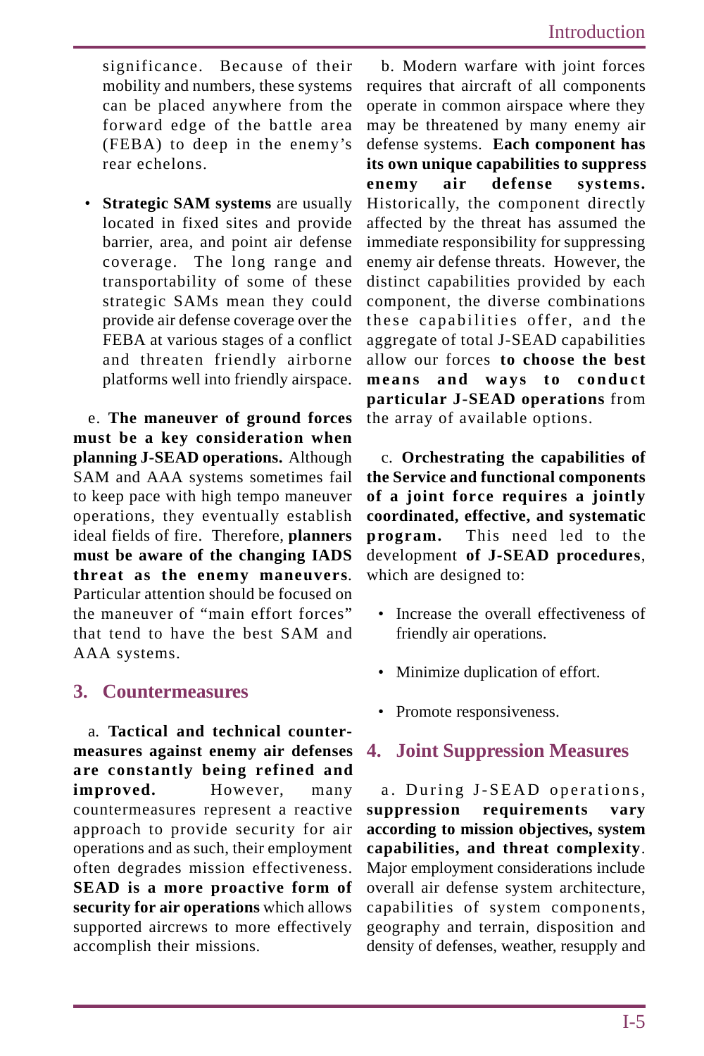significance. Because of their mobility and numbers, these systems can be placed anywhere from the forward edge of the battle area (FEBA) to deep in the enemy's rear echelons.

- **Strategic SAM systems** are usually located in fixed sites and provide barrier, area, and point air defense coverage. The long range and transportability of some of these strategic SAMs mean they could provide air defense coverage over the FEBA at various stages of a conflict and threaten friendly airborne platforms well into friendly airspace.

e. **The maneuver of ground forces must be a key consideration when planning J-SEAD operations.** Although SAM and AAA systems sometimes fail to keep pace with high tempo maneuver operations, they eventually establish ideal fields of fire. Therefore, **planners must be aware of the changing IADS threat as the enemy maneuvers**. Particular attention should be focused on the maneuver of "main effort forces" that tend to have the best SAM and AAA systems.

## 3. Countermeasures

a. **Tactical and technical countermeasures against enemy air defenses are constantly being refined and improved.** However, many countermeasures represent a reactive approach to provide security for air operations and as such, their employment often degrades mission effectiveness. **SEAD is a more proactive form of security for air operations** which allows supported aircrews to more effectively accomplish their missions.

b. Modern warfare with joint forces requires that aircraft of all components operate in common airspace where they may be threatened by many enemy air defense systems. **Each component has its own unique capabilities to suppress enemy air defense systems.** Historically, the component directly affected by the threat has assumed the immediate responsibility for suppressing enemy air defense threats. However, the distinct capabilities provided by each component, the diverse combinations these capabilities offer, and the aggregate of total J-SEAD capabilities allow our forces **to choose the best means and ways to conduct particular J-SEAD operations** from the array of available options.

c. **Orchestrating the capabilities of the Service and functional components of a joint force requires a jointly coordinated, effective, and systematic program.** This need led to the development **of J-SEAD procedures**, which are designed to:

- Increase the overall effectiveness of friendly air operations.
- Minimize duplication of effort.
- Promote responsiveness.

## 4. Joint Suppression Measures

a. During J-SEAD operations, **suppression requirements vary according to mission objectives, system capabilities, and threat complexity**. Major employment considerations include overall air defense system architecture, capabilities of system components, geography and terrain, disposition and density of defenses, weather, resupply and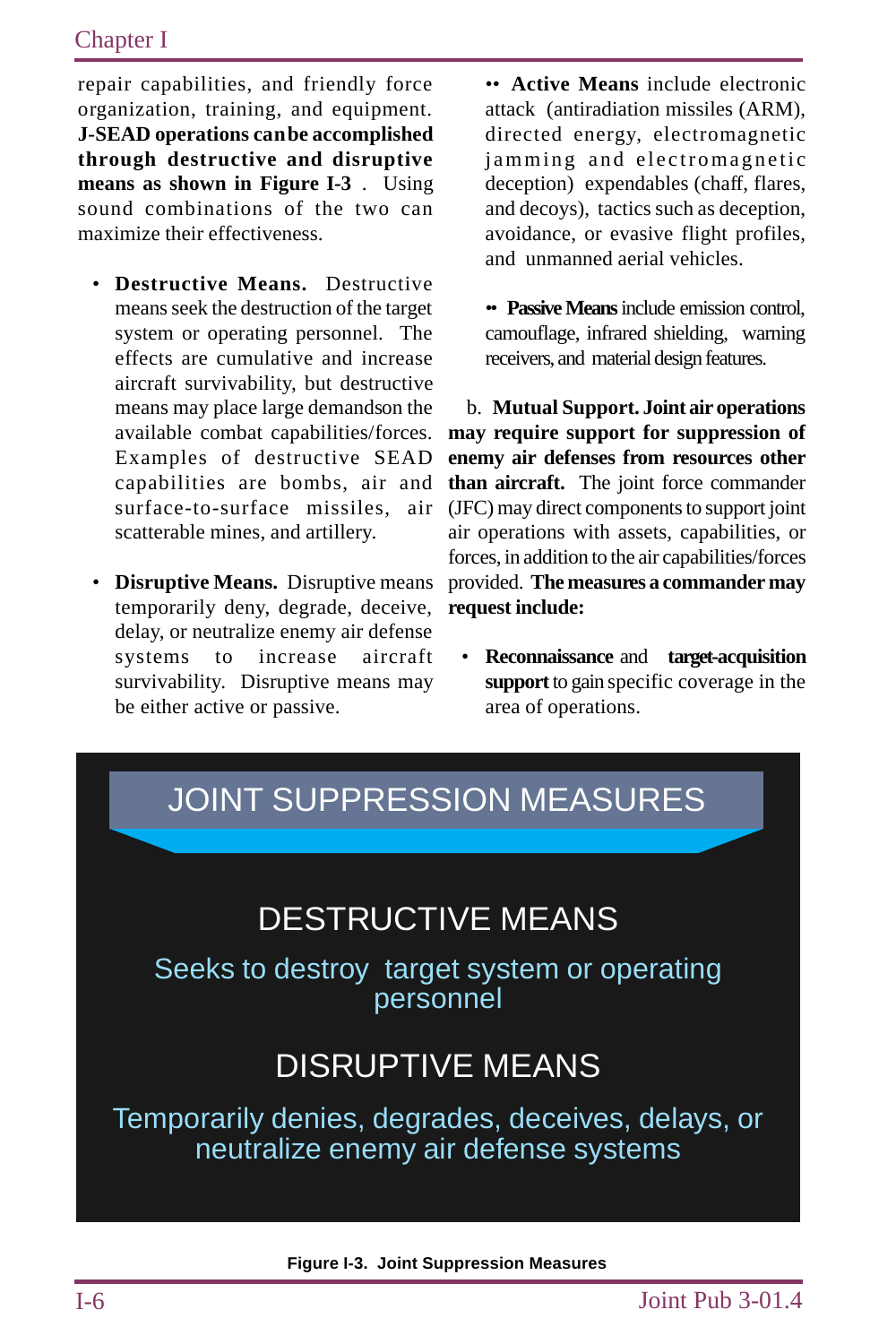repair capabilities, and friendly force organization, training, and equipment. **J-SEAD operations can be accomplished through destructive and disruptive means as shown in Figure I-3**. Using sound combinations of the two can maximize their effectiveness.

- **Destructive Means.** Destructive means seek the destruction of the target system or operating personnel. The effects are cumulative and increase aircraft survivability, but destructive means may place large demands on the available combat capabilities/forces. Examples of destructive SEAD capabilities are bombs, air and surface-to-surface missiles, air scatterable mines, and artillery.

- **Disruptive Means.** Disruptive means temporarily deny, degrade, deceive, delay, or neutralize enemy air defense systems to increase aircraft survivability. Disruptive means may be either active or passive.

  •• **Active Means** include electronic attack (antiradiation missiles (ARM), directed energy, electromagnetic jamming and electromagnetic deception) expendables (chaff, flares, and decoys), tactics such as deception, avoidance, or evasive flight profiles, and unmanned aerial vehicles.

  •• **Passive Means** include emission control, camouflage, infrared shielding, warning receivers, and material design features.

b. **Mutual Support. Joint air operations may require support for suppression of enemy air defenses from resources other than aircraft.** The joint force commander (JFC) may direct components to support joint air operations with assets, capabilities, or forces, in addition to the air capabilities/forces provided. **The measures a commander may request include:**

- **Reconnaissance** and **target-acquisition support** to gain specific coverage in the area of operations.

JOINT SUPPRESSION MEASURES

DESTRUCTIVE MEANS

Seeks to destroy target system or operating personnel

DISRUPTIVE MEANS

Temporarily denies, degrades, deceives, delays, or neutralize enemy air defense systems

**Figure I-3. Joint Suppression Measures**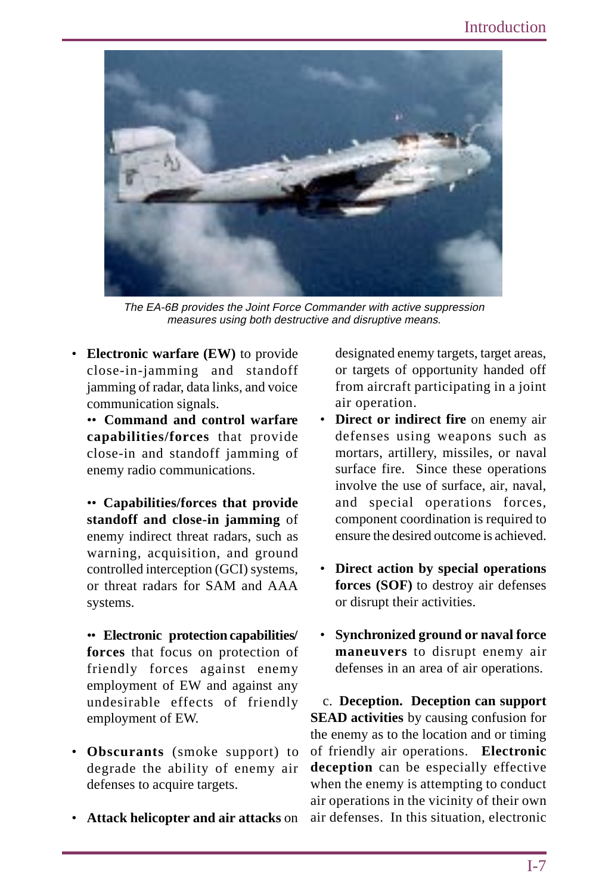*The EA-6B provides the Joint Force Commander with active suppression measures using both destructive and disruptive means.*

- **Electronic warfare (EW)** to provide close-in-jamming and standoff jamming of radar, data links, and voice communication signals.
  - **Command and control warfare capabilities/forces** that provide close-in and standoff jamming of enemy radio communications.
  - **Capabilities/forces that provide standoff and close-in jamming** of enemy indirect threat radars, such as warning, acquisition, and ground controlled interception (GCI) systems, or threat radars for SAM and AAA systems.
  - **Electronic protection capabilities/forces** that focus on protection of friendly forces against enemy employment of EW and against any undesirable effects of friendly employment of EW.
- **Obscurants** (smoke support) to degrade the ability of enemy air defenses to acquire targets.
- **Attack helicopter and air attacks** on designated enemy targets, target areas, or targets of opportunity handed off from aircraft participating in a joint air operation.
- **Direct or indirect fire** on enemy air defenses using weapons such as mortars, artillery, missiles, or naval surface fire. Since these operations involve the use of surface, air, naval, and special operations forces, component coordination is required to ensure the desired outcome is achieved.
- **Direct action by special operations forces (SOF)** to destroy air defenses or disrupt their activities.
- **Synchronized ground or naval force maneuvers** to disrupt enemy air defenses in an area of air operations.

c. **Deception. Deception can support SEAD activities** by causing confusion for the enemy as to the location and or timing of friendly air operations. **Electronic deception** can be especially effective when the enemy is attempting to conduct air operations in the vicinity of their own air defenses. In this situation, electronic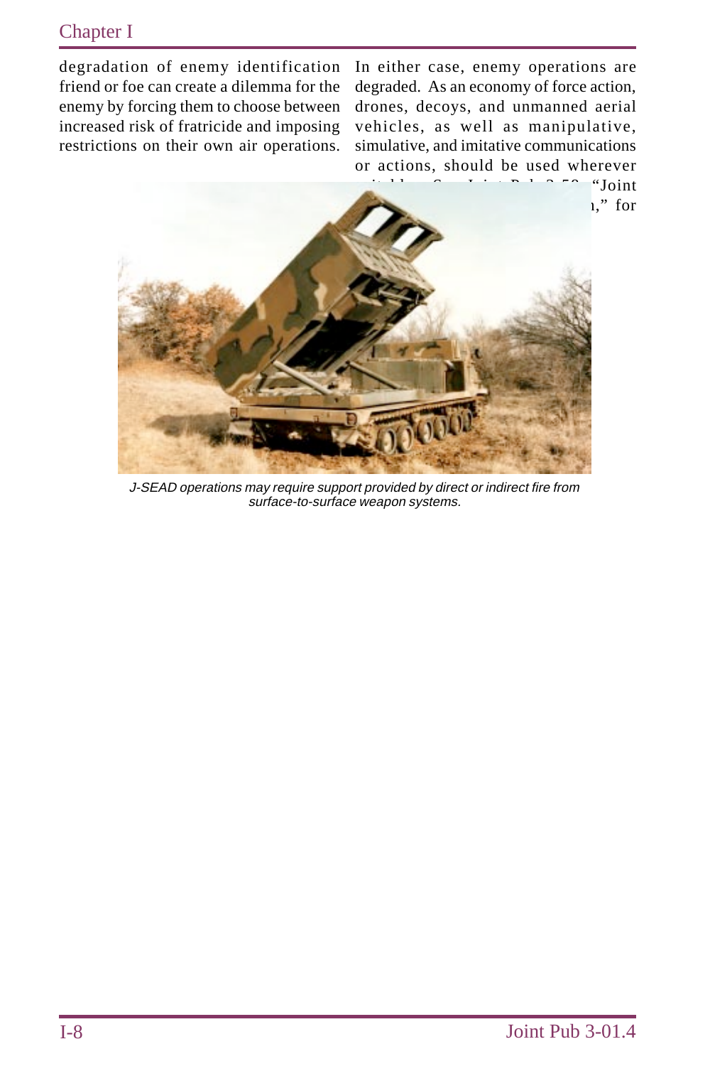degradation of enemy identification friend or foe can create a dilemma for the enemy by forcing them to choose between increased risk of fratricide and imposing restrictions on their own air operations. In either case, enemy operations are degraded. As an economy of force action, drones, decoys, and unmanned aerial vehicles, as well as manipulative, simulative, and imitative communications or actions, should be used wherever suitable. See Joint Pub 3-58, "Joint ...n," for

J-SEAD operations may require support provided by direct or indirect fire from surface-to-surface weapon systems.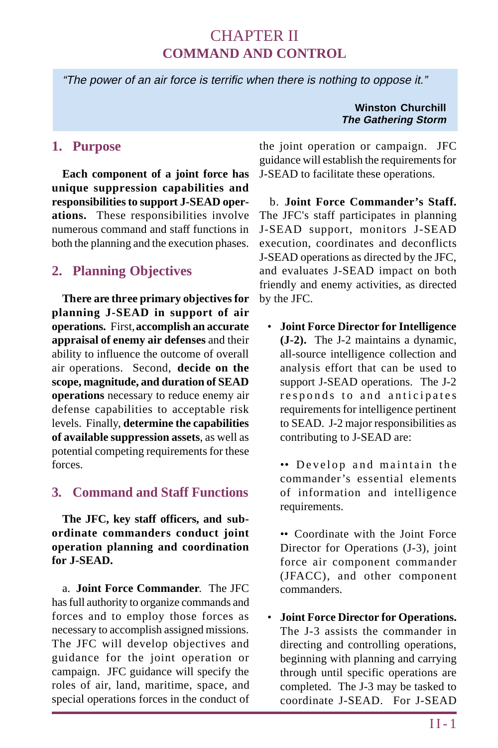# CHAPTER II
# COMMAND AND CONTROL

> *"The power of an air force is terrific when there is nothing to oppose it."*
>
> **Winston Churchill**
> ***The Gathering Storm***

## 1. Purpose

**Each component of a joint force has unique suppression capabilities and responsibilities to support J-SEAD operations.** These responsibilities involve numerous command and staff functions in both the planning and the execution phases.

## 2. Planning Objectives

**There are three primary objectives for planning J-SEAD in support of air operations.** First, **accomplish an accurate appraisal of enemy air defenses** and their ability to influence the outcome of overall air operations. Second, **decide on the scope, magnitude, and duration of SEAD operations** necessary to reduce enemy air defense capabilities to acceptable risk levels. Finally, **determine the capabilities of available suppression assets**, as well as potential competing requirements for these forces.

## 3. Command and Staff Functions

**The JFC, key staff officers, and subordinate commanders conduct joint operation planning and coordination for J-SEAD.**

a. **Joint Force Commander**. The JFC has full authority to organize commands and forces and to employ those forces as necessary to accomplish assigned missions. The JFC will develop objectives and guidance for the joint operation or campaign. JFC guidance will specify the roles of air, land, maritime, space, and special operations forces in the conduct of the joint operation or campaign. JFC guidance will establish the requirements for J-SEAD to facilitate these operations.

b. **Joint Force Commander's Staff.** The JFC's staff participates in planning J-SEAD support, monitors J-SEAD execution, coordinates and deconflicts J-SEAD operations as directed by the JFC, and evaluates J-SEAD impact on both friendly and enemy activities, as directed by the JFC.

- **Joint Force Director for Intelligence (J-2).** The J-2 maintains a dynamic, all-source intelligence collection and analysis effort that can be used to support J-SEAD operations. The J-2 responds to and anticipates requirements for intelligence pertinent to SEAD. J-2 major responsibilities as contributing to J-SEAD are:

  •• Develop and maintain the commander's essential elements of information and intelligence requirements.

  •• Coordinate with the Joint Force Director for Operations (J-3), joint force air component commander (JFACC), and other component commanders.

- **Joint Force Director for Operations.** The J-3 assists the commander in directing and controlling operations, beginning with planning and carrying through until specific operations are completed. The J-3 may be tasked to coordinate J-SEAD. For J-SEAD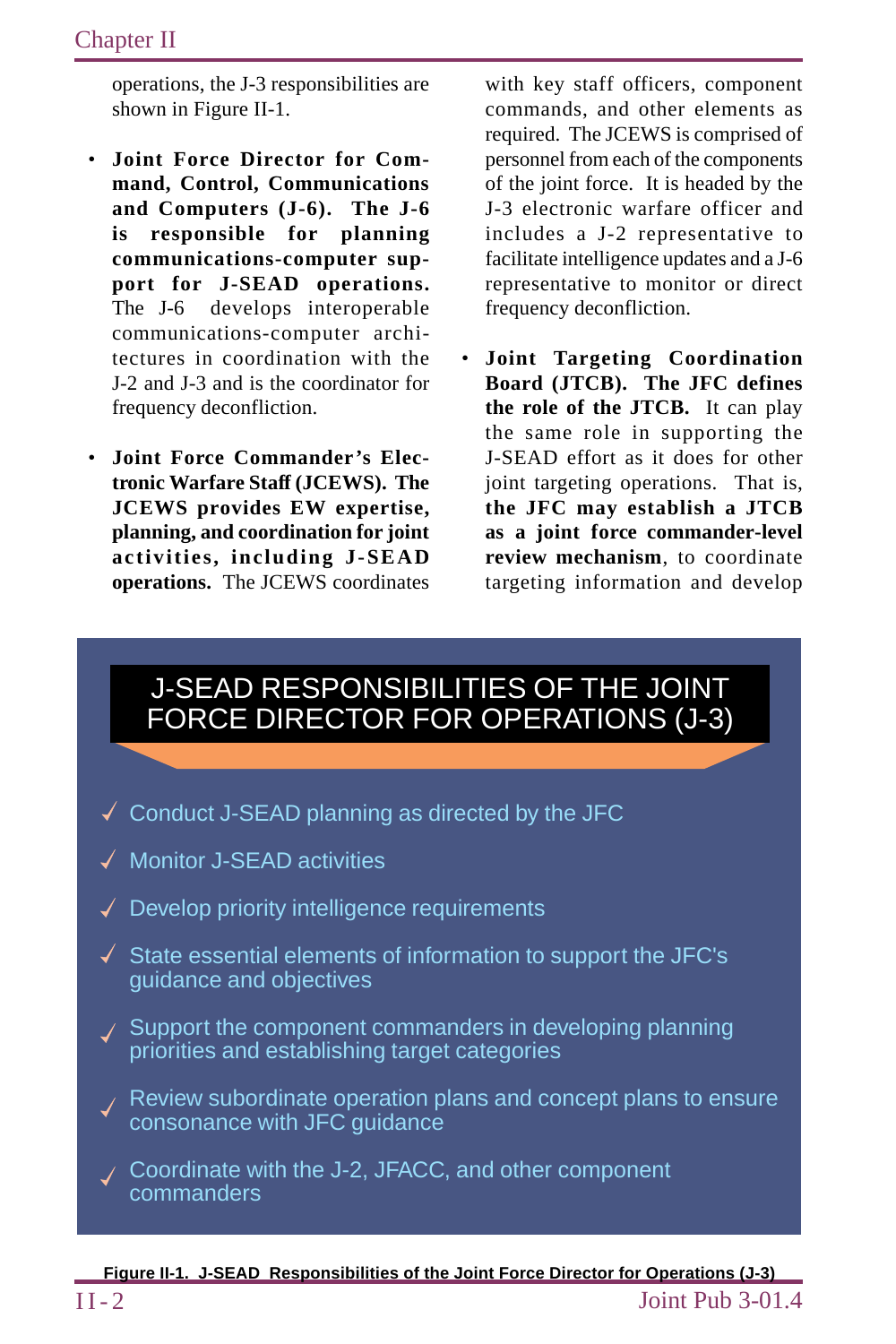operations, the J-3 responsibilities are shown in Figure II-1.

- **Joint Force Director for Command, Control, Communications and Computers (J-6). The J-6 is responsible for planning communications-computer support for J-SEAD operations.** The J-6 develops interoperable communications-computer architectures in coordination with the J-2 and J-3 and is the coordinator for frequency deconfliction.

- **Joint Force Commander's Electronic Warfare Staff (JCEWS). The JCEWS provides EW expertise, planning, and coordination for joint activities, including J-SEAD operations.** The JCEWS coordinates with key staff officers, component commands, and other elements as required. The JCEWS is comprised of personnel from each of the components of the joint force. It is headed by the J-3 electronic warfare officer and includes a J-2 representative to facilitate intelligence updates and a J-6 representative to monitor or direct frequency deconfliction.

- **Joint Targeting Coordination Board (JTCB). The JFC defines the role of the JTCB.** It can play the same role in supporting the J-SEAD effort as it does for other joint targeting operations. That is, **the JFC may establish a JTCB as a joint force commander-level review mechanism**, to coordinate targeting information and develop

**J-SEAD RESPONSIBILITIES OF THE JOINT FORCE DIRECTOR FOR OPERATIONS (J-3)**

- ✓ Conduct J-SEAD planning as directed by the JFC
- ✓ Monitor J-SEAD activities
- ✓ Develop priority intelligence requirements
- ✓ State essential elements of information to support the JFC's guidance and objectives
- ✓ Support the component commanders in developing planning priorities and establishing target categories
- ✓ Review subordinate operation plans and concept plans to ensure consonance with JFC guidance
- ✓ Coordinate with the J-2, JFACC, and other component commanders

**Figure II-1. J-SEAD Responsibilities of the Joint Force Director for Operations (J-3)**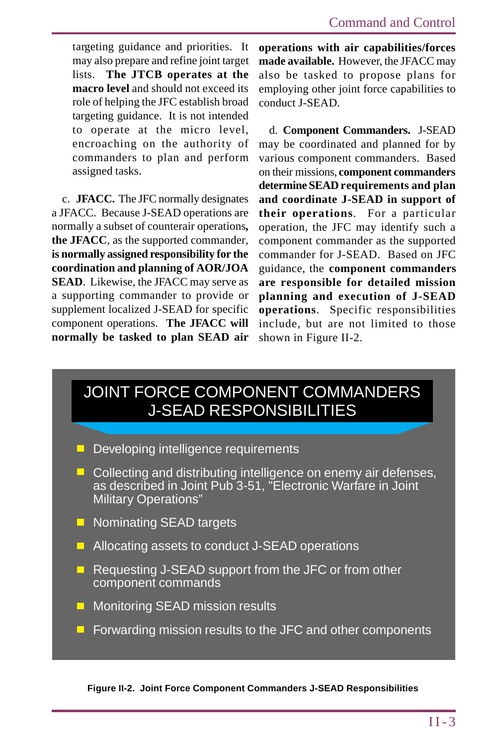targeting guidance and priorities. It may also prepare and refine joint target lists. **The JTCB operates at the macro level** and should not exceed its role of helping the JFC establish broad targeting guidance. It is not intended to operate at the micro level, encroaching on the authority of commanders to plan and perform assigned tasks.

c. **JFACC.** The JFC normally designates a JFACC. Because J-SEAD operations are normally a subset of counterair operations**, the JFACC**, as the supported commander, **is normally assigned responsibility for the coordination and planning of AOR/JOA SEAD**. Likewise, the JFACC may serve as a supporting commander to provide or supplement localized J-SEAD for specific component operations. **The JFACC will normally be tasked to plan SEAD air operations with air capabilities/forces made available.** However, the JFACC may also be tasked to propose plans for employing other joint force capabilities to conduct J-SEAD.

d. **Component Commanders.** J-SEAD may be coordinated and planned for by various component commanders. Based on their missions, **component commanders determine SEAD requirements and plan and coordinate J-SEAD in support of their operations**. For a particular operation, the JFC may identify such a component commander as the supported commander for J-SEAD. Based on JFC guidance, the **component commanders are responsible for detailed mission planning and execution of J-SEAD operations**. Specific responsibilities include, but are not limited to those shown in Figure II-2.

**JOINT FORCE COMPONENT COMMANDERS J-SEAD RESPONSIBILITIES**

- Developing intelligence requirements
- Collecting and distributing intelligence on enemy air defenses, as described in Joint Pub 3-51, "Electronic Warfare in Joint Military Operations"
- Nominating SEAD targets
- Allocating assets to conduct J-SEAD operations
- Requesting J-SEAD support from the JFC or from other component commands
- Monitoring SEAD mission results
- Forwarding mission results to the JFC and other components

**Figure II-2. Joint Force Component Commanders J-SEAD Responsibilities**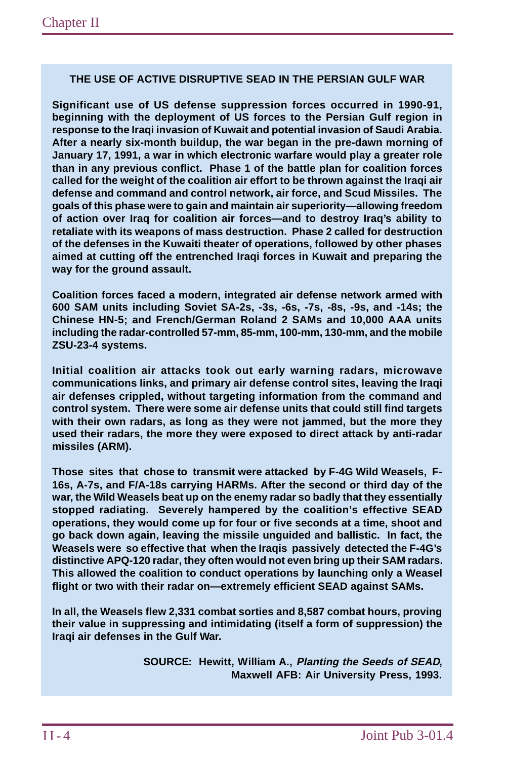**THE USE OF ACTIVE DISRUPTIVE SEAD IN THE PERSIAN GULF WAR**

**Significant use of US defense suppression forces occurred in 1990-91, beginning with the deployment of US forces to the Persian Gulf region in response to the Iraqi invasion of Kuwait and potential invasion of Saudi Arabia. After a nearly six-month buildup, the war began in the pre-dawn morning of January 17, 1991, a war in which electronic warfare would play a greater role than in any previous conflict. Phase 1 of the battle plan for coalition forces called for the weight of the coalition air effort to be thrown against the Iraqi air defense and command and control network, air force, and Scud Missiles. The goals of this phase were to gain and maintain air superiority—allowing freedom of action over Iraq for coalition air forces—and to destroy Iraq's ability to retaliate with its weapons of mass destruction. Phase 2 called for destruction of the defenses in the Kuwaiti theater of operations, followed by other phases aimed at cutting off the entrenched Iraqi forces in Kuwait and preparing the way for the ground assault.**

**Coalition forces faced a modern, integrated air defense network armed with 600 SAM units including Soviet SA-2s, -3s, -6s, -7s, -8s, -9s, and -14s; the Chinese HN-5; and French/German Roland 2 SAMs and 10,000 AAA units including the radar-controlled 57-mm, 85-mm, 100-mm, 130-mm, and the mobile ZSU-23-4 systems.**

**Initial coalition air attacks took out early warning radars, microwave communications links, and primary air defense control sites, leaving the Iraqi air defenses crippled, without targeting information from the command and control system. There were some air defense units that could still find targets with their own radars, as long as they were not jammed, but the more they used their radars, the more they were exposed to direct attack by anti-radar missiles (ARM).**

**Those sites that chose to transmit were attacked by F-4G Wild Weasels, F-16s, A-7s, and F/A-18s carrying HARMs. After the second or third day of the war, the Wild Weasels beat up on the enemy radar so badly that they essentially stopped radiating. Severely hampered by the coalition's effective SEAD operations, they would come up for four or five seconds at a time, shoot and go back down again, leaving the missile unguided and ballistic. In fact, the Weasels were so effective that when the Iraqis passively detected the F-4G's distinctive APQ-120 radar, they often would not even bring up their SAM radars. This allowed the coalition to conduct operations by launching only a Weasel flight or two with their radar on—extremely efficient SEAD against SAMs.**

**In all, the Weasels flew 2,331 combat sorties and 8,587 combat hours, proving their value in suppressing and intimidating (itself a form of suppression) the Iraqi air defenses in the Gulf War.**

**SOURCE: Hewitt, William A., *Planting the Seeds of SEAD*, Maxwell AFB: Air University Press, 1993.**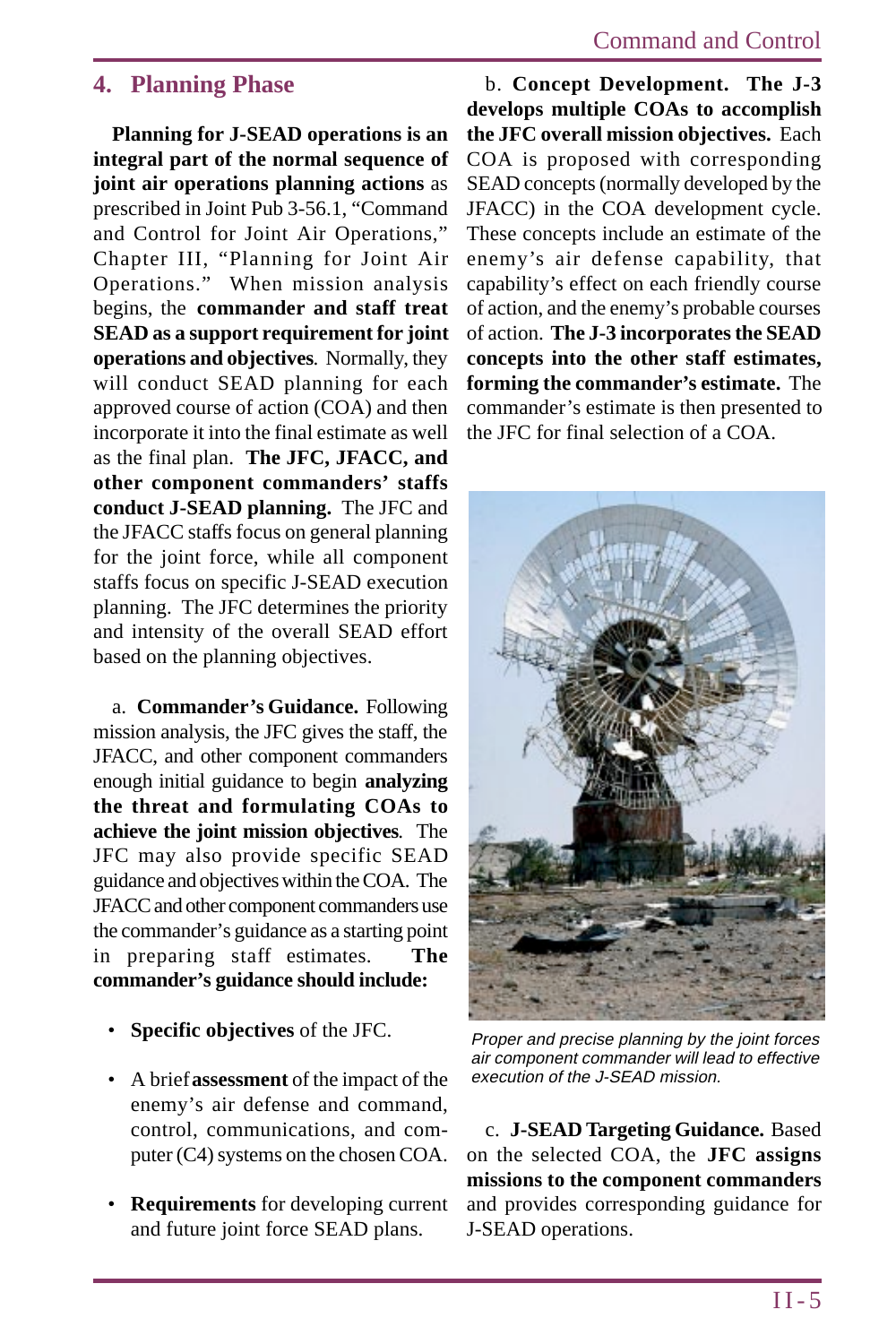## 4. Planning Phase

**Planning for J-SEAD operations is an integral part of the normal sequence of joint air operations planning actions** as prescribed in Joint Pub 3-56.1, "Command and Control for Joint Air Operations," Chapter III, "Planning for Joint Air Operations." When mission analysis begins, the **commander and staff treat SEAD as a support requirement for joint operations and objectives**. Normally, they will conduct SEAD planning for each approved course of action (COA) and then incorporate it into the final estimate as well as the final plan. **The JFC, JFACC, and other component commanders' staffs conduct J-SEAD planning.** The JFC and the JFACC staffs focus on general planning for the joint force, while all component staffs focus on specific J-SEAD execution planning. The JFC determines the priority and intensity of the overall SEAD effort based on the planning objectives.

a. **Commander's Guidance.** Following mission analysis, the JFC gives the staff, the JFACC, and other component commanders enough initial guidance to begin **analyzing the threat and formulating COAs to achieve the joint mission objectives**. The JFC may also provide specific SEAD guidance and objectives within the COA. The JFACC and other component commanders use the commander's guidance as a starting point in preparing staff estimates. **The commander's guidance should include:**

- **Specific objectives** of the JFC.
- A brief **assessment** of the impact of the enemy's air defense and command, control, communications, and computer (C4) systems on the chosen COA.
- **Requirements** for developing current and future joint force SEAD plans.

b. **Concept Development. The J-3 develops multiple COAs to accomplish the JFC overall mission objectives.** Each COA is proposed with corresponding SEAD concepts (normally developed by the JFACC) in the COA development cycle. These concepts include an estimate of the enemy's air defense capability, that capability's effect on each friendly course of action, and the enemy's probable courses of action. **The J-3 incorporates the SEAD concepts into the other staff estimates, forming the commander's estimate.** The commander's estimate is then presented to the JFC for final selection of a COA.

*Proper and precise planning by the joint forces air component commander will lead to effective execution of the J-SEAD mission.*

c. **J-SEAD Targeting Guidance.** Based on the selected COA, the **JFC assigns missions to the component commanders** and provides corresponding guidance for J-SEAD operations.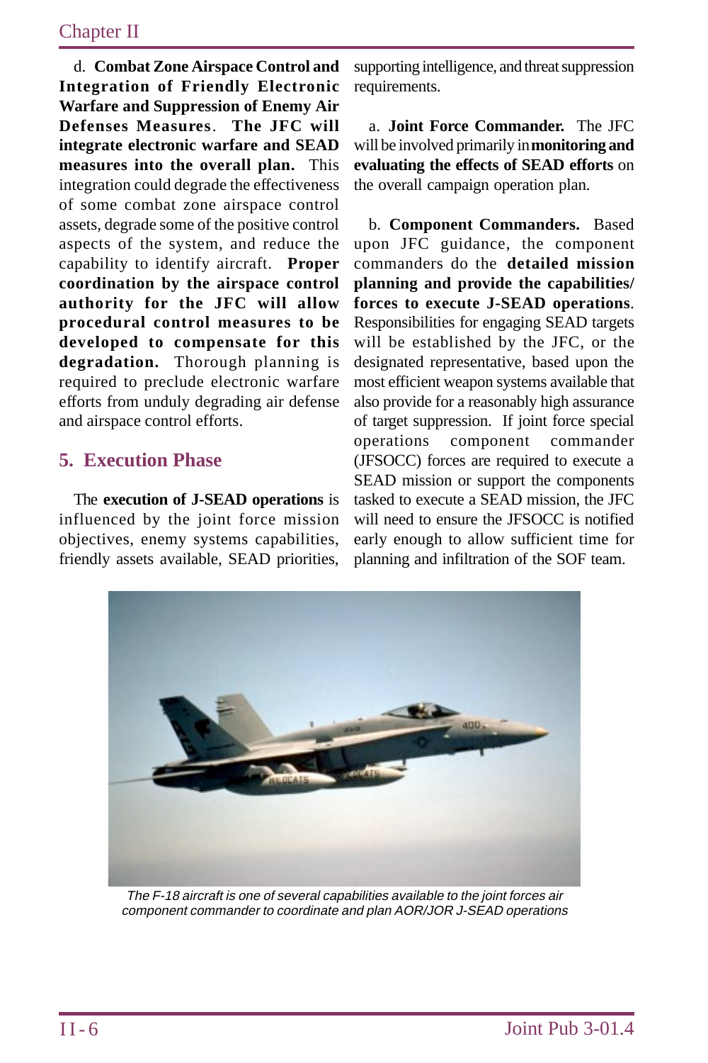d. **Combat Zone Airspace Control and Integration of Friendly Electronic Warfare and Suppression of Enemy Air Defenses Measures**. **The JFC will integrate electronic warfare and SEAD measures into the overall plan.** This integration could degrade the effectiveness of some combat zone airspace control assets, degrade some of the positive control aspects of the system, and reduce the capability to identify aircraft. **Proper coordination by the airspace control authority for the JFC will allow procedural control measures to be developed to compensate for this degradation.** Thorough planning is required to preclude electronic warfare efforts from unduly degrading air defense and airspace control efforts.

## 5. Execution Phase

The **execution of J-SEAD operations** is influenced by the joint force mission objectives, enemy systems capabilities, friendly assets available, SEAD priorities, supporting intelligence, and threat suppression requirements.

a. **Joint Force Commander.** The JFC will be involved primarily in **monitoring and evaluating the effects of SEAD efforts** on the overall campaign operation plan.

b. **Component Commanders.** Based upon JFC guidance, the component commanders do the **detailed mission planning and provide the capabilities/forces to execute J-SEAD operations**. Responsibilities for engaging SEAD targets will be established by the JFC, or the designated representative, based upon the most efficient weapon systems available that also provide for a reasonably high assurance of target suppression. If joint force special operations component commander (JFSOCC) forces are required to execute a SEAD mission or support the components tasked to execute a SEAD mission, the JFC will need to ensure the JFSOCC is notified early enough to allow sufficient time for planning and infiltration of the SOF team.

*The F-18 aircraft is one of several capabilities available to the joint forces air component commander to coordinate and plan AOR/JOR J-SEAD operations*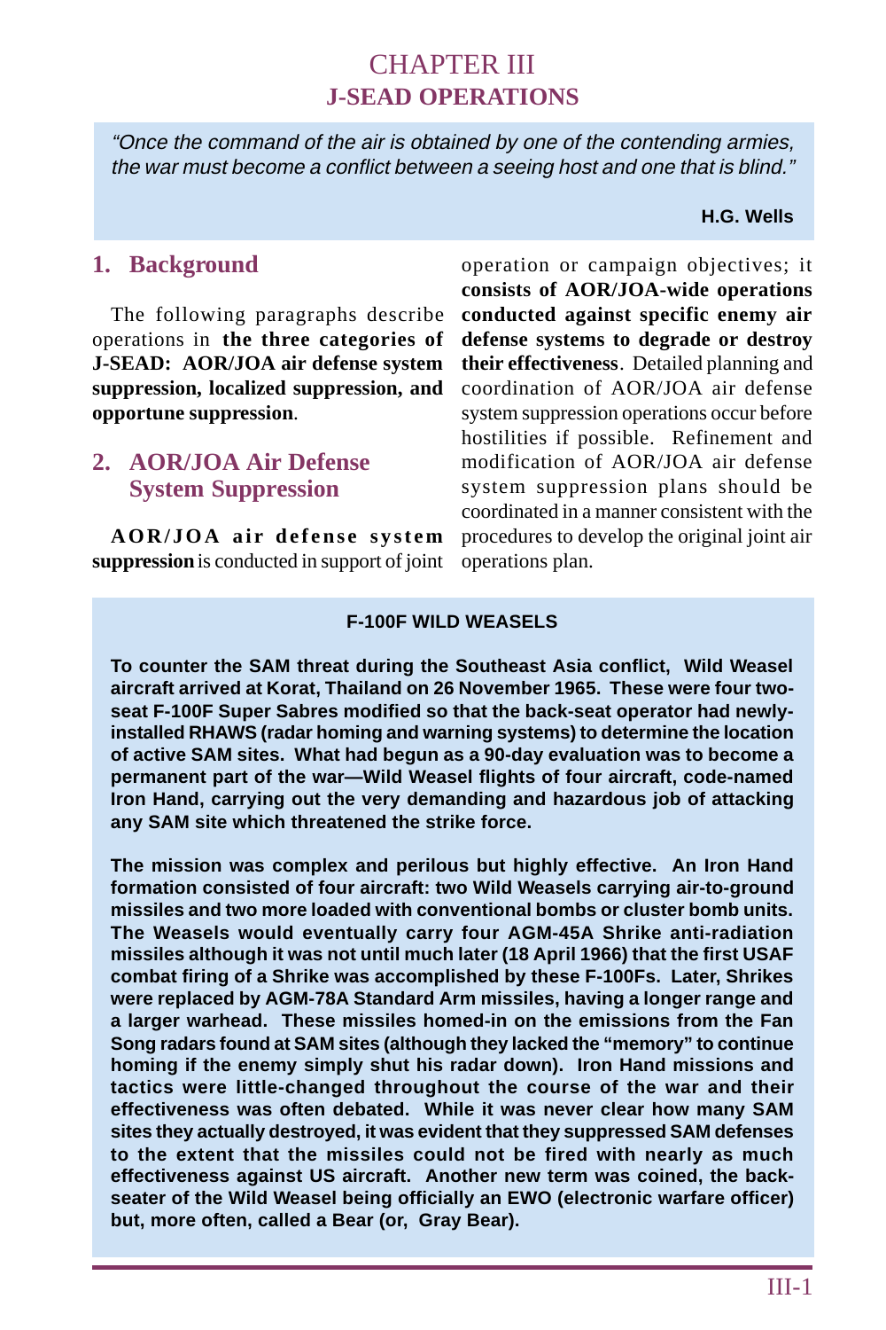# CHAPTER III
# J-SEAD OPERATIONS

> *"Once the command of the air is obtained by one of the contending armies, the war must become a conflict between a seeing host and one that is blind."*
>
> **H.G. Wells**

## 1. Background

The following paragraphs describe operations in **the three categories of J-SEAD: AOR/JOA air defense system suppression, localized suppression, and opportune suppression**.

## 2. AOR/JOA Air Defense System Suppression

**AOR/JOA air defense system suppression** is conducted in support of joint operation or campaign objectives; it **consists of AOR/JOA-wide operations conducted against specific enemy air defense systems to degrade or destroy their effectiveness**. Detailed planning and coordination of AOR/JOA air defense system suppression operations occur before hostilities if possible. Refinement and modification of AOR/JOA air defense system suppression plans should be coordinated in a manner consistent with the procedures to develop the original joint air operations plan.

**F-100F WILD WEASELS**

**To counter the SAM threat during the Southeast Asia conflict, Wild Weasel aircraft arrived at Korat, Thailand on 26 November 1965. These were four two-seat F-100F Super Sabres modified so that the back-seat operator had newly-installed RHAWS (radar homing and warning systems) to determine the location of active SAM sites. What had begun as a 90-day evaluation was to become a permanent part of the war—Wild Weasel flights of four aircraft, code-named Iron Hand, carrying out the very demanding and hazardous job of attacking any SAM site which threatened the strike force.**

**The mission was complex and perilous but highly effective. An Iron Hand formation consisted of four aircraft: two Wild Weasels carrying air-to-ground missiles and two more loaded with conventional bombs or cluster bomb units. The Weasels would eventually carry four AGM-45A Shrike anti-radiation missiles although it was not until much later (18 April 1966) that the first USAF combat firing of a Shrike was accomplished by these F-100Fs. Later, Shrikes were replaced by AGM-78A Standard Arm missiles, having a longer range and a larger warhead. These missiles homed-in on the emissions from the Fan Song radars found at SAM sites (although they lacked the "memory" to continue homing if the enemy simply shut his radar down). Iron Hand missions and tactics were little-changed throughout the course of the war and their effectiveness was often debated. While it was never clear how many SAM sites they actually destroyed, it was evident that they suppressed SAM defenses to the extent that the missiles could not be fired with nearly as much effectiveness against US aircraft. Another new term was coined, the back-seater of the Wild Weasel being officially an EWO (electronic warfare officer) but, more often, called a Bear (or, Gray Bear).**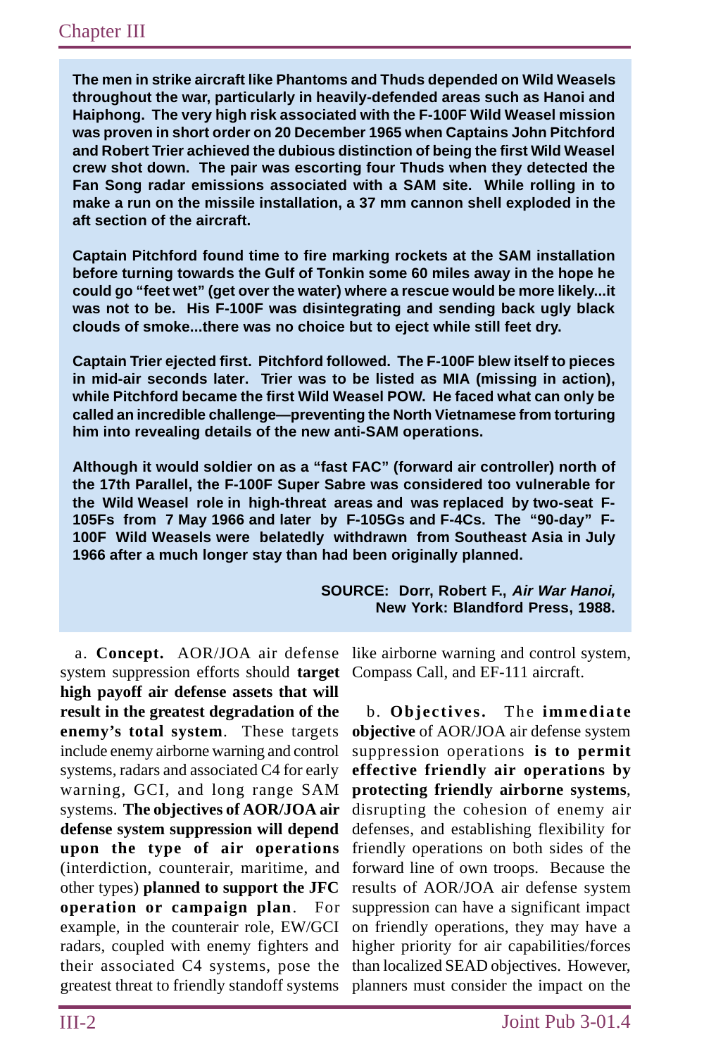**The men in strike aircraft like Phantoms and Thuds depended on Wild Weasels throughout the war, particularly in heavily-defended areas such as Hanoi and Haiphong. The very high risk associated with the F-100F Wild Weasel mission was proven in short order on 20 December 1965 when Captains John Pitchford and Robert Trier achieved the dubious distinction of being the first Wild Weasel crew shot down. The pair was escorting four Thuds when they detected the Fan Song radar emissions associated with a SAM site. While rolling in to make a run on the missile installation, a 37 mm cannon shell exploded in the aft section of the aircraft.**

**Captain Pitchford found time to fire marking rockets at the SAM installation before turning towards the Gulf of Tonkin some 60 miles away in the hope he could go "feet wet" (get over the water) where a rescue would be more likely...it was not to be. His F-100F was disintegrating and sending back ugly black clouds of smoke...there was no choice but to eject while still feet dry.**

**Captain Trier ejected first. Pitchford followed. The F-100F blew itself to pieces in mid-air seconds later. Trier was to be listed as MIA (missing in action), while Pitchford became the first Wild Weasel POW. He faced what can only be called an incredible challenge—preventing the North Vietnamese from torturing him into revealing details of the new anti-SAM operations.**

**Although it would soldier on as a "fast FAC" (forward air controller) north of the 17th Parallel, the F-100F Super Sabre was considered too vulnerable for the Wild Weasel role in high-threat areas and was replaced by two-seat F-105Fs from 7 May 1966 and later by F-105Gs and F-4Cs. The "90-day" F-100F Wild Weasels were belatedly withdrawn from Southeast Asia in July 1966 after a much longer stay than had been originally planned.**

**SOURCE: Dorr, Robert F., *Air War Hanoi,* New York: Blandford Press, 1988.**

a. **Concept.** AOR/JOA air defense system suppression efforts should **target high payoff air defense assets that will result in the greatest degradation of the enemy's total system**. These targets include enemy airborne warning and control systems, radars and associated C4 for early warning, GCI, and long range SAM systems. **The objectives of AOR/JOA air defense system suppression will depend upon the type of air operations** (interdiction, counterair, maritime, and other types) **planned to support the JFC operation or campaign plan**. For example, in the counterair role, EW/GCI radars, coupled with enemy fighters and their associated C4 systems, pose the greatest threat to friendly standoff systems like airborne warning and control system, Compass Call, and EF-111 aircraft.

b. **Objectives.** The **immediate objective** of AOR/JOA air defense system suppression operations **is to permit effective friendly air operations by protecting friendly airborne systems**, disrupting the cohesion of enemy air defenses, and establishing flexibility for friendly operations on both sides of the forward line of own troops. Because the results of AOR/JOA air defense system suppression can have a significant impact on friendly operations, they may have a higher priority for air capabilities/forces than localized SEAD objectives. However, planners must consider the impact on the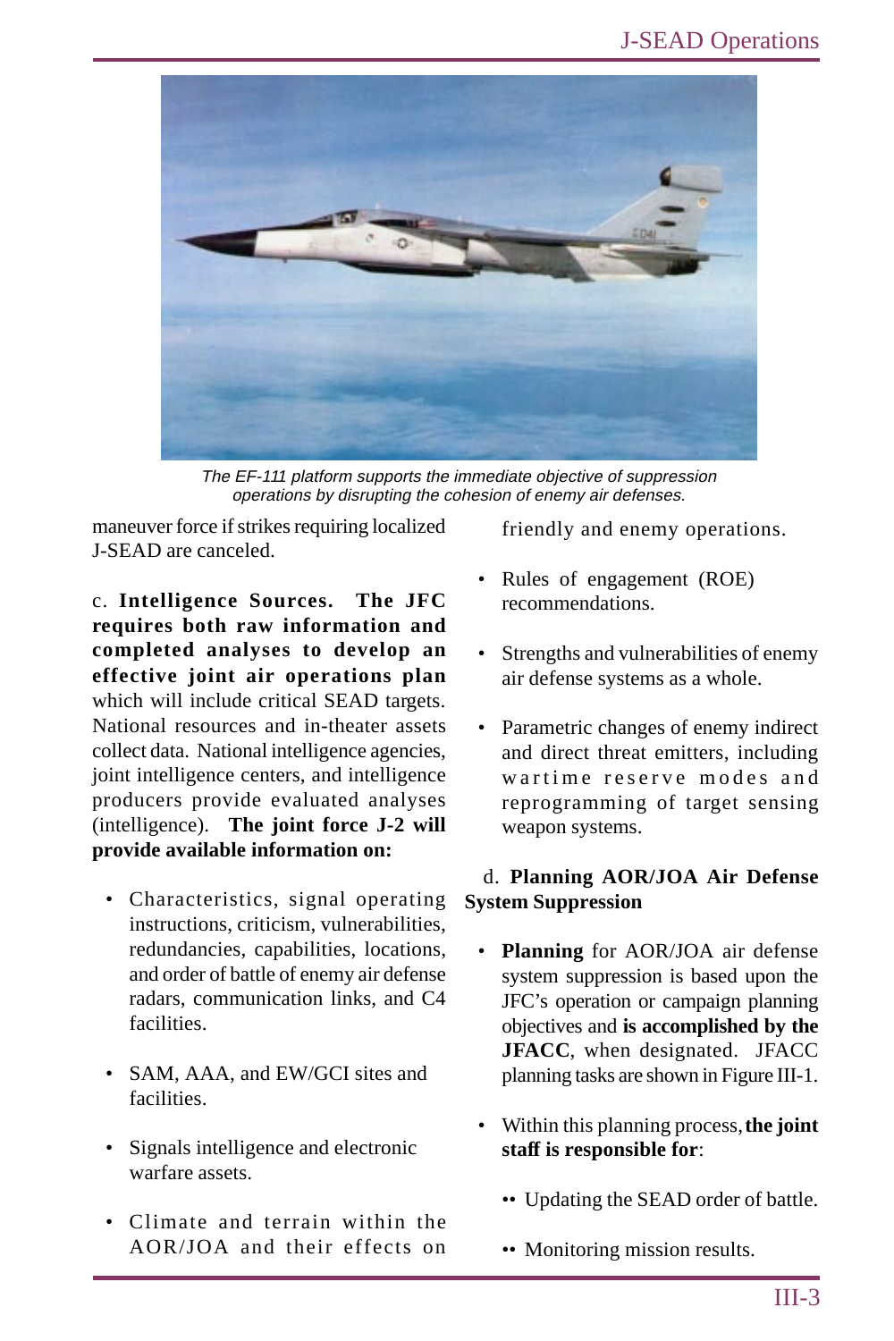*The EF-111 platform supports the immediate objective of suppression operations by disrupting the cohesion of enemy air defenses.*

maneuver force if strikes requiring localized J-SEAD are canceled.

c. **Intelligence Sources. The JFC requires both raw information and completed analyses to develop an effective joint air operations plan** which will include critical SEAD targets. National resources and in-theater assets collect data. National intelligence agencies, joint intelligence centers, and intelligence producers provide evaluated analyses (intelligence). **The joint force J-2 will provide available information on:**

- Characteristics, signal operating instructions, criticism, vulnerabilities, redundancies, capabilities, locations, and order of battle of enemy air defense radars, communication links, and C4 facilities.
- SAM, AAA, and EW/GCI sites and facilities.
- Signals intelligence and electronic warfare assets.
- Climate and terrain within the AOR/JOA and their effects on friendly and enemy operations.
- Rules of engagement (ROE) recommendations.
- Strengths and vulnerabilities of enemy air defense systems as a whole.
- Parametric changes of enemy indirect and direct threat emitters, including wartime reserve modes and reprogramming of target sensing weapon systems.

d. **Planning AOR/JOA Air Defense System Suppression**

- **Planning** for AOR/JOA air defense system suppression is based upon the JFC's operation or campaign planning objectives and **is accomplished by the JFACC**, when designated. JFACC planning tasks are shown in Figure III-1.
- Within this planning process, **the joint staff is responsible for**:
  - Updating the SEAD order of battle.
  - Monitoring mission results.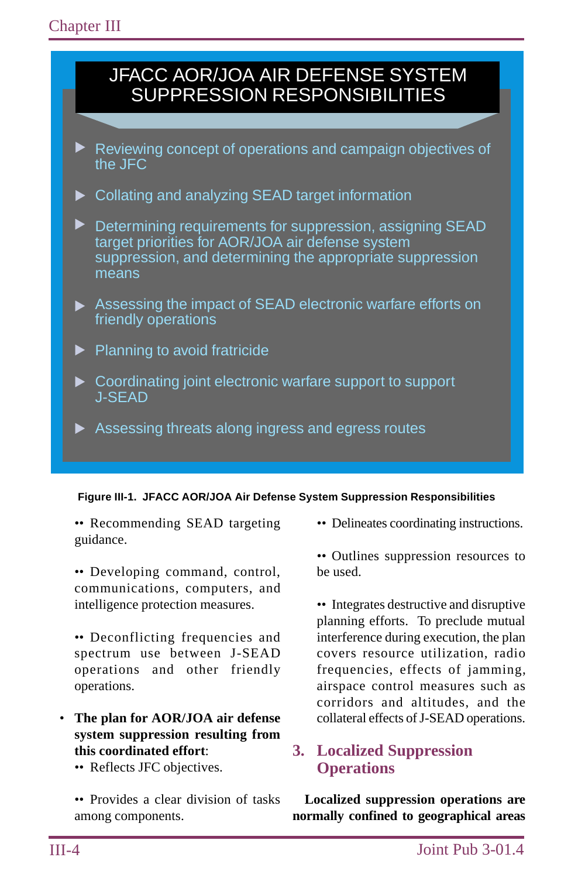**JFACC AOR/JOA AIR DEFENSE SYSTEM SUPPRESSION RESPONSIBILITIES**

- Reviewing concept of operations and campaign objectives of the JFC
- Collating and analyzing SEAD target information
- Determining requirements for suppression, assigning SEAD target priorities for AOR/JOA air defense system suppression, and determining the appropriate suppression means
- Assessing the impact of SEAD electronic warfare efforts on friendly operations
- Planning to avoid fratricide
- Coordinating joint electronic warfare support to support J-SEAD
- Assessing threats along ingress and egress routes

**Figure III-1. JFACC AOR/JOA Air Defense System Suppression Responsibilities**

•• Recommending SEAD targeting guidance.

•• Developing command, control, communications, computers, and intelligence protection measures.

•• Deconflicting frequencies and spectrum use between J-SEAD operations and other friendly operations.

- **The plan for AOR/JOA air defense system suppression resulting from this coordinated effort**:

•• Reflects JFC objectives.

•• Provides a clear division of tasks among components.

•• Delineates coordinating instructions.

•• Outlines suppression resources to be used.

•• Integrates destructive and disruptive planning efforts. To preclude mutual interference during execution, the plan covers resource utilization, radio frequencies, effects of jamming, airspace control measures such as corridors and altitudes, and the collateral effects of J-SEAD operations.

## 3. Localized Suppression Operations

**Localized suppression operations are normally confined to geographical areas**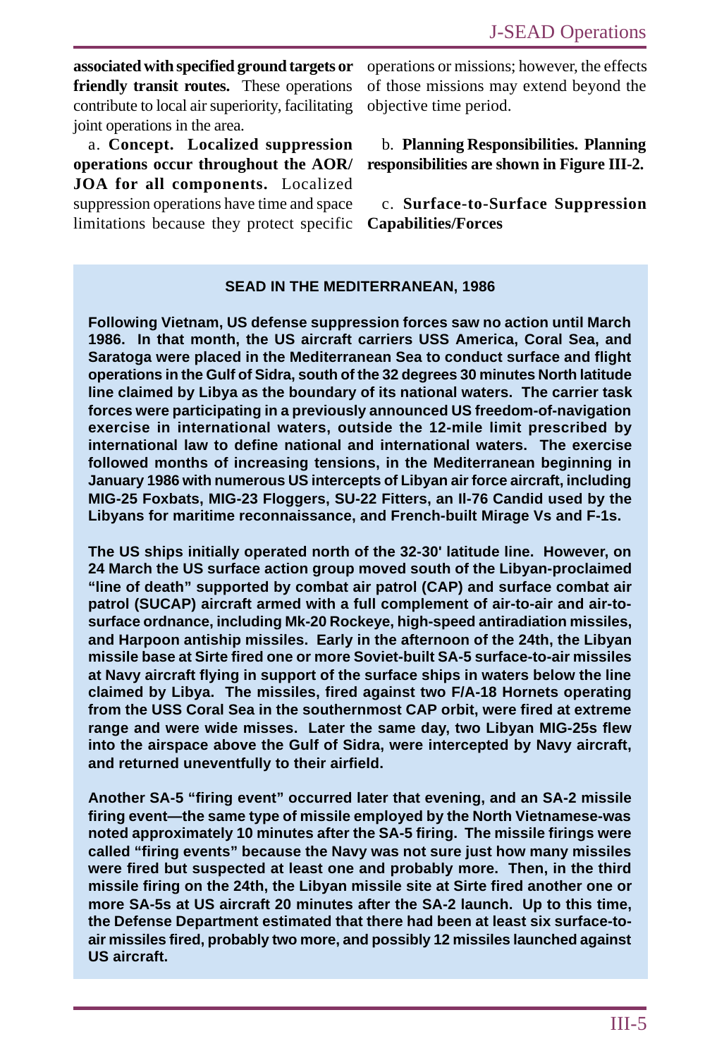**associated with specified ground targets or friendly transit routes.** These operations contribute to local air superiority, facilitating joint operations in the area.

a. **Concept. Localized suppression operations occur throughout the AOR/ JOA for all components.** Localized suppression operations have time and space limitations because they protect specific operations or missions; however, the effects of those missions may extend beyond the objective time period.

b. **Planning Responsibilities. Planning responsibilities are shown in Figure III-2.**

c. **Surface-to-Surface Suppression Capabilities/Forces**

> **SEAD IN THE MEDITERRANEAN, 1986**
>
> **Following Vietnam, US defense suppression forces saw no action until March 1986. In that month, the US aircraft carriers USS America, Coral Sea, and Saratoga were placed in the Mediterranean Sea to conduct surface and flight operations in the Gulf of Sidra, south of the 32 degrees 30 minutes North latitude line claimed by Libya as the boundary of its national waters. The carrier task forces were participating in a previously announced US freedom-of-navigation exercise in international waters, outside the 12-mile limit prescribed by international law to define national and international waters. The exercise followed months of increasing tensions, in the Mediterranean beginning in January 1986 with numerous US intercepts of Libyan air force aircraft, including MIG-25 Foxbats, MIG-23 Floggers, SU-22 Fitters, an Il-76 Candid used by the Libyans for maritime reconnaissance, and French-built Mirage Vs and F-1s.**
>
> **The US ships initially operated north of the 32-30' latitude line. However, on 24 March the US surface action group moved south of the Libyan-proclaimed "line of death" supported by combat air patrol (CAP) and surface combat air patrol (SUCAP) aircraft armed with a full complement of air-to-air and air-to-surface ordnance, including Mk-20 Rockeye, high-speed antiradiation missiles, and Harpoon antiship missiles. Early in the afternoon of the 24th, the Libyan missile base at Sirte fired one or more Soviet-built SA-5 surface-to-air missiles at Navy aircraft flying in support of the surface ships in waters below the line claimed by Libya. The missiles, fired against two F/A-18 Hornets operating from the USS Coral Sea in the southernmost CAP orbit, were fired at extreme range and were wide misses. Later the same day, two Libyan MIG-25s flew into the airspace above the Gulf of Sidra, were intercepted by Navy aircraft, and returned uneventfully to their airfield.**
>
> **Another SA-5 "firing event" occurred later that evening, and an SA-2 missile firing event—the same type of missile employed by the North Vietnamese-was noted approximately 10 minutes after the SA-5 firing. The missile firings were called "firing events" because the Navy was not sure just how many missiles were fired but suspected at least one and probably more. Then, in the third missile firing on the 24th, the Libyan missile site at Sirte fired another one or more SA-5s at US aircraft 20 minutes after the SA-2 launch. Up to this time, the Defense Department estimated that there had been at least six surface-to-air missiles fired, probably two more, and possibly 12 missiles launched against US aircraft.**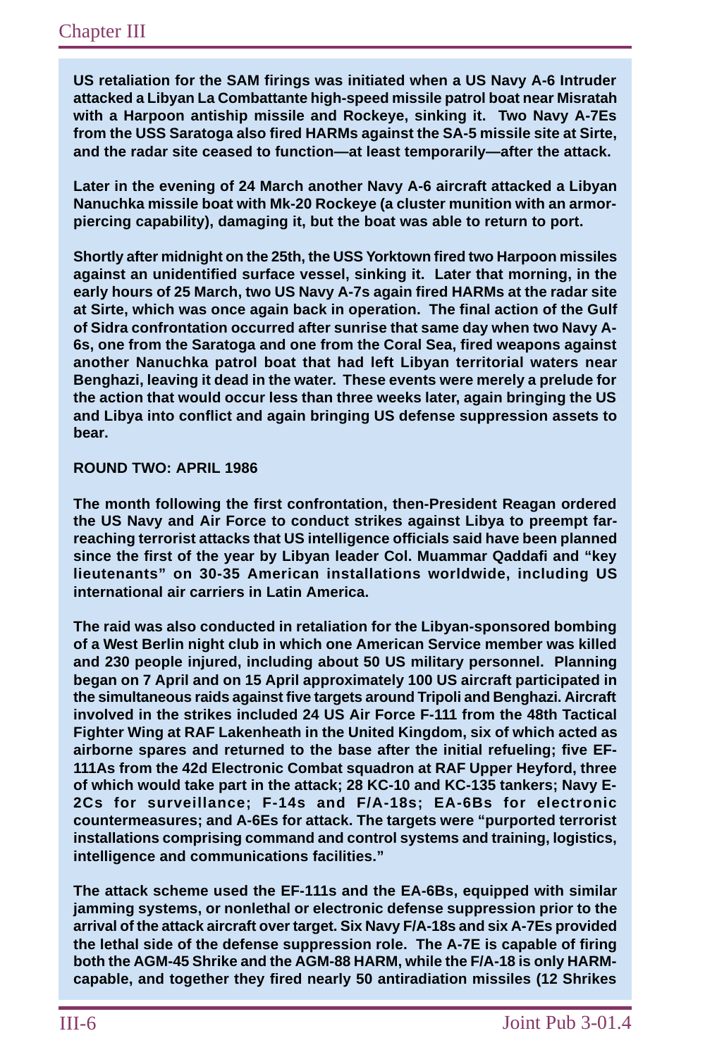**US retaliation for the SAM firings was initiated when a US Navy A-6 Intruder attacked a Libyan La Combattante high-speed missile patrol boat near Misratah with a Harpoon antiship missile and Rockeye, sinking it. Two Navy A-7Es from the USS Saratoga also fired HARMs against the SA-5 missile site at Sirte, and the radar site ceased to function—at least temporarily—after the attack.**

**Later in the evening of 24 March another Navy A-6 aircraft attacked a Libyan Nanuchka missile boat with Mk-20 Rockeye (a cluster munition with an armor-piercing capability), damaging it, but the boat was able to return to port.**

**Shortly after midnight on the 25th, the USS Yorktown fired two Harpoon missiles against an unidentified surface vessel, sinking it. Later that morning, in the early hours of 25 March, two US Navy A-7s again fired HARMs at the radar site at Sirte, which was once again back in operation. The final action of the Gulf of Sidra confrontation occurred after sunrise that same day when two Navy A-6s, one from the Saratoga and one from the Coral Sea, fired weapons against another Nanuchka patrol boat that had left Libyan territorial waters near Benghazi, leaving it dead in the water. These events were merely a prelude for the action that would occur less than three weeks later, again bringing the US and Libya into conflict and again bringing US defense suppression assets to bear.**

**ROUND TWO: APRIL 1986**

**The month following the first confrontation, then-President Reagan ordered the US Navy and Air Force to conduct strikes against Libya to preempt far-reaching terrorist attacks that US intelligence officials said have been planned since the first of the year by Libyan leader Col. Muammar Qaddafi and "key lieutenants" on 30-35 American installations worldwide, including US international air carriers in Latin America.**

**The raid was also conducted in retaliation for the Libyan-sponsored bombing of a West Berlin night club in which one American Service member was killed and 230 people injured, including about 50 US military personnel. Planning began on 7 April and on 15 April approximately 100 US aircraft participated in the simultaneous raids against five targets around Tripoli and Benghazi. Aircraft involved in the strikes included 24 US Air Force F-111 from the 48th Tactical Fighter Wing at RAF Lakenheath in the United Kingdom, six of which acted as airborne spares and returned to the base after the initial refueling; five EF-111As from the 42d Electronic Combat squadron at RAF Upper Heyford, three of which would take part in the attack; 28 KC-10 and KC-135 tankers; Navy E-2Cs for surveillance; F-14s and F/A-18s; EA-6Bs for electronic countermeasures; and A-6Es for attack. The targets were "purported terrorist installations comprising command and control systems and training, logistics, intelligence and communications facilities."**

**The attack scheme used the EF-111s and the EA-6Bs, equipped with similar jamming systems, or nonlethal or electronic defense suppression prior to the arrival of the attack aircraft over target. Six Navy F/A-18s and six A-7Es provided the lethal side of the defense suppression role. The A-7E is capable of firing both the AGM-45 Shrike and the AGM-88 HARM, while the F/A-18 is only HARM-capable, and together they fired nearly 50 antiradiation missiles (12 Shrikes**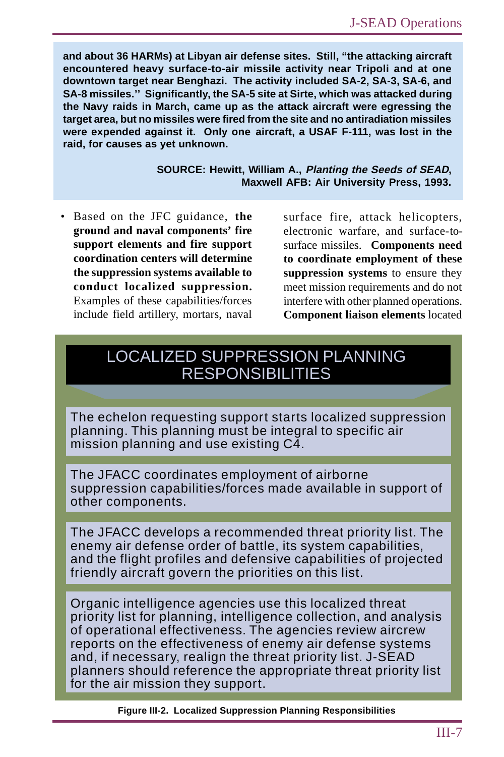**and about 36 HARMs) at Libyan air defense sites. Still, "the attacking aircraft encountered heavy surface-to-air missile activity near Tripoli and at one downtown target near Benghazi. The activity included SA-2, SA-3, SA-6, and SA-8 missiles.'' Significantly, the SA-5 site at Sirte, which was attacked during the Navy raids in March, came up as the attack aircraft were egressing the target area, but no missiles were fired from the site and no antiradiation missiles were expended against it. Only one aircraft, a USAF F-111, was lost in the raid, for causes as yet unknown.**

**SOURCE: Hewitt, William A., *Planting the Seeds of SEAD*, Maxwell AFB: Air University Press, 1993.**

- Based on the JFC guidance, **the ground and naval components' fire support elements and fire support coordination centers will determine the suppression systems available to conduct localized suppression.** Examples of these capabilities/forces include field artillery, mortars, naval surface fire, attack helicopters, electronic warfare, and surface-to-surface missiles. **Components need to coordinate employment of these suppression systems** to ensure they meet mission requirements and do not interfere with other planned operations. **Component liaison elements** located

## LOCALIZED SUPPRESSION PLANNING RESPONSIBILITIES

The echelon requesting support starts localized suppression planning. This planning must be integral to specific air mission planning and use existing C4.

The JFACC coordinates employment of airborne suppression capabilities/forces made available in support of other components.

The JFACC develops a recommended threat priority list. The enemy air defense order of battle, its system capabilities, and the flight profiles and defensive capabilities of projected friendly aircraft govern the priorities on this list.

Organic intelligence agencies use this localized threat priority list for planning, intelligence collection, and analysis of operational effectiveness. The agencies review aircrew reports on the effectiveness of enemy air defense systems and, if necessary, realign the threat priority list. J-SEAD planners should reference the appropriate threat priority list for the air mission they support.

**Figure III-2. Localized Suppression Planning Responsibilities**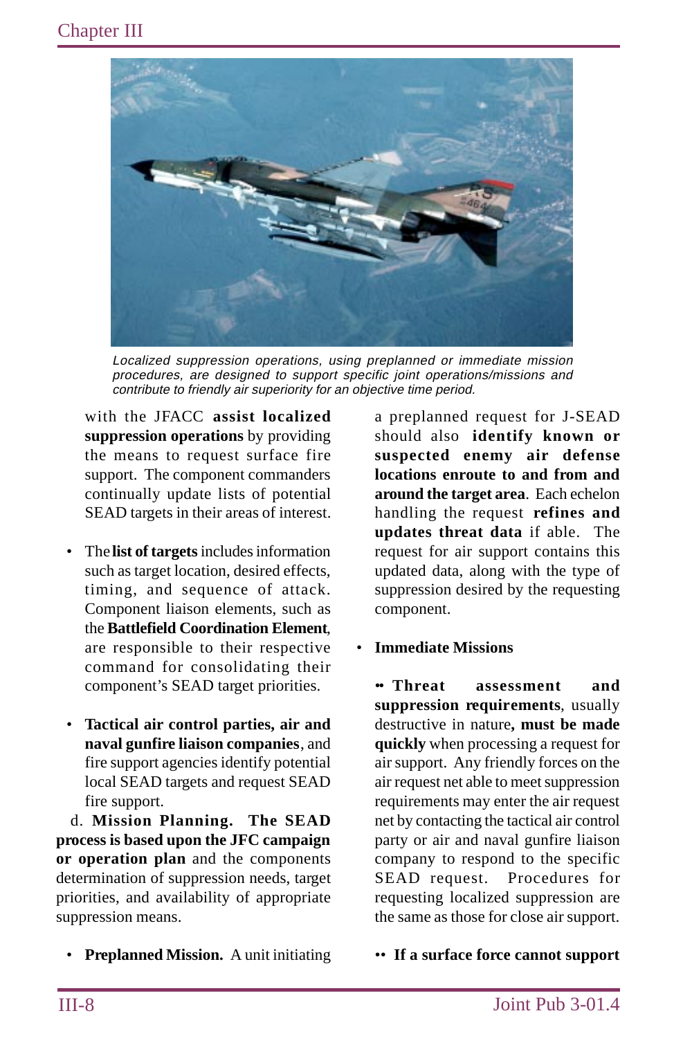*Localized suppression operations, using preplanned or immediate mission procedures, are designed to support specific joint operations/missions and contribute to friendly air superiority for an objective time period.*

with the JFACC **assist localized suppression operations** by providing the means to request surface fire support. The component commanders continually update lists of potential SEAD targets in their areas of interest.

- The **list of targets** includes information such as target location, desired effects, timing, and sequence of attack. Component liaison elements, such as the **Battlefield Coordination Element**, are responsible to their respective command for consolidating their component's SEAD target priorities.

- **Tactical air control parties, air and naval gunfire liaison companies**, and fire support agencies identify potential local SEAD targets and request SEAD fire support.

d. **Mission Planning. The SEAD process is based upon the JFC campaign or operation plan** and the components determination of suppression needs, target priorities, and availability of appropriate suppression means.

- **Preplanned Mission.** A unit initiating a preplanned request for J-SEAD should also **identify known or suspected enemy air defense locations enroute to and from and around the target area**. Each echelon handling the request **refines and updates threat data** if able. The request for air support contains this updated data, along with the type of suppression desired by the requesting component.

- **Immediate Missions**

  •• **Threat assessment and suppression requirements**, usually destructive in nature**, must be made quickly** when processing a request for air support. Any friendly forces on the air request net able to meet suppression requirements may enter the air request net by contacting the tactical air control party or air and naval gunfire liaison company to respond to the specific SEAD request. Procedures for requesting localized suppression are the same as those for close air support.

  •• **If a surface force cannot support**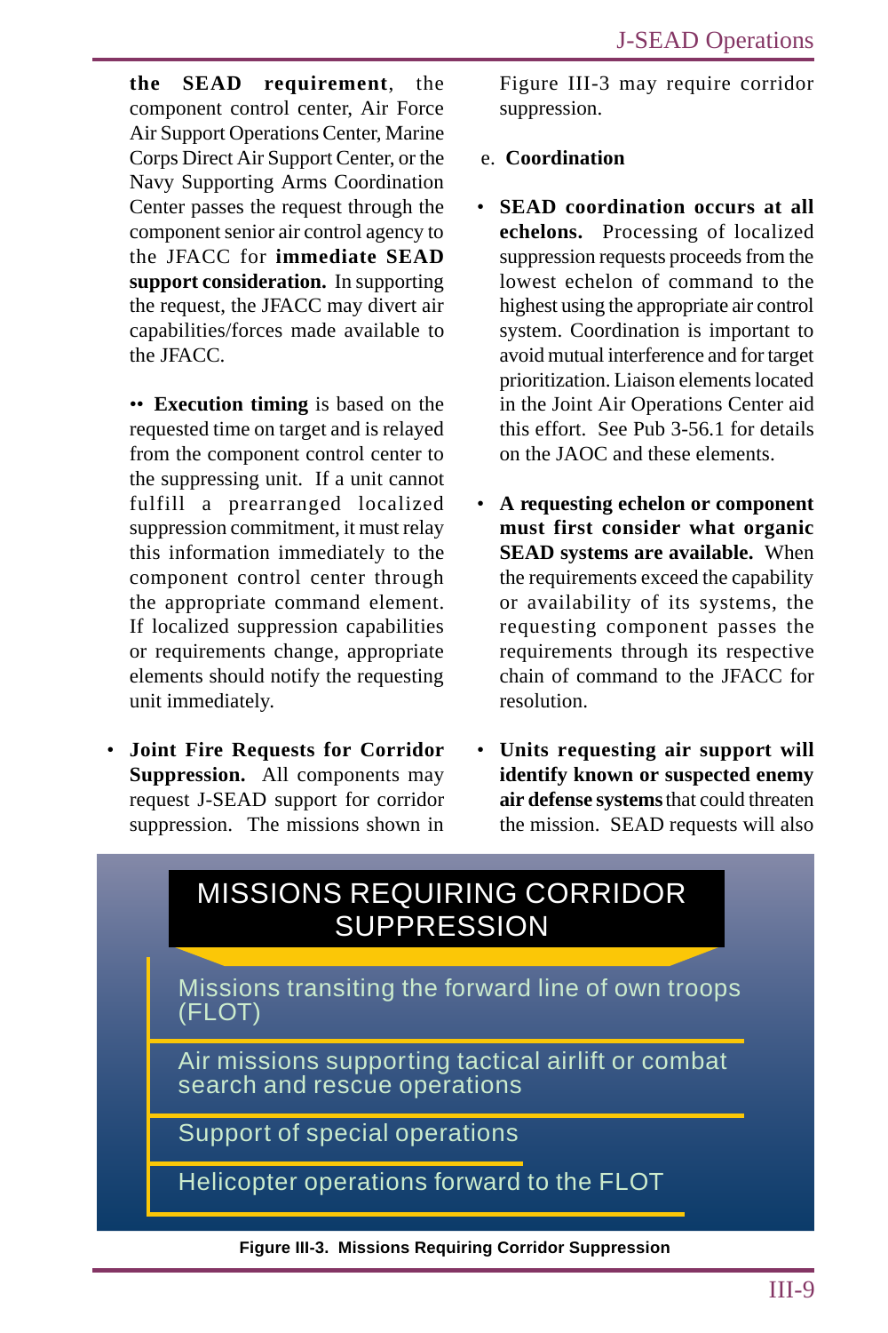**the SEAD requirement**, the component control center, Air Force Air Support Operations Center, Marine Corps Direct Air Support Center, or the Navy Supporting Arms Coordination Center passes the request through the component senior air control agency to the JFACC for **immediate SEAD support consideration.** In supporting the request, the JFACC may divert air capabilities/forces made available to the JFACC.

•• **Execution timing** is based on the requested time on target and is relayed from the component control center to the suppressing unit. If a unit cannot fulfill a prearranged localized suppression commitment, it must relay this information immediately to the component control center through the appropriate command element. If localized suppression capabilities or requirements change, appropriate elements should notify the requesting unit immediately.

- **Joint Fire Requests for Corridor Suppression.** All components may request J-SEAD support for corridor suppression. The missions shown in Figure III-3 may require corridor suppression.

e. **Coordination**

- **SEAD coordination occurs at all echelons.** Processing of localized suppression requests proceeds from the lowest echelon of command to the highest using the appropriate air control system. Coordination is important to avoid mutual interference and for target prioritization. Liaison elements located in the Joint Air Operations Center aid this effort. See Pub 3-56.1 for details on the JAOC and these elements.

- **A requesting echelon or component must first consider what organic SEAD systems are available.** When the requirements exceed the capability or availability of its systems, the requesting component passes the requirements through its respective chain of command to the JFACC for resolution.

- **Units requesting air support will identify known or suspected enemy air defense systems** that could threaten the mission. SEAD requests will also

**MISSIONS REQUIRING CORRIDOR SUPPRESSION**

- Missions transiting the forward line of own troops (FLOT)
- Air missions supporting tactical airlift or combat search and rescue operations
- Support of special operations
- Helicopter operations forward to the FLOT

**Figure III-3. Missions Requiring Corridor Suppression**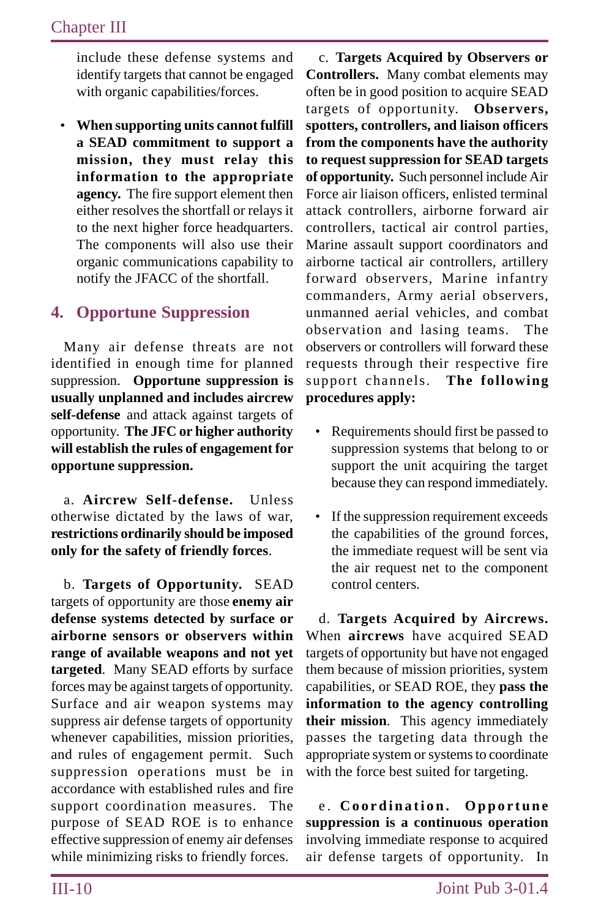include these defense systems and identify targets that cannot be engaged with organic capabilities/forces.

- **When supporting units cannot fulfill a SEAD commitment to support a mission, they must relay this information to the appropriate agency.** The fire support element then either resolves the shortfall or relays it to the next higher force headquarters. The components will also use their organic communications capability to notify the JFACC of the shortfall.

## 4. Opportune Suppression

Many air defense threats are not identified in enough time for planned suppression. **Opportune suppression is usually unplanned and includes aircrew self-defense** and attack against targets of opportunity. **The JFC or higher authority will establish the rules of engagement for opportune suppression.**

a. **Aircrew Self-defense.** Unless otherwise dictated by the laws of war, **restrictions ordinarily should be imposed only for the safety of friendly forces**.

b. **Targets of Opportunity.** SEAD targets of opportunity are those **enemy air defense systems detected by surface or airborne sensors or observers within range of available weapons and not yet targeted**. Many SEAD efforts by surface forces may be against targets of opportunity. Surface and air weapon systems may suppress air defense targets of opportunity whenever capabilities, mission priorities, and rules of engagement permit. Such suppression operations must be in accordance with established rules and fire support coordination measures. The purpose of SEAD ROE is to enhance effective suppression of enemy air defenses while minimizing risks to friendly forces.

c. **Targets Acquired by Observers or Controllers.** Many combat elements may often be in good position to acquire SEAD targets of opportunity. **Observers, spotters, controllers, and liaison officers from the components have the authority to request suppression for SEAD targets of opportunity.** Such personnel include Air Force air liaison officers, enlisted terminal attack controllers, airborne forward air controllers, tactical air control parties, Marine assault support coordinators and airborne tactical air controllers, artillery forward observers, Marine infantry commanders, Army aerial observers, unmanned aerial vehicles, and combat observation and lasing teams. The observers or controllers will forward these requests through their respective fire support channels. **The following procedures apply:**

- Requirements should first be passed to suppression systems that belong to or support the unit acquiring the target because they can respond immediately.

- If the suppression requirement exceeds the capabilities of the ground forces, the immediate request will be sent via the air request net to the component control centers.

d. **Targets Acquired by Aircrews.** When **aircrews** have acquired SEAD targets of opportunity but have not engaged them because of mission priorities, system capabilities, or SEAD ROE, they **pass the information to the agency controlling their mission**. This agency immediately passes the targeting data through the appropriate system or systems to coordinate with the force best suited for targeting.

e. **Coordination. Opportune suppression is a continuous operation** involving immediate response to acquired air defense targets of opportunity. In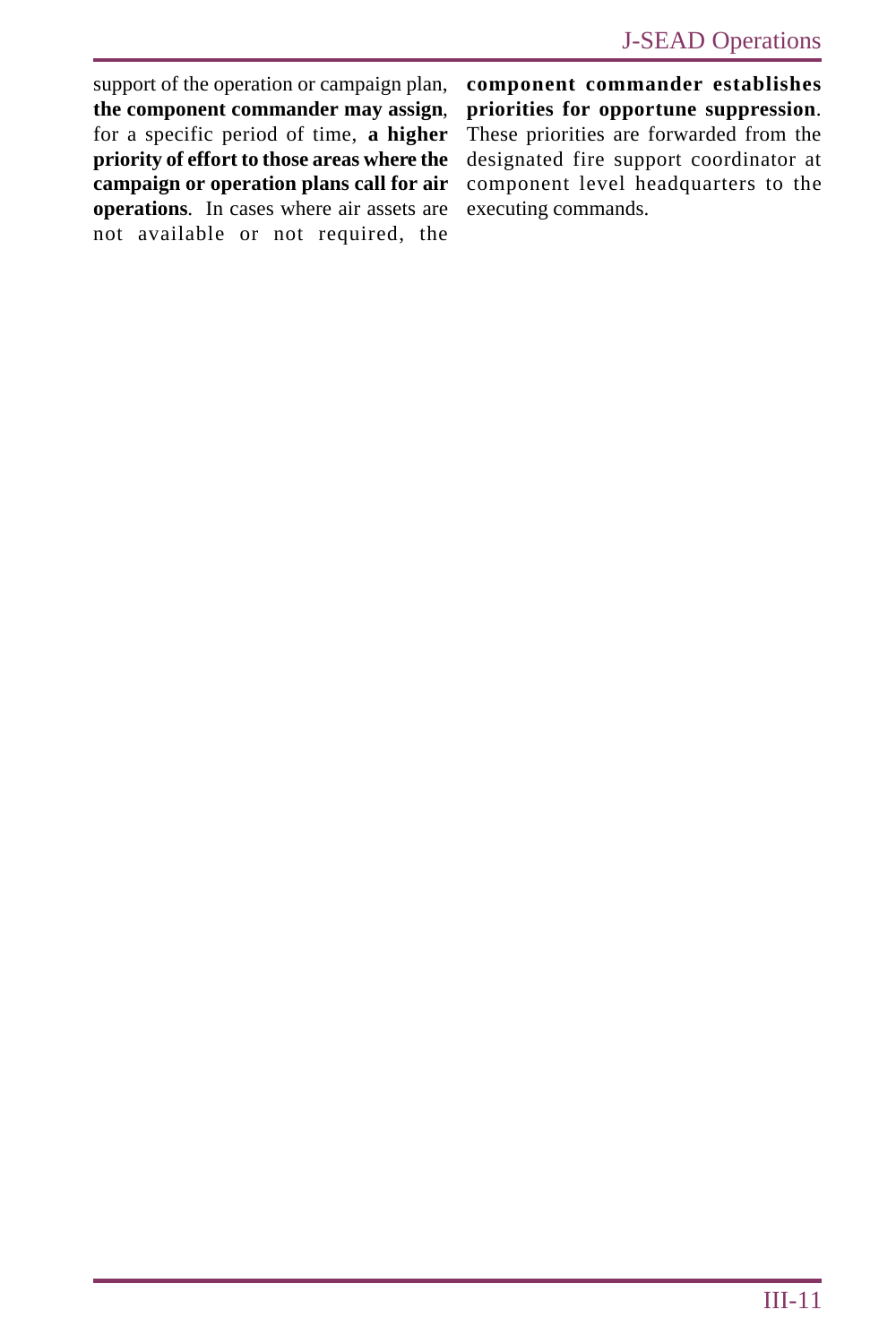support of the operation or campaign plan, **the component commander may assign**, for a specific period of time, **a higher priority of effort to those areas where the campaign or operation plans call for air operations**. In cases where air assets are not available or not required, the **component commander establishes priorities for opportune suppression**. These priorities are forwarded from the designated fire support coordinator at component level headquarters to the executing commands.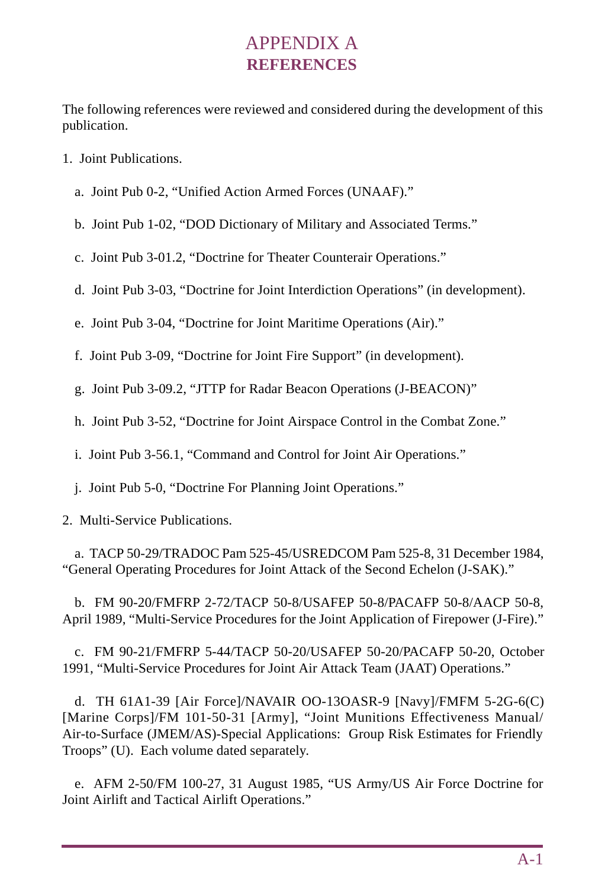# APPENDIX A
## REFERENCES

The following references were reviewed and considered during the development of this publication.

1. Joint Publications.

   a. Joint Pub 0-2, "Unified Action Armed Forces (UNAAF)."

   b. Joint Pub 1-02, "DOD Dictionary of Military and Associated Terms."

   c. Joint Pub 3-01.2, "Doctrine for Theater Counterair Operations."

   d. Joint Pub 3-03, "Doctrine for Joint Interdiction Operations" (in development).

   e. Joint Pub 3-04, "Doctrine for Joint Maritime Operations (Air)."

   f. Joint Pub 3-09, "Doctrine for Joint Fire Support" (in development).

   g. Joint Pub 3-09.2, "JTTP for Radar Beacon Operations (J-BEACON)"

   h. Joint Pub 3-52, "Doctrine for Joint Airspace Control in the Combat Zone."

   i. Joint Pub 3-56.1, "Command and Control for Joint Air Operations."

   j. Joint Pub 5-0, "Doctrine For Planning Joint Operations."

2. Multi-Service Publications.

   a. TACP 50-29/TRADOC Pam 525-45/USREDCOM Pam 525-8, 31 December 1984, "General Operating Procedures for Joint Attack of the Second Echelon (J-SAK)."

   b. FM 90-20/FMFRP 2-72/TACP 50-8/USAFEP 50-8/PACAFP 50-8/AACP 50-8, April 1989, "Multi-Service Procedures for the Joint Application of Firepower (J-Fire)."

   c. FM 90-21/FMFRP 5-44/TACP 50-20/USAFEP 50-20/PACAFP 50-20, October 1991, "Multi-Service Procedures for Joint Air Attack Team (JAAT) Operations."

   d. TH 61A1-39 [Air Force]/NAVAIR OO-13OASR-9 [Navy]/FMFM 5-2G-6(C) [Marine Corps]/FM 101-50-31 [Army], "Joint Munitions Effectiveness Manual/ Air-to-Surface (JMEM/AS)-Special Applications: Group Risk Estimates for Friendly Troops" (U). Each volume dated separately.

   e. AFM 2-50/FM 100-27, 31 August 1985, "US Army/US Air Force Doctrine for Joint Airlift and Tactical Airlift Operations."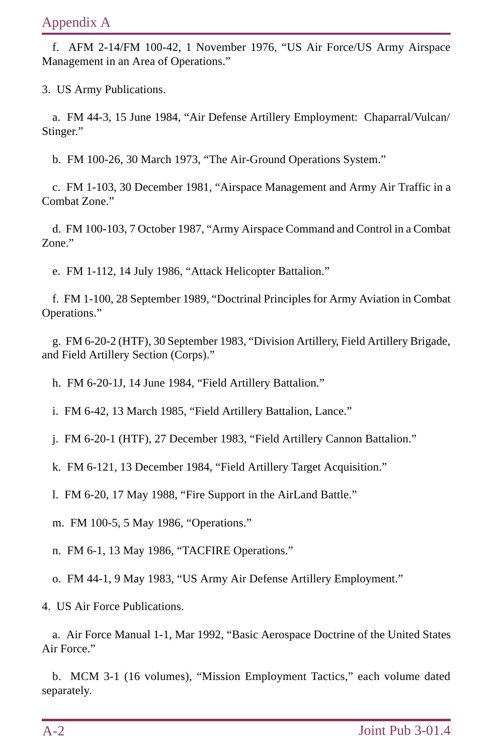f. AFM 2-14/FM 100-42, 1 November 1976, "US Air Force/US Army Airspace Management in an Area of Operations."

3. US Army Publications.

a. FM 44-3, 15 June 1984, "Air Defense Artillery Employment: Chaparral/Vulcan/Stinger."

b. FM 100-26, 30 March 1973, "The Air-Ground Operations System."

c. FM 1-103, 30 December 1981, "Airspace Management and Army Air Traffic in a Combat Zone."

d. FM 100-103, 7 October 1987, "Army Airspace Command and Control in a Combat Zone."

e. FM 1-112, 14 July 1986, "Attack Helicopter Battalion."

f. FM 1-100, 28 September 1989, "Doctrinal Principles for Army Aviation in Combat Operations."

g. FM 6-20-2 (HTF), 30 September 1983, "Division Artillery, Field Artillery Brigade, and Field Artillery Section (Corps)."

h. FM 6-20-1J, 14 June 1984, "Field Artillery Battalion."

i. FM 6-42, 13 March 1985, "Field Artillery Battalion, Lance."

j. FM 6-20-1 (HTF), 27 December 1983, "Field Artillery Cannon Battalion."

k. FM 6-121, 13 December 1984, "Field Artillery Target Acquisition."

l. FM 6-20, 17 May 1988, "Fire Support in the AirLand Battle."

m. FM 100-5, 5 May 1986, "Operations."

n. FM 6-1, 13 May 1986, "TACFIRE Operations."

o. FM 44-1, 9 May 1983, "US Army Air Defense Artillery Employment."

4. US Air Force Publications.

a. Air Force Manual 1-1, Mar 1992, "Basic Aerospace Doctrine of the United States Air Force."

b. MCM 3-1 (16 volumes), "Mission Employment Tactics," each volume dated separately.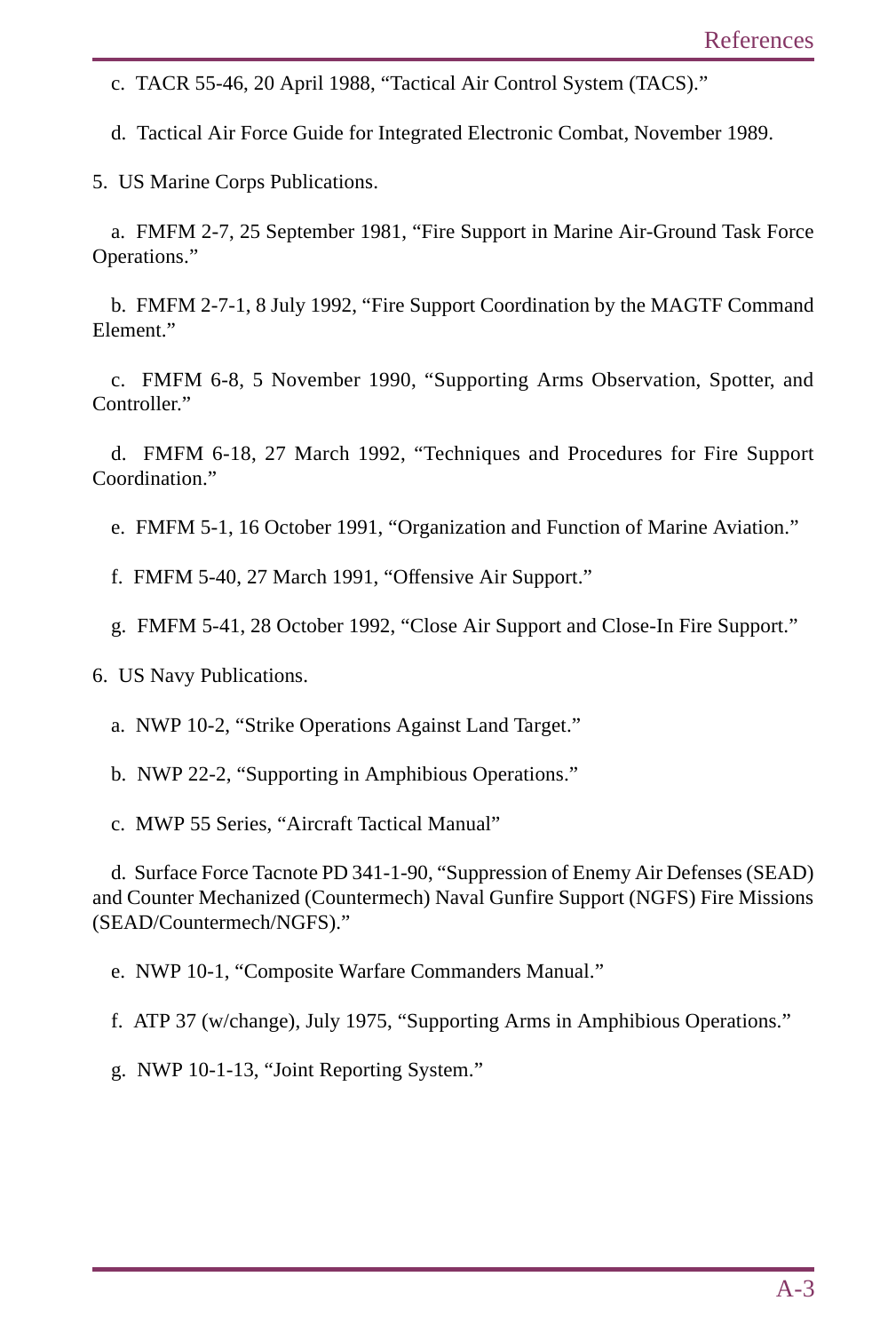c. TACR 55-46, 20 April 1988, "Tactical Air Control System (TACS)."

d. Tactical Air Force Guide for Integrated Electronic Combat, November 1989.

5. US Marine Corps Publications.

a. FMFM 2-7, 25 September 1981, "Fire Support in Marine Air-Ground Task Force Operations."

b. FMFM 2-7-1, 8 July 1992, "Fire Support Coordination by the MAGTF Command Element."

c. FMFM 6-8, 5 November 1990, "Supporting Arms Observation, Spotter, and Controller."

d. FMFM 6-18, 27 March 1992, "Techniques and Procedures for Fire Support Coordination."

e. FMFM 5-1, 16 October 1991, "Organization and Function of Marine Aviation."

f. FMFM 5-40, 27 March 1991, "Offensive Air Support."

g. FMFM 5-41, 28 October 1992, "Close Air Support and Close-In Fire Support."

6. US Navy Publications.

a. NWP 10-2, "Strike Operations Against Land Target."

b. NWP 22-2, "Supporting in Amphibious Operations."

c. MWP 55 Series, "Aircraft Tactical Manual"

d. Surface Force Tacnote PD 341-1-90, "Suppression of Enemy Air Defenses (SEAD) and Counter Mechanized (Countermech) Naval Gunfire Support (NGFS) Fire Missions (SEAD/Countermech/NGFS)."

e. NWP 10-1, "Composite Warfare Commanders Manual."

f. ATP 37 (w/change), July 1975, "Supporting Arms in Amphibious Operations."

g. NWP 10-1-13, "Joint Reporting System."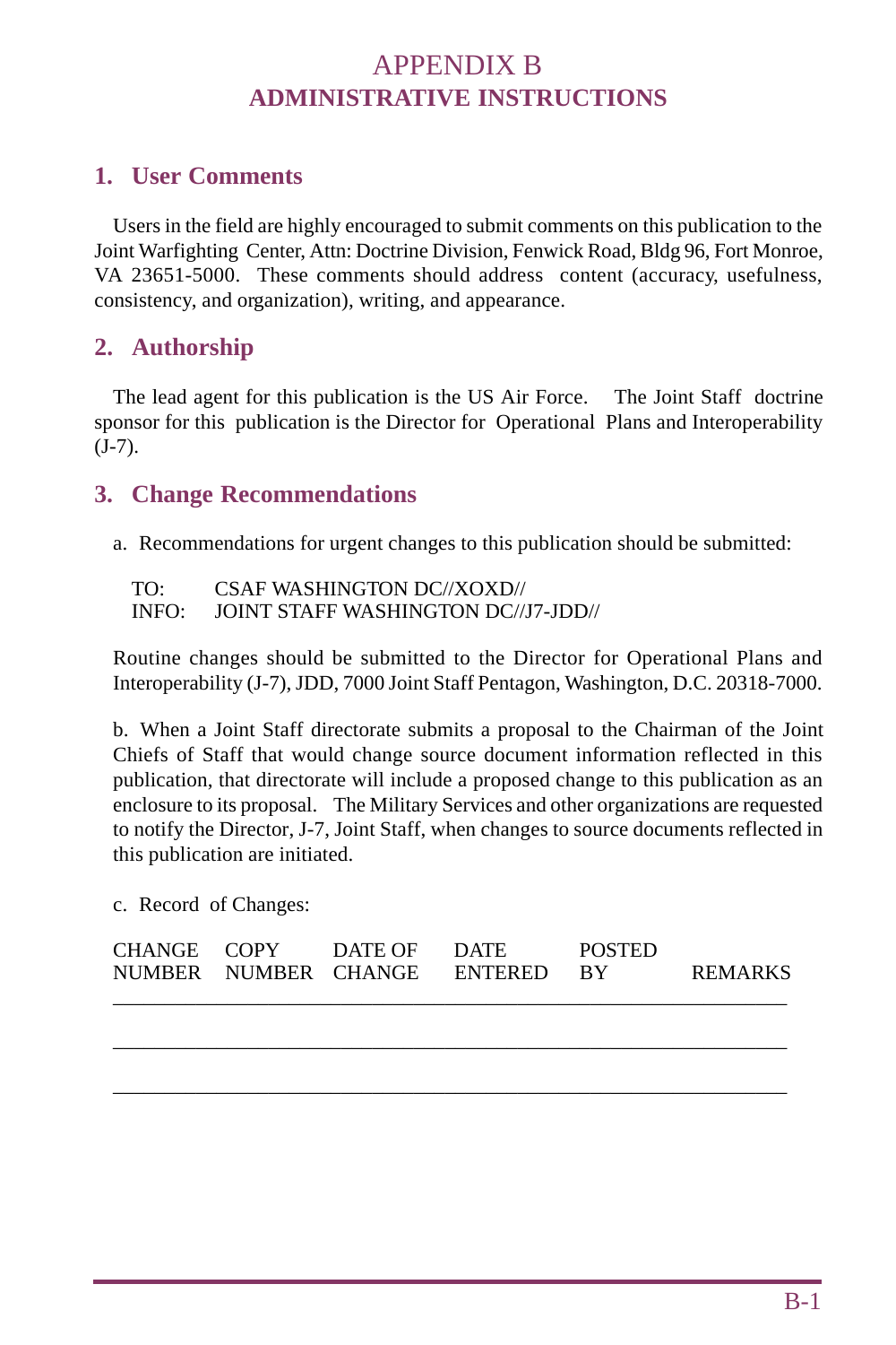# APPENDIX B
## ADMINISTRATIVE INSTRUCTIONS

### 1. User Comments

Users in the field are highly encouraged to submit comments on this publication to the Joint Warfighting Center, Attn: Doctrine Division, Fenwick Road, Bldg 96, Fort Monroe, VA 23651-5000. These comments should address content (accuracy, usefulness, consistency, and organization), writing, and appearance.

### 2. Authorship

The lead agent for this publication is the US Air Force. The Joint Staff doctrine sponsor for this publication is the Director for Operational Plans and Interoperability (J-7).

### 3. Change Recommendations

a. Recommendations for urgent changes to this publication should be submitted:

TO: CSAF WASHINGTON DC//XOXD//
INFO: JOINT STAFF WASHINGTON DC//J7-JDD//

Routine changes should be submitted to the Director for Operational Plans and Interoperability (J-7), JDD, 7000 Joint Staff Pentagon, Washington, D.C. 20318-7000.

b. When a Joint Staff directorate submits a proposal to the Chairman of the Joint Chiefs of Staff that would change source document information reflected in this publication, that directorate will include a proposed change to this publication as an enclosure to its proposal. The Military Services and other organizations are requested to notify the Director, J-7, Joint Staff, when changes to source documents reflected in this publication are initiated.

c. Record of Changes:

| CHANGE NUMBER | COPY NUMBER | DATE OF CHANGE | DATE ENTERED | POSTED BY | REMARKS |
|---|---|---|---|---|---|
| | | | | | |
| | | | | | |
| | | | | | |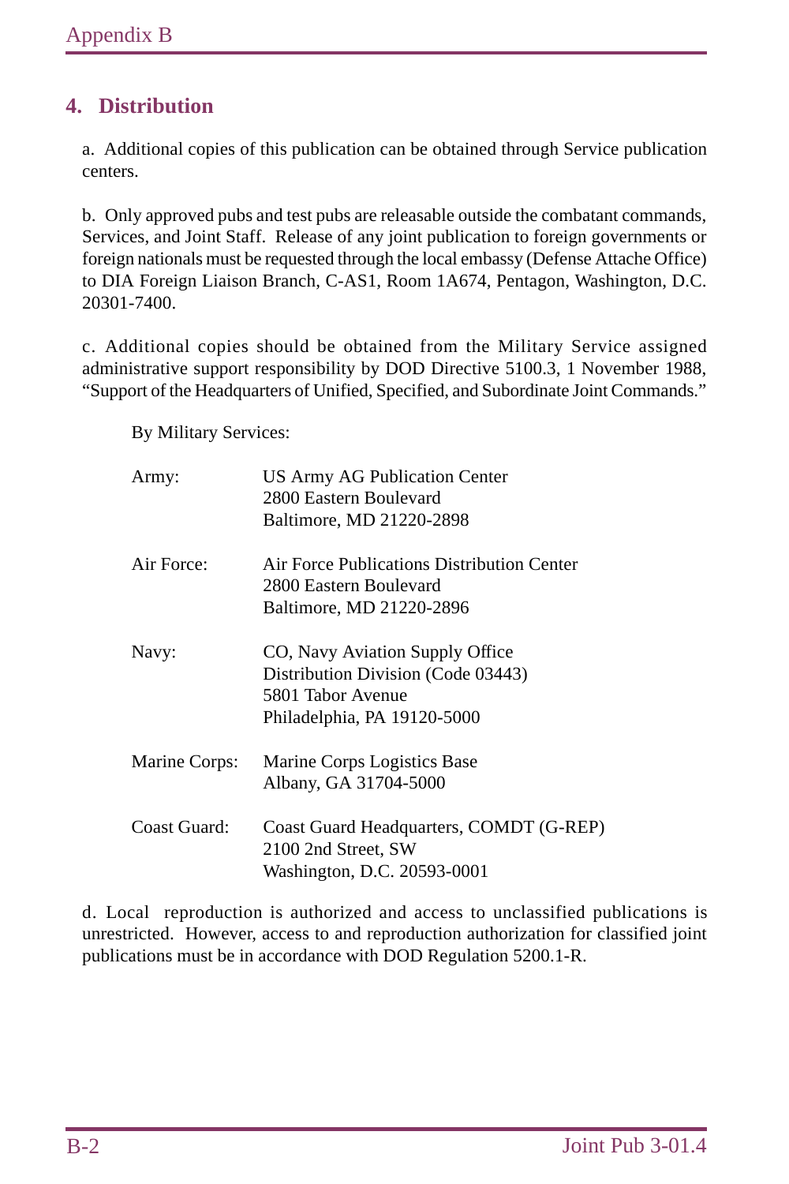## 4. Distribution

a. Additional copies of this publication can be obtained through Service publication centers.

b. Only approved pubs and test pubs are releasable outside the combatant commands, Services, and Joint Staff. Release of any joint publication to foreign governments or foreign nationals must be requested through the local embassy (Defense Attache Office) to DIA Foreign Liaison Branch, C-AS1, Room 1A674, Pentagon, Washington, D.C. 20301-7400.

c. Additional copies should be obtained from the Military Service assigned administrative support responsibility by DOD Directive 5100.3, 1 November 1988, "Support of the Headquarters of Unified, Specified, and Subordinate Joint Commands."

By Military Services:

| | |
|---|---|
| Army: | US Army AG Publication Center<br>2800 Eastern Boulevard<br>Baltimore, MD 21220-2898 |
| Air Force: | Air Force Publications Distribution Center<br>2800 Eastern Boulevard<br>Baltimore, MD 21220-2896 |
| Navy: | CO, Navy Aviation Supply Office<br>Distribution Division (Code 03443)<br>5801 Tabor Avenue<br>Philadelphia, PA 19120-5000 |
| Marine Corps: | Marine Corps Logistics Base<br>Albany, GA 31704-5000 |
| Coast Guard: | Coast Guard Headquarters, COMDT (G-REP)<br>2100 2nd Street, SW<br>Washington, D.C. 20593-0001 |

d. Local reproduction is authorized and access to unclassified publications is unrestricted. However, access to and reproduction authorization for classified joint publications must be in accordance with DOD Regulation 5200.1-R.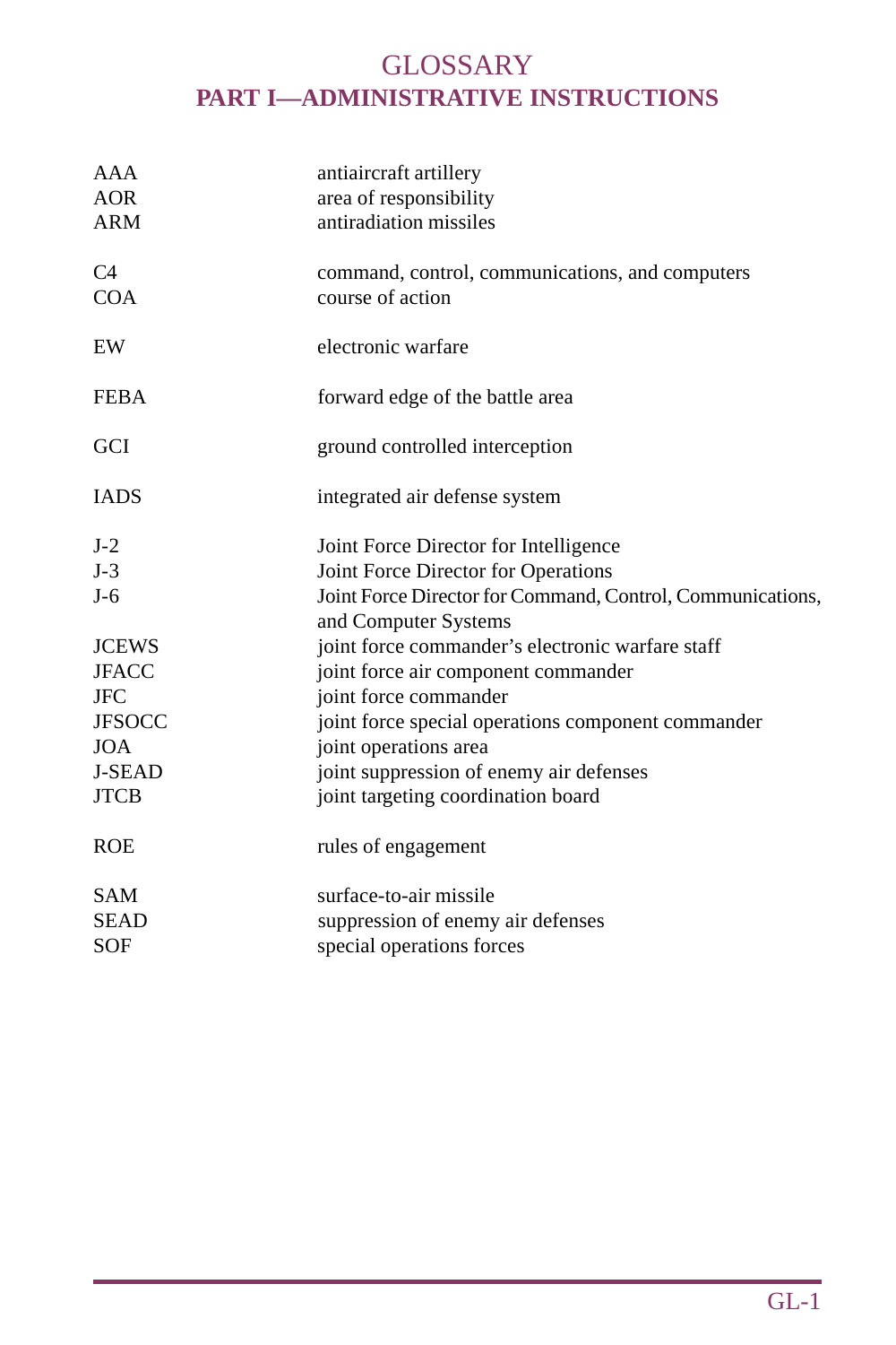# GLOSSARY
## PART I—ADMINISTRATIVE INSTRUCTIONS

| | |
|---|---|
| AAA | antiaircraft artillery |
| AOR | area of responsibility |
| ARM | antiradiation missiles |
| C4 | command, control, communications, and computers |
| COA | course of action |
| EW | electronic warfare |
| FEBA | forward edge of the battle area |
| GCI | ground controlled interception |
| IADS | integrated air defense system |
| J-2 | Joint Force Director for Intelligence |
| J-3 | Joint Force Director for Operations |
| J-6 | Joint Force Director for Command, Control, Communications, and Computer Systems |
| JCEWS | joint force commander's electronic warfare staff |
| JFACC | joint force air component commander |
| JFC | joint force commander |
| JFSOCC | joint force special operations component commander |
| JOA | joint operations area |
| J-SEAD | joint suppression of enemy air defenses |
| JTCB | joint targeting coordination board |
| ROE | rules of engagement |
| SAM | surface-to-air missile |
| SEAD | suppression of enemy air defenses |
| SOF | special operations forces |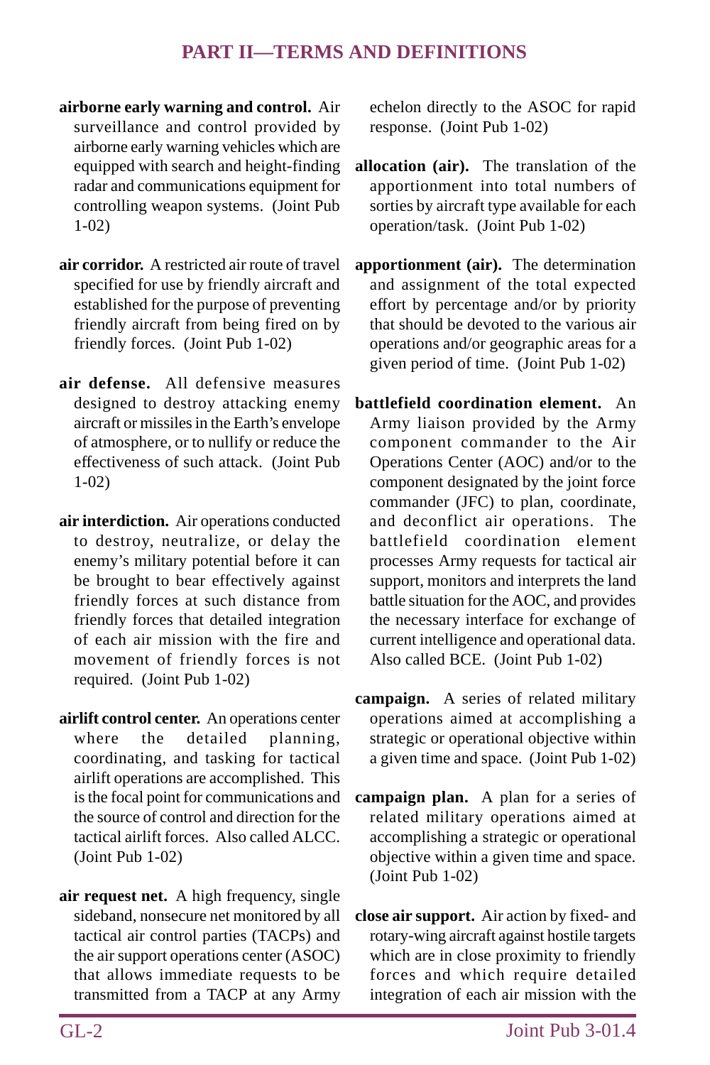## PART II—TERMS AND DEFINITIONS

**airborne early warning and control.** Air surveillance and control provided by airborne early warning vehicles which are equipped with search and height-finding radar and communications equipment for controlling weapon systems. (Joint Pub 1-02)

**air corridor.** A restricted air route of travel specified for use by friendly aircraft and established for the purpose of preventing friendly aircraft from being fired on by friendly forces. (Joint Pub 1-02)

**air defense.** All defensive measures designed to destroy attacking enemy aircraft or missiles in the Earth's envelope of atmosphere, or to nullify or reduce the effectiveness of such attack. (Joint Pub 1-02)

**air interdiction.** Air operations conducted to destroy, neutralize, or delay the enemy's military potential before it can be brought to bear effectively against friendly forces at such distance from friendly forces that detailed integration of each air mission with the fire and movement of friendly forces is not required. (Joint Pub 1-02)

**airlift control center.** An operations center where the detailed planning, coordinating, and tasking for tactical airlift operations are accomplished. This is the focal point for communications and the source of control and direction for the tactical airlift forces. Also called ALCC. (Joint Pub 1-02)

**air request net.** A high frequency, single sideband, nonsecure net monitored by all tactical air control parties (TACPs) and the air support operations center (ASOC) that allows immediate requests to be transmitted from a TACP at any Army echelon directly to the ASOC for rapid response. (Joint Pub 1-02)

**allocation (air).** The translation of the apportionment into total numbers of sorties by aircraft type available for each operation/task. (Joint Pub 1-02)

**apportionment (air).** The determination and assignment of the total expected effort by percentage and/or by priority that should be devoted to the various air operations and/or geographic areas for a given period of time. (Joint Pub 1-02)

**battlefield coordination element.** An Army liaison provided by the Army component commander to the Air Operations Center (AOC) and/or to the component designated by the joint force commander (JFC) to plan, coordinate, and deconflict air operations. The battlefield coordination element processes Army requests for tactical air support, monitors and interprets the land battle situation for the AOC, and provides the necessary interface for exchange of current intelligence and operational data. Also called BCE. (Joint Pub 1-02)

**campaign.** A series of related military operations aimed at accomplishing a strategic or operational objective within a given time and space. (Joint Pub 1-02)

**campaign plan.** A plan for a series of related military operations aimed at accomplishing a strategic or operational objective within a given time and space. (Joint Pub 1-02)

**close air support.** Air action by fixed- and rotary-wing aircraft against hostile targets which are in close proximity to friendly forces and which require detailed integration of each air mission with the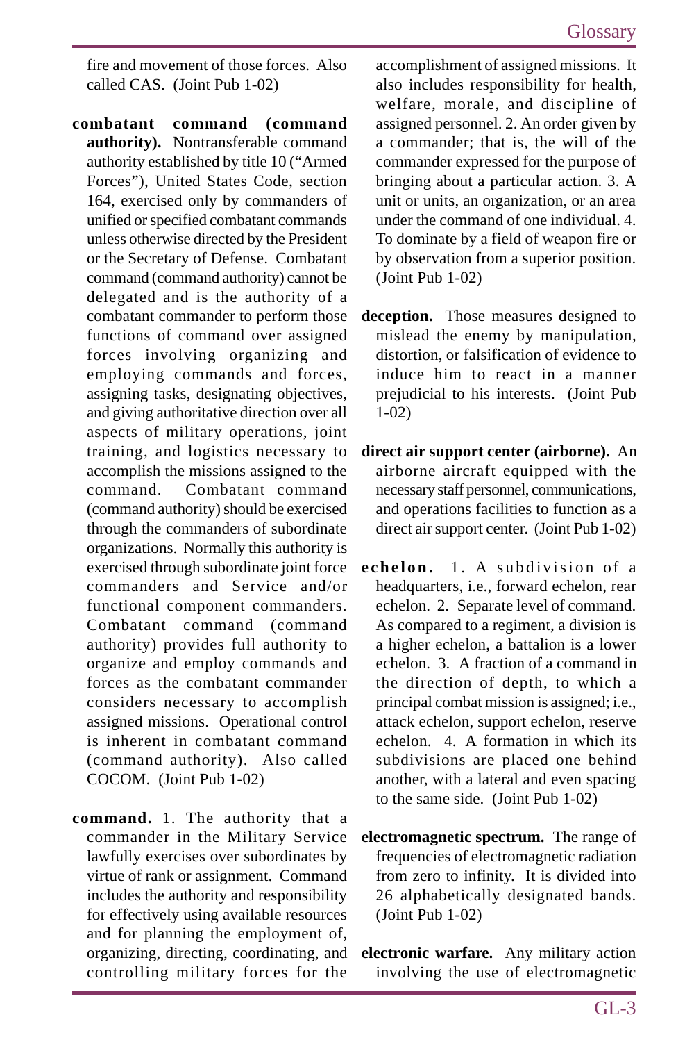fire and movement of those forces. Also called CAS. (Joint Pub 1-02)

**combatant command (command authority).** Nontransferable command authority established by title 10 ("Armed Forces"), United States Code, section 164, exercised only by commanders of unified or specified combatant commands unless otherwise directed by the President or the Secretary of Defense. Combatant command (command authority) cannot be delegated and is the authority of a combatant commander to perform those functions of command over assigned forces involving organizing and employing commands and forces, assigning tasks, designating objectives, and giving authoritative direction over all aspects of military operations, joint training, and logistics necessary to accomplish the missions assigned to the command. Combatant command (command authority) should be exercised through the commanders of subordinate organizations. Normally this authority is exercised through subordinate joint force commanders and Service and/or functional component commanders. Combatant command (command authority) provides full authority to organize and employ commands and forces as the combatant commander considers necessary to accomplish assigned missions. Operational control is inherent in combatant command (command authority). Also called COCOM. (Joint Pub 1-02)

**command.** 1. The authority that a commander in the Military Service lawfully exercises over subordinates by virtue of rank or assignment. Command includes the authority and responsibility for effectively using available resources and for planning the employment of, organizing, directing, coordinating, and controlling military forces for the accomplishment of assigned missions. It also includes responsibility for health, welfare, morale, and discipline of assigned personnel. 2. An order given by a commander; that is, the will of the commander expressed for the purpose of bringing about a particular action. 3. A unit or units, an organization, or an area under the command of one individual. 4. To dominate by a field of weapon fire or by observation from a superior position. (Joint Pub 1-02)

**deception.** Those measures designed to mislead the enemy by manipulation, distortion, or falsification of evidence to induce him to react in a manner prejudicial to his interests. (Joint Pub 1-02)

**direct air support center (airborne).** An airborne aircraft equipped with the necessary staff personnel, communications, and operations facilities to function as a direct air support center. (Joint Pub 1-02)

**echelon.** 1. A subdivision of a headquarters, i.e., forward echelon, rear echelon. 2. Separate level of command. As compared to a regiment, a division is a higher echelon, a battalion is a lower echelon. 3. A fraction of a command in the direction of depth, to which a principal combat mission is assigned; i.e., attack echelon, support echelon, reserve echelon. 4. A formation in which its subdivisions are placed one behind another, with a lateral and even spacing to the same side. (Joint Pub 1-02)

**electromagnetic spectrum.** The range of frequencies of electromagnetic radiation from zero to infinity. It is divided into 26 alphabetically designated bands. (Joint Pub 1-02)

**electronic warfare.** Any military action involving the use of electromagnetic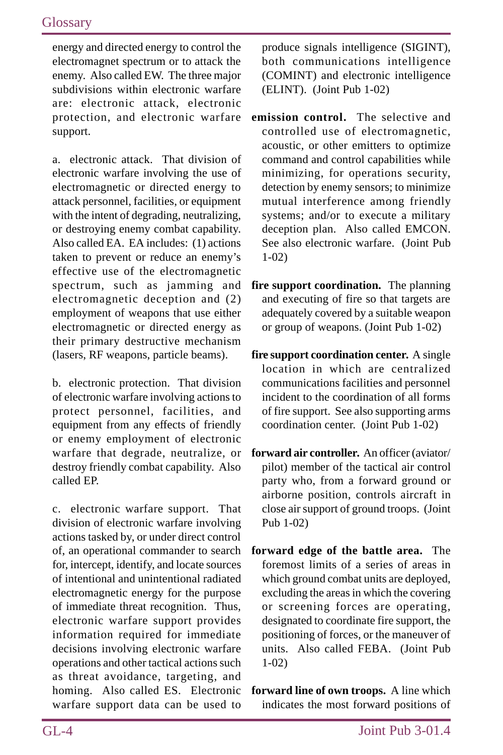energy and directed energy to control the electromagnet spectrum or to attack the enemy. Also called EW. The three major subdivisions within electronic warfare are: electronic attack, electronic protection, and electronic warfare support.

a. electronic attack. That division of electronic warfare involving the use of electromagnetic or directed energy to attack personnel, facilities, or equipment with the intent of degrading, neutralizing, or destroying enemy combat capability. Also called EA. EA includes: (1) actions taken to prevent or reduce an enemy's effective use of the electromagnetic spectrum, such as jamming and electromagnetic deception and (2) employment of weapons that use either electromagnetic or directed energy as their primary destructive mechanism (lasers, RF weapons, particle beams).

b. electronic protection. That division of electronic warfare involving actions to protect personnel, facilities, and equipment from any effects of friendly or enemy employment of electronic warfare that degrade, neutralize, or destroy friendly combat capability. Also called EP.

c. electronic warfare support. That division of electronic warfare involving actions tasked by, or under direct control of, an operational commander to search for, intercept, identify, and locate sources of intentional and unintentional radiated electromagnetic energy for the purpose of immediate threat recognition. Thus, electronic warfare support provides information required for immediate decisions involving electronic warfare operations and other tactical actions such as threat avoidance, targeting, and homing. Also called ES. Electronic warfare support data can be used to produce signals intelligence (SIGINT), both communications intelligence (COMINT) and electronic intelligence (ELINT). (Joint Pub 1-02)

**emission control.** The selective and controlled use of electromagnetic, acoustic, or other emitters to optimize command and control capabilities while minimizing, for operations security, detection by enemy sensors; to minimize mutual interference among friendly systems; and/or to execute a military deception plan. Also called EMCON. See also electronic warfare. (Joint Pub 1-02)

**fire support coordination.** The planning and executing of fire so that targets are adequately covered by a suitable weapon or group of weapons. (Joint Pub 1-02)

**fire support coordination center.** A single location in which are centralized communications facilities and personnel incident to the coordination of all forms of fire support. See also supporting arms coordination center. (Joint Pub 1-02)

**forward air controller.** An officer (aviator/pilot) member of the tactical air control party who, from a forward ground or airborne position, controls aircraft in close air support of ground troops. (Joint Pub 1-02)

**forward edge of the battle area.** The foremost limits of a series of areas in which ground combat units are deployed, excluding the areas in which the covering or screening forces are operating, designated to coordinate fire support, the positioning of forces, or the maneuver of units. Also called FEBA. (Joint Pub 1-02)

**forward line of own troops.** A line which indicates the most forward positions of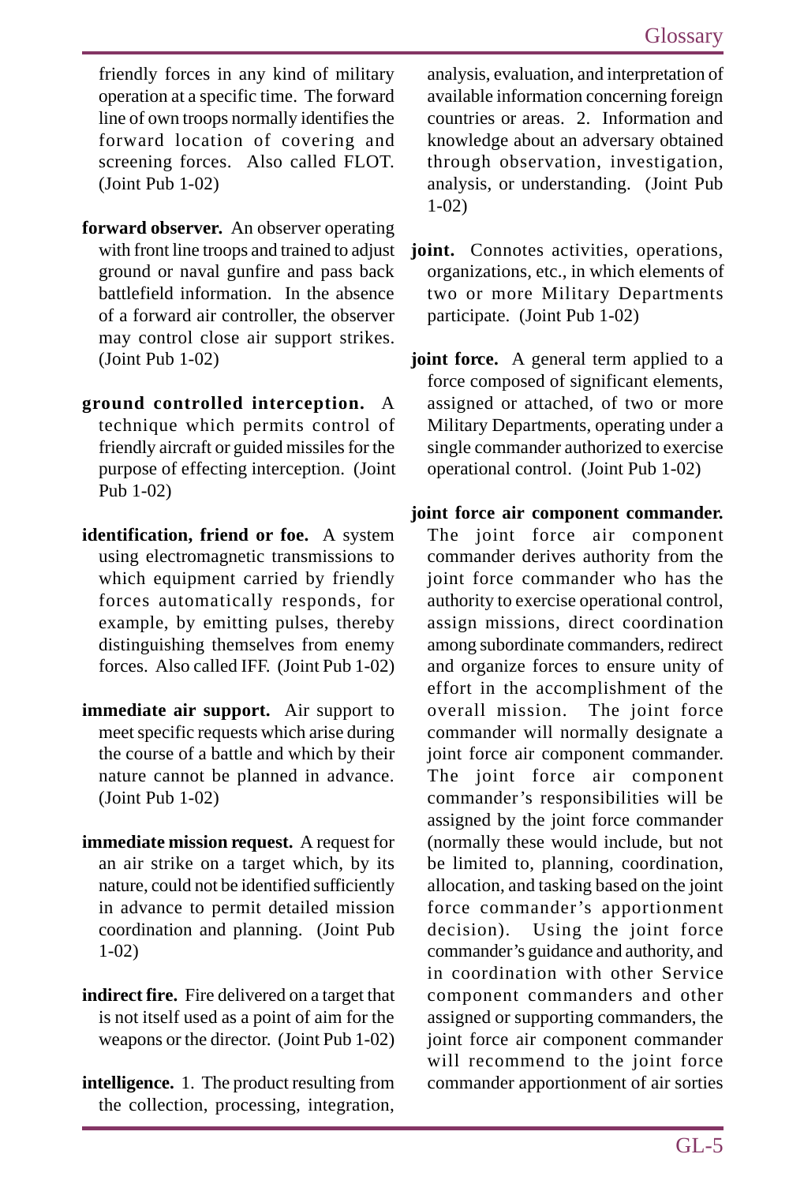friendly forces in any kind of military operation at a specific time. The forward line of own troops normally identifies the forward location of covering and screening forces. Also called FLOT. (Joint Pub 1-02)

**forward observer.** An observer operating with front line troops and trained to adjust ground or naval gunfire and pass back battlefield information. In the absence of a forward air controller, the observer may control close air support strikes. (Joint Pub 1-02)

**ground controlled interception.** A technique which permits control of friendly aircraft or guided missiles for the purpose of effecting interception. (Joint Pub 1-02)

**identification, friend or foe.** A system using electromagnetic transmissions to which equipment carried by friendly forces automatically responds, for example, by emitting pulses, thereby distinguishing themselves from enemy forces. Also called IFF. (Joint Pub 1-02)

**immediate air support.** Air support to meet specific requests which arise during the course of a battle and which by their nature cannot be planned in advance. (Joint Pub 1-02)

**immediate mission request.** A request for an air strike on a target which, by its nature, could not be identified sufficiently in advance to permit detailed mission coordination and planning. (Joint Pub 1-02)

**indirect fire.** Fire delivered on a target that is not itself used as a point of aim for the weapons or the director. (Joint Pub 1-02)

**intelligence.** 1. The product resulting from the collection, processing, integration, analysis, evaluation, and interpretation of available information concerning foreign countries or areas. 2. Information and knowledge about an adversary obtained through observation, investigation, analysis, or understanding. (Joint Pub 1-02)

**joint.** Connotes activities, operations, organizations, etc., in which elements of two or more Military Departments participate. (Joint Pub 1-02)

**joint force.** A general term applied to a force composed of significant elements, assigned or attached, of two or more Military Departments, operating under a single commander authorized to exercise operational control. (Joint Pub 1-02)

**joint force air component commander.** The joint force air component commander derives authority from the joint force commander who has the authority to exercise operational control, assign missions, direct coordination among subordinate commanders, redirect and organize forces to ensure unity of effort in the accomplishment of the overall mission. The joint force commander will normally designate a joint force air component commander. The joint force air component commander's responsibilities will be assigned by the joint force commander (normally these would include, but not be limited to, planning, coordination, allocation, and tasking based on the joint force commander's apportionment decision). Using the joint force commander's guidance and authority, and in coordination with other Service component commanders and other assigned or supporting commanders, the joint force air component commander will recommend to the joint force commander apportionment of air sorties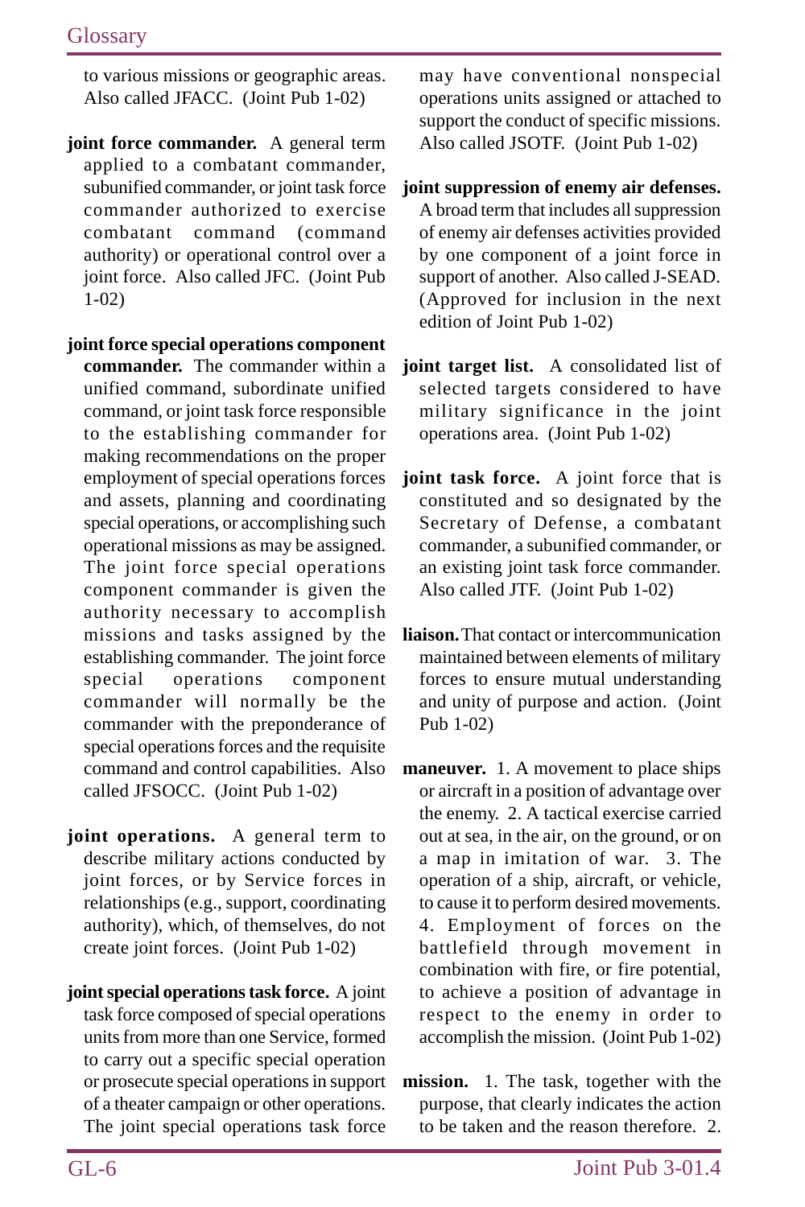to various missions or geographic areas. Also called JFACC. (Joint Pub 1-02)

**joint force commander.** A general term applied to a combatant commander, subunified commander, or joint task force commander authorized to exercise combatant command (command authority) or operational control over a joint force. Also called JFC. (Joint Pub 1-02)

**joint force special operations component commander.** The commander within a unified command, subordinate unified command, or joint task force responsible to the establishing commander for making recommendations on the proper employment of special operations forces and assets, planning and coordinating special operations, or accomplishing such operational missions as may be assigned. The joint force special operations component commander is given the authority necessary to accomplish missions and tasks assigned by the establishing commander. The joint force special operations component commander will normally be the commander with the preponderance of special operations forces and the requisite command and control capabilities. Also called JFSOCC. (Joint Pub 1-02)

**joint operations.** A general term to describe military actions conducted by joint forces, or by Service forces in relationships (e.g., support, coordinating authority), which, of themselves, do not create joint forces. (Joint Pub 1-02)

**joint special operations task force.** A joint task force composed of special operations units from more than one Service, formed to carry out a specific special operation or prosecute special operations in support of a theater campaign or other operations. The joint special operations task force may have conventional nonspecial operations units assigned or attached to support the conduct of specific missions. Also called JSOTF. (Joint Pub 1-02)

**joint suppression of enemy air defenses.** A broad term that includes all suppression of enemy air defenses activities provided by one component of a joint force in support of another. Also called J-SEAD. (Approved for inclusion in the next edition of Joint Pub 1-02)

**joint target list.** A consolidated list of selected targets considered to have military significance in the joint operations area. (Joint Pub 1-02)

**joint task force.** A joint force that is constituted and so designated by the Secretary of Defense, a combatant commander, a subunified commander, or an existing joint task force commander. Also called JTF. (Joint Pub 1-02)

**liaison.** That contact or intercommunication maintained between elements of military forces to ensure mutual understanding and unity of purpose and action. (Joint Pub 1-02)

**maneuver.** 1. A movement to place ships or aircraft in a position of advantage over the enemy. 2. A tactical exercise carried out at sea, in the air, on the ground, or on a map in imitation of war. 3. The operation of a ship, aircraft, or vehicle, to cause it to perform desired movements. 4. Employment of forces on the battlefield through movement in combination with fire, or fire potential, to achieve a position of advantage in respect to the enemy in order to accomplish the mission. (Joint Pub 1-02)

**mission.** 1. The task, together with the purpose, that clearly indicates the action to be taken and the reason therefore. 2.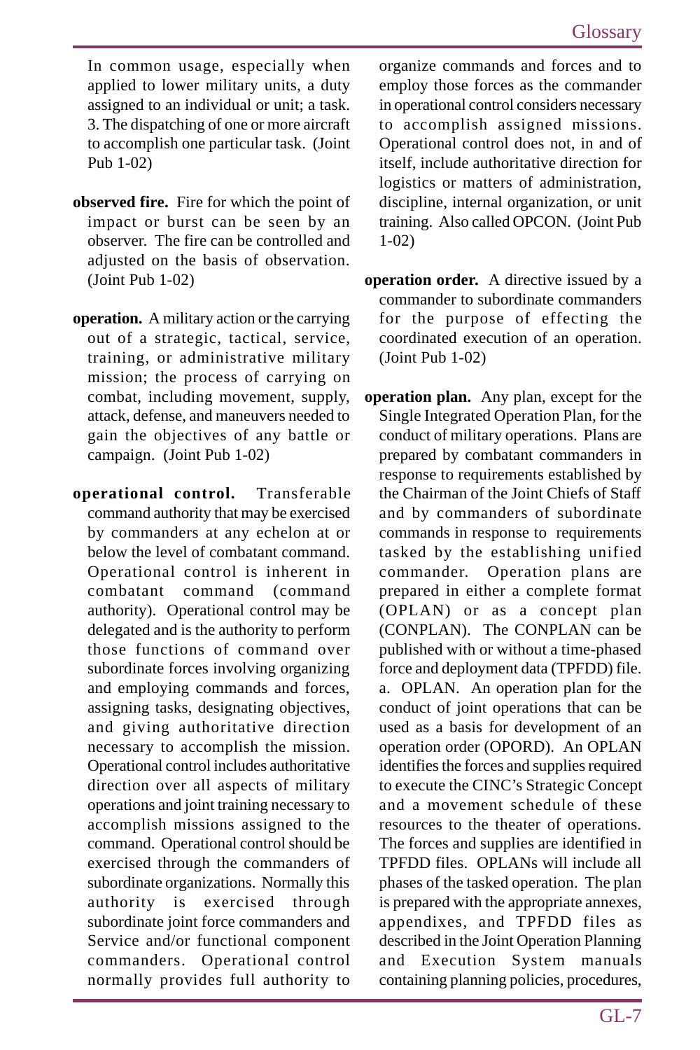In common usage, especially when applied to lower military units, a duty assigned to an individual or unit; a task. 3. The dispatching of one or more aircraft to accomplish one particular task. (Joint Pub 1-02)

**observed fire.** Fire for which the point of impact or burst can be seen by an observer. The fire can be controlled and adjusted on the basis of observation. (Joint Pub 1-02)

**operation.** A military action or the carrying out of a strategic, tactical, service, training, or administrative military mission; the process of carrying on combat, including movement, supply, attack, defense, and maneuvers needed to gain the objectives of any battle or campaign. (Joint Pub 1-02)

**operational control.** Transferable command authority that may be exercised by commanders at any echelon at or below the level of combatant command. Operational control is inherent in combatant command (command authority). Operational control may be delegated and is the authority to perform those functions of command over subordinate forces involving organizing and employing commands and forces, assigning tasks, designating objectives, and giving authoritative direction necessary to accomplish the mission. Operational control includes authoritative direction over all aspects of military operations and joint training necessary to accomplish missions assigned to the command. Operational control should be exercised through the commanders of subordinate organizations. Normally this authority is exercised through subordinate joint force commanders and Service and/or functional component commanders. Operational control normally provides full authority to organize commands and forces and to employ those forces as the commander in operational control considers necessary to accomplish assigned missions. Operational control does not, in and of itself, include authoritative direction for logistics or matters of administration, discipline, internal organization, or unit training. Also called OPCON. (Joint Pub 1-02)

**operation order.** A directive issued by a commander to subordinate commanders for the purpose of effecting the coordinated execution of an operation. (Joint Pub 1-02)

**operation plan.** Any plan, except for the Single Integrated Operation Plan, for the conduct of military operations. Plans are prepared by combatant commanders in response to requirements established by the Chairman of the Joint Chiefs of Staff and by commanders of subordinate commands in response to requirements tasked by the establishing unified commander. Operation plans are prepared in either a complete format (OPLAN) or as a concept plan (CONPLAN). The CONPLAN can be published with or without a time-phased force and deployment data (TPFDD) file. a. OPLAN. An operation plan for the conduct of joint operations that can be used as a basis for development of an operation order (OPORD). An OPLAN identifies the forces and supplies required to execute the CINC's Strategic Concept and a movement schedule of these resources to the theater of operations. The forces and supplies are identified in TPFDD files. OPLANs will include all phases of the tasked operation. The plan is prepared with the appropriate annexes, appendixes, and TPFDD files as described in the Joint Operation Planning and Execution System manuals containing planning policies, procedures,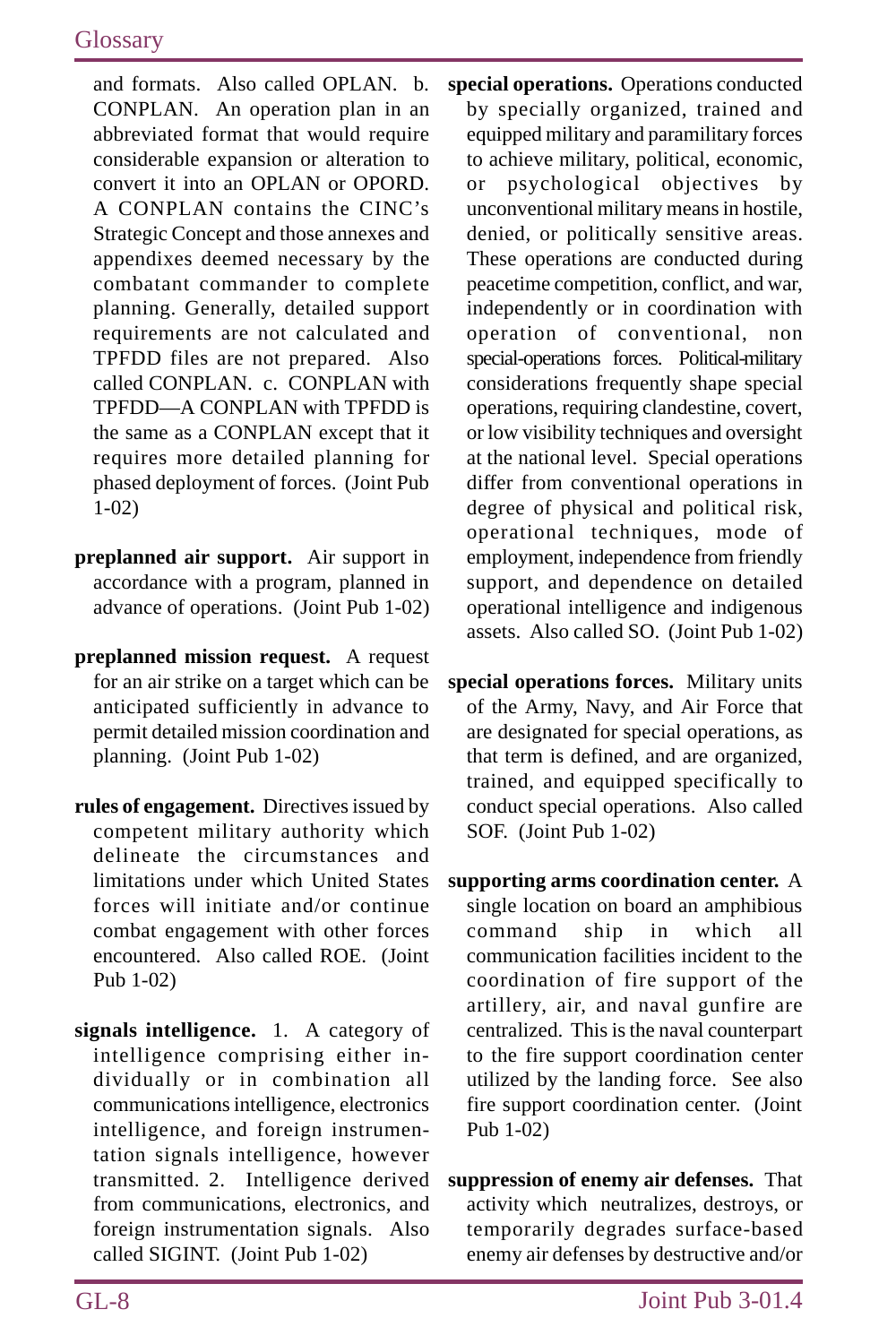and formats. Also called OPLAN. b. CONPLAN. An operation plan in an abbreviated format that would require considerable expansion or alteration to convert it into an OPLAN or OPORD. A CONPLAN contains the CINC's Strategic Concept and those annexes and appendixes deemed necessary by the combatant commander to complete planning. Generally, detailed support requirements are not calculated and TPFDD files are not prepared. Also called CONPLAN. c. CONPLAN with TPFDD—A CONPLAN with TPFDD is the same as a CONPLAN except that it requires more detailed planning for phased deployment of forces. (Joint Pub 1-02)

**preplanned air support.** Air support in accordance with a program, planned in advance of operations. (Joint Pub 1-02)

**preplanned mission request.** A request for an air strike on a target which can be anticipated sufficiently in advance to permit detailed mission coordination and planning. (Joint Pub 1-02)

**rules of engagement.** Directives issued by competent military authority which delineate the circumstances and limitations under which United States forces will initiate and/or continue combat engagement with other forces encountered. Also called ROE. (Joint Pub 1-02)

**signals intelligence.** 1. A category of intelligence comprising either individually or in combination all communications intelligence, electronics intelligence, and foreign instrumentation signals intelligence, however transmitted. 2. Intelligence derived from communications, electronics, and foreign instrumentation signals. Also called SIGINT. (Joint Pub 1-02)

**special operations.** Operations conducted by specially organized, trained and equipped military and paramilitary forces to achieve military, political, economic, or psychological objectives by unconventional military means in hostile, denied, or politically sensitive areas. These operations are conducted during peacetime competition, conflict, and war, independently or in coordination with operation of conventional, non special-operations forces. Political-military considerations frequently shape special operations, requiring clandestine, covert, or low visibility techniques and oversight at the national level. Special operations differ from conventional operations in degree of physical and political risk, operational techniques, mode of employment, independence from friendly support, and dependence on detailed operational intelligence and indigenous assets. Also called SO. (Joint Pub 1-02)

**special operations forces.** Military units of the Army, Navy, and Air Force that are designated for special operations, as that term is defined, and are organized, trained, and equipped specifically to conduct special operations. Also called SOF. (Joint Pub 1-02)

**supporting arms coordination center.** A single location on board an amphibious command ship in which all communication facilities incident to the coordination of fire support of the artillery, air, and naval gunfire are centralized. This is the naval counterpart to the fire support coordination center utilized by the landing force. See also fire support coordination center. (Joint Pub 1-02)

**suppression of enemy air defenses.** That activity which neutralizes, destroys, or temporarily degrades surface-based enemy air defenses by destructive and/or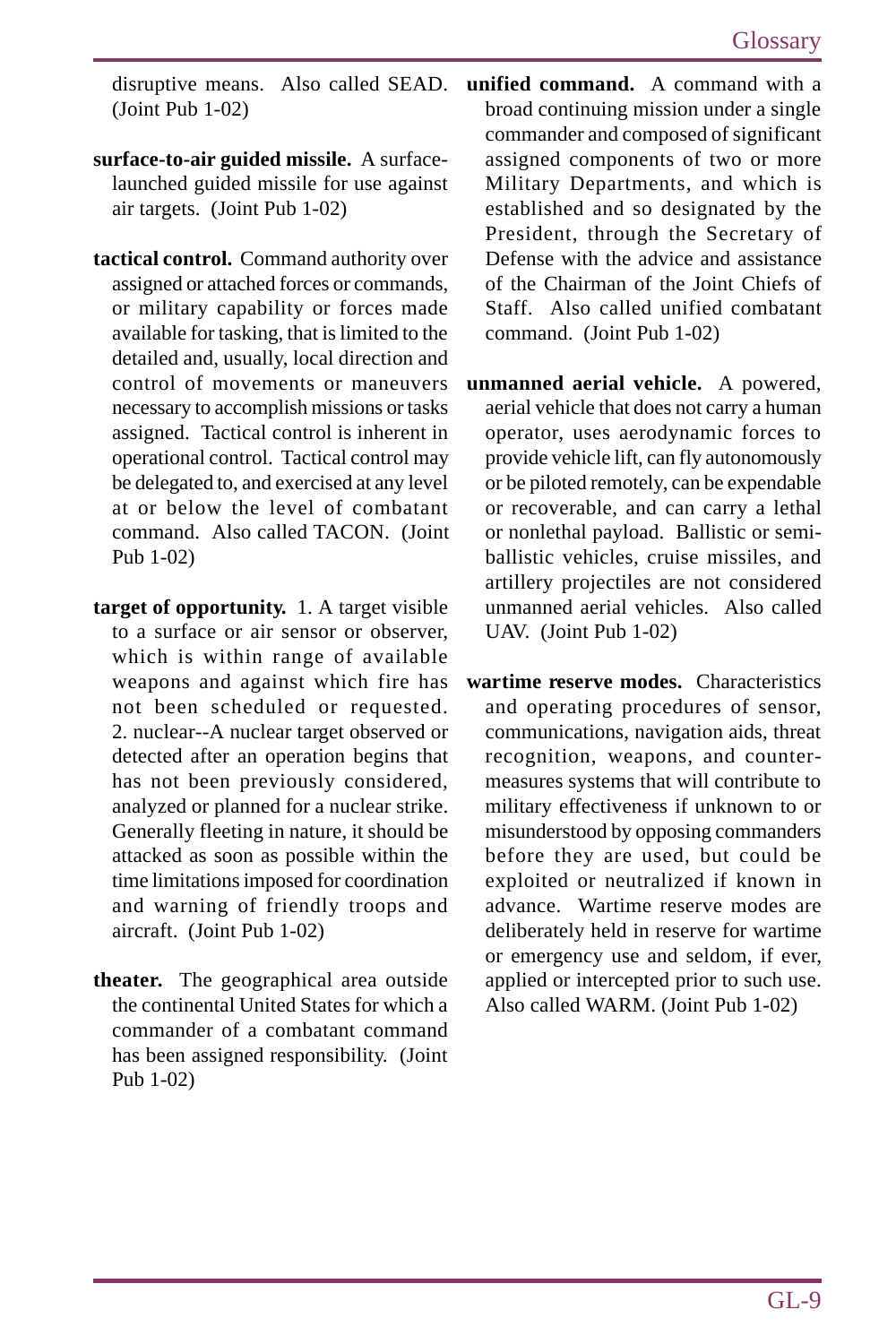disruptive means. Also called SEAD. (Joint Pub 1-02)

**surface-to-air guided missile.** A surface-launched guided missile for use against air targets. (Joint Pub 1-02)

**tactical control.** Command authority over assigned or attached forces or commands, or military capability or forces made available for tasking, that is limited to the detailed and, usually, local direction and control of movements or maneuvers necessary to accomplish missions or tasks assigned. Tactical control is inherent in operational control. Tactical control may be delegated to, and exercised at any level at or below the level of combatant command. Also called TACON. (Joint Pub 1-02)

**target of opportunity.** 1. A target visible to a surface or air sensor or observer, which is within range of available weapons and against which fire has not been scheduled or requested. 2. nuclear--A nuclear target observed or detected after an operation begins that has not been previously considered, analyzed or planned for a nuclear strike. Generally fleeting in nature, it should be attacked as soon as possible within the time limitations imposed for coordination and warning of friendly troops and aircraft. (Joint Pub 1-02)

**theater.** The geographical area outside the continental United States for which a commander of a combatant command has been assigned responsibility. (Joint Pub 1-02)

**unified command.** A command with a broad continuing mission under a single commander and composed of significant assigned components of two or more Military Departments, and which is established and so designated by the President, through the Secretary of Defense with the advice and assistance of the Chairman of the Joint Chiefs of Staff. Also called unified combatant command. (Joint Pub 1-02)

**unmanned aerial vehicle.** A powered, aerial vehicle that does not carry a human operator, uses aerodynamic forces to provide vehicle lift, can fly autonomously or be piloted remotely, can be expendable or recoverable, and can carry a lethal or nonlethal payload. Ballistic or semi-ballistic vehicles, cruise missiles, and artillery projectiles are not considered unmanned aerial vehicles. Also called UAV. (Joint Pub 1-02)

**wartime reserve modes.** Characteristics and operating procedures of sensor, communications, navigation aids, threat recognition, weapons, and countermeasures systems that will contribute to military effectiveness if unknown to or misunderstood by opposing commanders before they are used, but could be exploited or neutralized if known in advance. Wartime reserve modes are deliberately held in reserve for wartime or emergency use and seldom, if ever, applied or intercepted prior to such use. Also called WARM. (Joint Pub 1-02)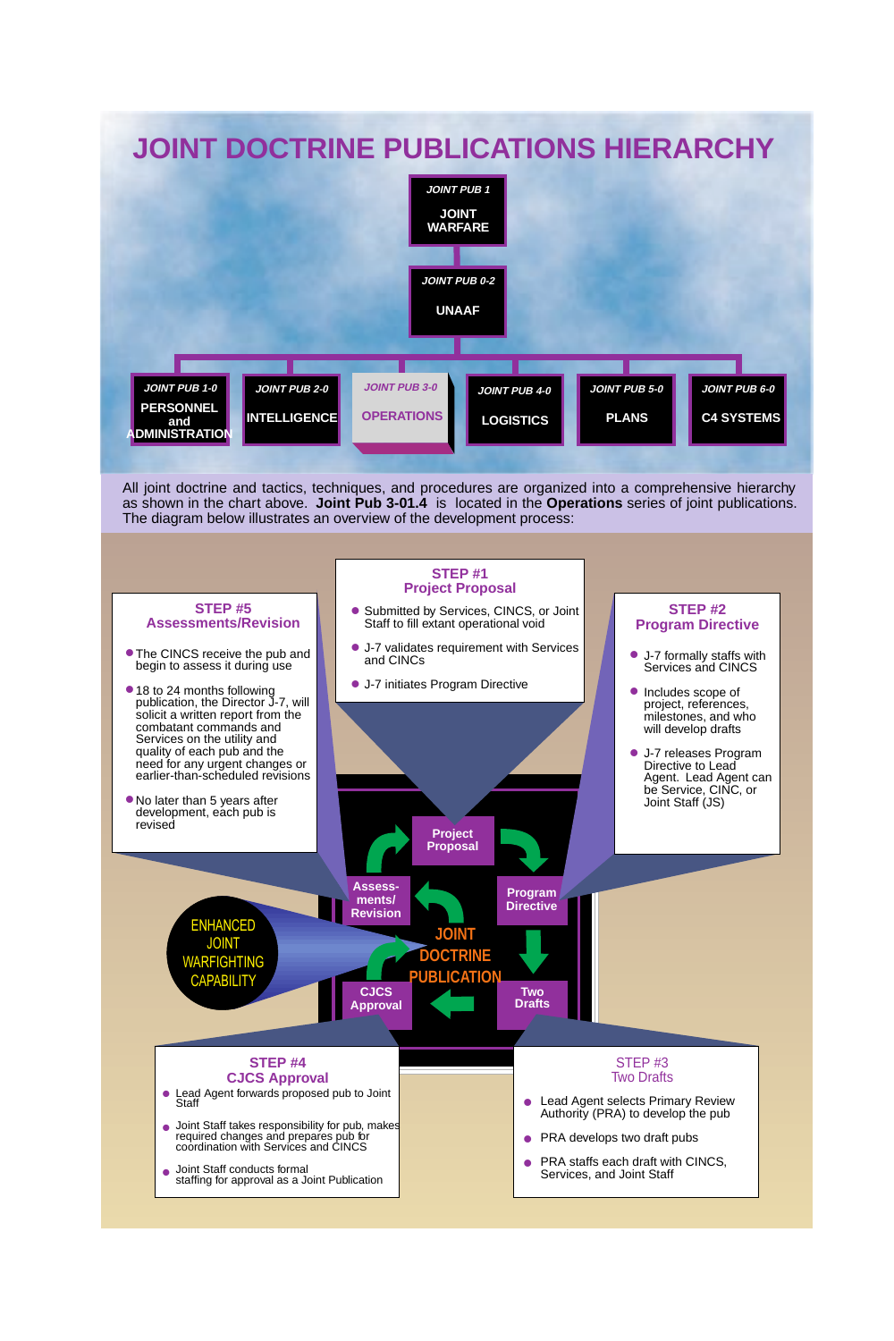# JOINT DOCTRINE PUBLICATIONS HIERARCHY

**JOINT PUB 1**
**JOINT WARFARE**

**JOINT PUB 0-2**
**UNAAF**

| JOINT PUB 1-0 | JOINT PUB 2-0 | JOINT PUB 3-0 | JOINT PUB 4-0 | JOINT PUB 5-0 | JOINT PUB 6-0 |
|---|---|---|---|---|---|
| PERSONNEL and ADMINISTRATION | INTELLIGENCE | OPERATIONS | LOGISTICS | PLANS | C4 SYSTEMS |

All joint doctrine and tactics, techniques, and procedures are organized into a comprehensive hierarchy as shown in the chart above. **Joint Pub 3-01.4** is located in the **Operations** series of joint publications. The diagram below illustrates an overview of the development process:

## STEP #1 Project Proposal

- Submitted by Services, CINCS, or Joint Staff to fill extant operational void
- J-7 validates requirement with Services and CINCs
- J-7 initiates Program Directive

## STEP #2 Program Directive

- J-7 formally staffs with Services and CINCS
- Includes scope of project, references, milestones, and who will develop drafts
- J-7 releases Program Directive to Lead Agent. Lead Agent can be Service, CINC, or Joint Staff (JS)

## STEP #3 Two Drafts

- Lead Agent selects Primary Review Authority (PRA) to develop the pub
- PRA develops two draft pubs
- PRA staffs each draft with CINCS, Services, and Joint Staff

## STEP #4 CJCS Approval

- Lead Agent forwards proposed pub to Joint Staff
- Joint Staff takes responsibility for pub, makes required changes and prepares pub for coordination with Services and CINCS
- Joint Staff conducts formal staffing for approval as a Joint Publication

## STEP #5 Assessments/Revision

- The CINCS receive the pub and begin to assess it during use
- 18 to 24 months following publication, the Director J-7, will solicit a written report from the combatant commands and Services on the utility and quality of each pub and the need for any urgent changes or earlier-than-scheduled revisions
- No later than 5 years after development, each pub is revised

**JOINT DOCTRINE PUBLICATION**: Project Proposal → Program Directive → Two Drafts → CJCS Approval → Assess-ments/ Revision

ENHANCED JOINT WARFIGHTING CAPABILITY